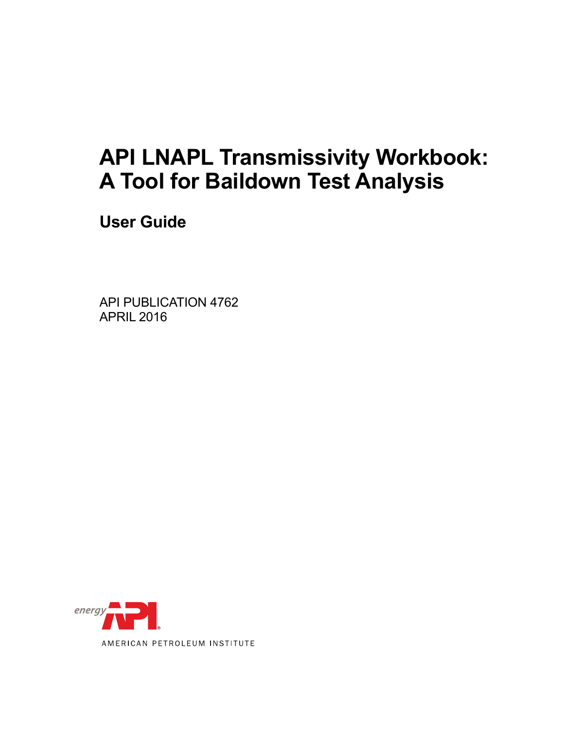# API LNAPL Transmissivity Workbook: A Tool for Baildown Test Analysis

## User Guide

API PUBLICATION 4762
APRIL 2016

energy API

AMERICAN PETROLEUM INSTITUTE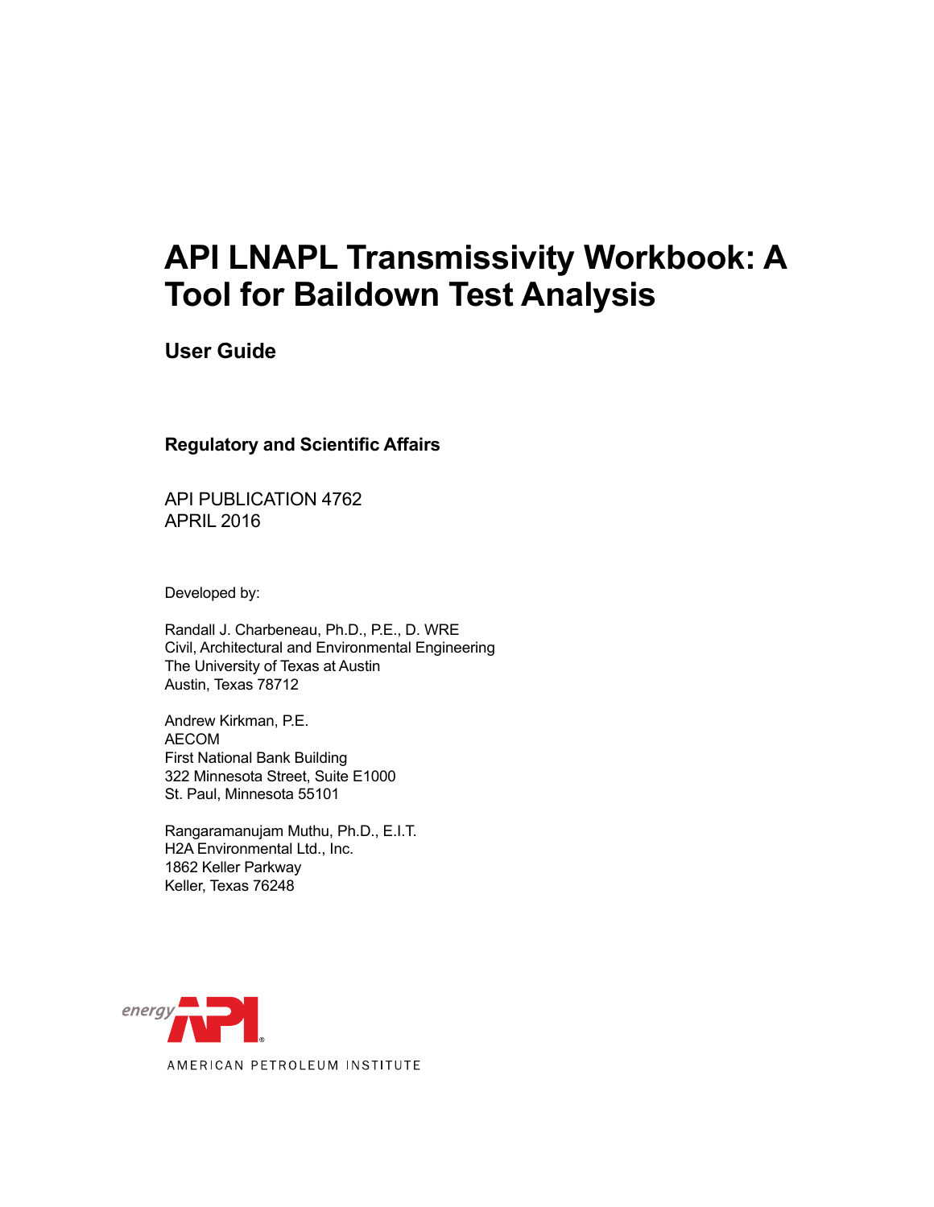# API LNAPL Transmissivity Workbook: A Tool for Baildown Test Analysis

## User Guide

**Regulatory and Scientific Affairs**

API PUBLICATION 4762
APRIL 2016

Developed by:

Randall J. Charbeneau, Ph.D., P.E., D. WRE
Civil, Architectural and Environmental Engineering
The University of Texas at Austin
Austin, Texas 78712

Andrew Kirkman, P.E.
AECOM
First National Bank Building
322 Minnesota Street, Suite E1000
St. Paul, Minnesota 55101

Rangaramanujam Muthu, Ph.D., E.I.T.
H2A Environmental Ltd., Inc.
1862 Keller Parkway
Keller, Texas 76248

energy API

AMERICAN PETROLEUM INSTITUTE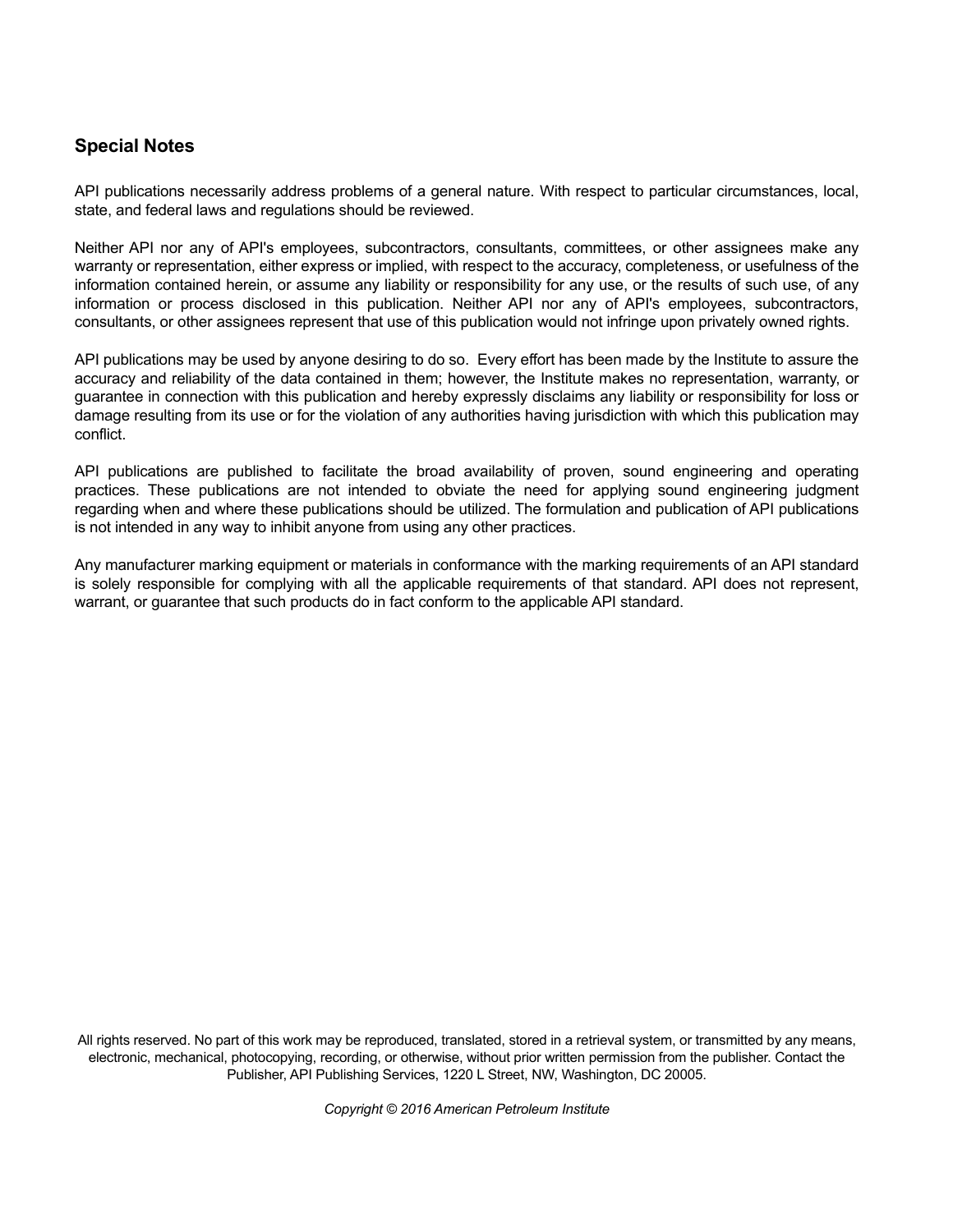## Special Notes

API publications necessarily address problems of a general nature. With respect to particular circumstances, local, state, and federal laws and regulations should be reviewed.

Neither API nor any of API's employees, subcontractors, consultants, committees, or other assignees make any warranty or representation, either express or implied, with respect to the accuracy, completeness, or usefulness of the information contained herein, or assume any liability or responsibility for any use, or the results of such use, of any information or process disclosed in this publication. Neither API nor any of API's employees, subcontractors, consultants, or other assignees represent that use of this publication would not infringe upon privately owned rights.

API publications may be used by anyone desiring to do so. Every effort has been made by the Institute to assure the accuracy and reliability of the data contained in them; however, the Institute makes no representation, warranty, or guarantee in connection with this publication and hereby expressly disclaims any liability or responsibility for loss or damage resulting from its use or for the violation of any authorities having jurisdiction with which this publication may conflict.

API publications are published to facilitate the broad availability of proven, sound engineering and operating practices. These publications are not intended to obviate the need for applying sound engineering judgment regarding when and where these publications should be utilized. The formulation and publication of API publications is not intended in any way to inhibit anyone from using any other practices.

Any manufacturer marking equipment or materials in conformance with the marking requirements of an API standard is solely responsible for complying with all the applicable requirements of that standard. API does not represent, warrant, or guarantee that such products do in fact conform to the applicable API standard.

All rights reserved. No part of this work may be reproduced, translated, stored in a retrieval system, or transmitted by any means, electronic, mechanical, photocopying, recording, or otherwise, without prior written permission from the publisher. Contact the Publisher, API Publishing Services, 1220 L Street, NW, Washington, DC 20005.

*Copyright © 2016 American Petroleum Institute*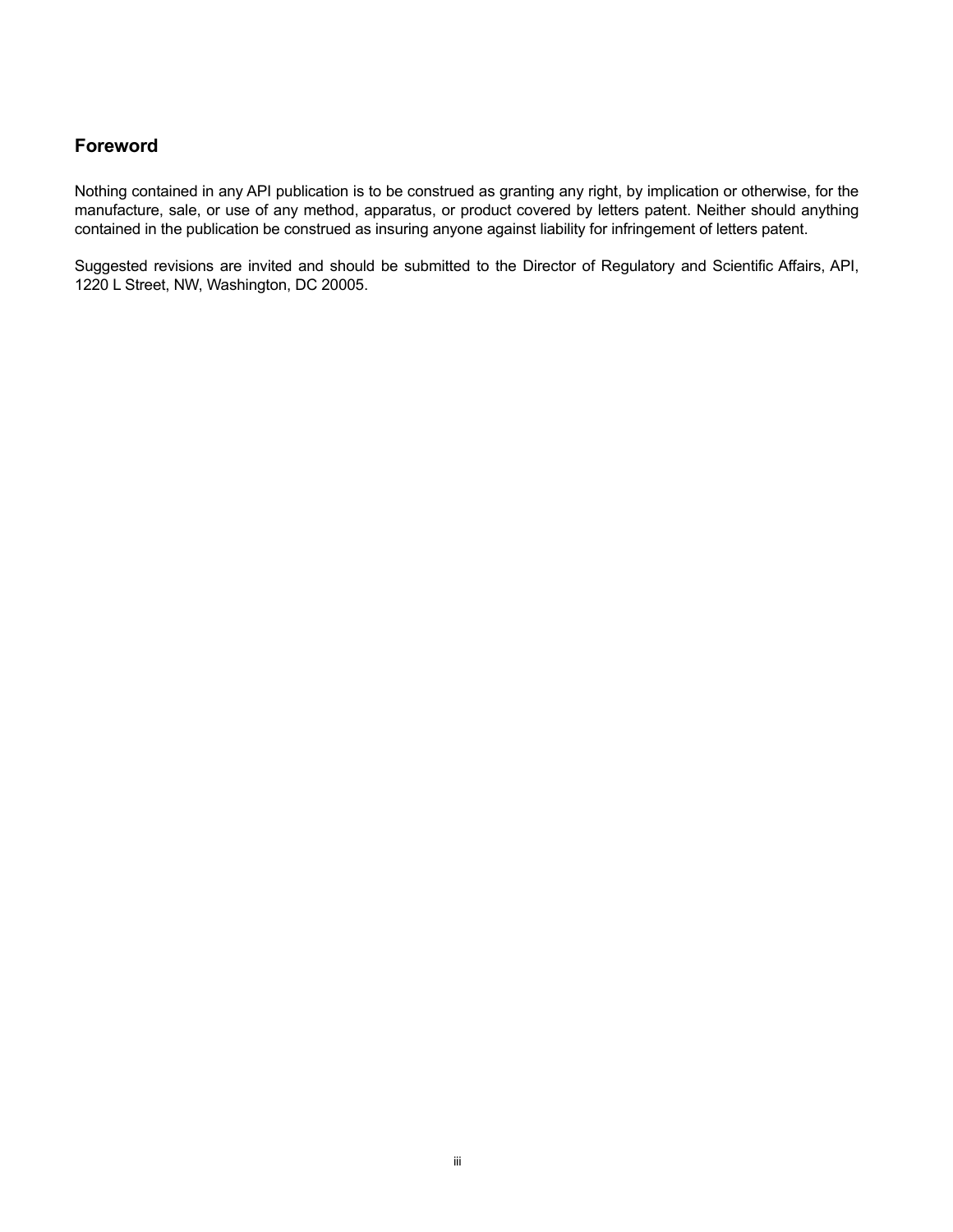## Foreword

Nothing contained in any API publication is to be construed as granting any right, by implication or otherwise, for the manufacture, sale, or use of any method, apparatus, or product covered by letters patent. Neither should anything contained in the publication be construed as insuring anyone against liability for infringement of letters patent.

Suggested revisions are invited and should be submitted to the Director of Regulatory and Scientific Affairs, API, 1220 L Street, NW, Washington, DC 20005.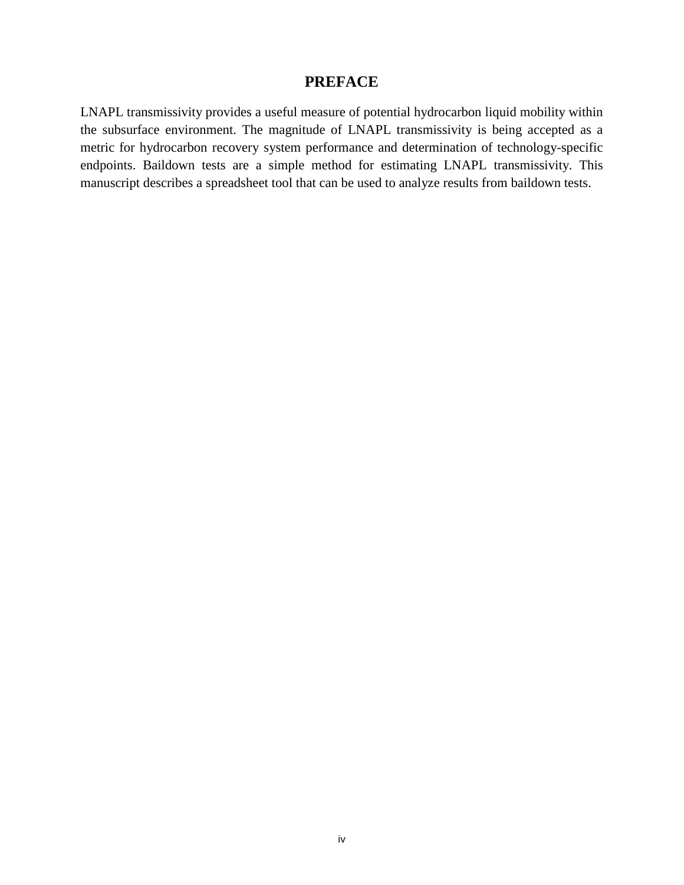# PREFACE

LNAPL transmissivity provides a useful measure of potential hydrocarbon liquid mobility within the subsurface environment. The magnitude of LNAPL transmissivity is being accepted as a metric for hydrocarbon recovery system performance and determination of technology-specific endpoints. Baildown tests are a simple method for estimating LNAPL transmissivity. This manuscript describes a spreadsheet tool that can be used to analyze results from baildown tests.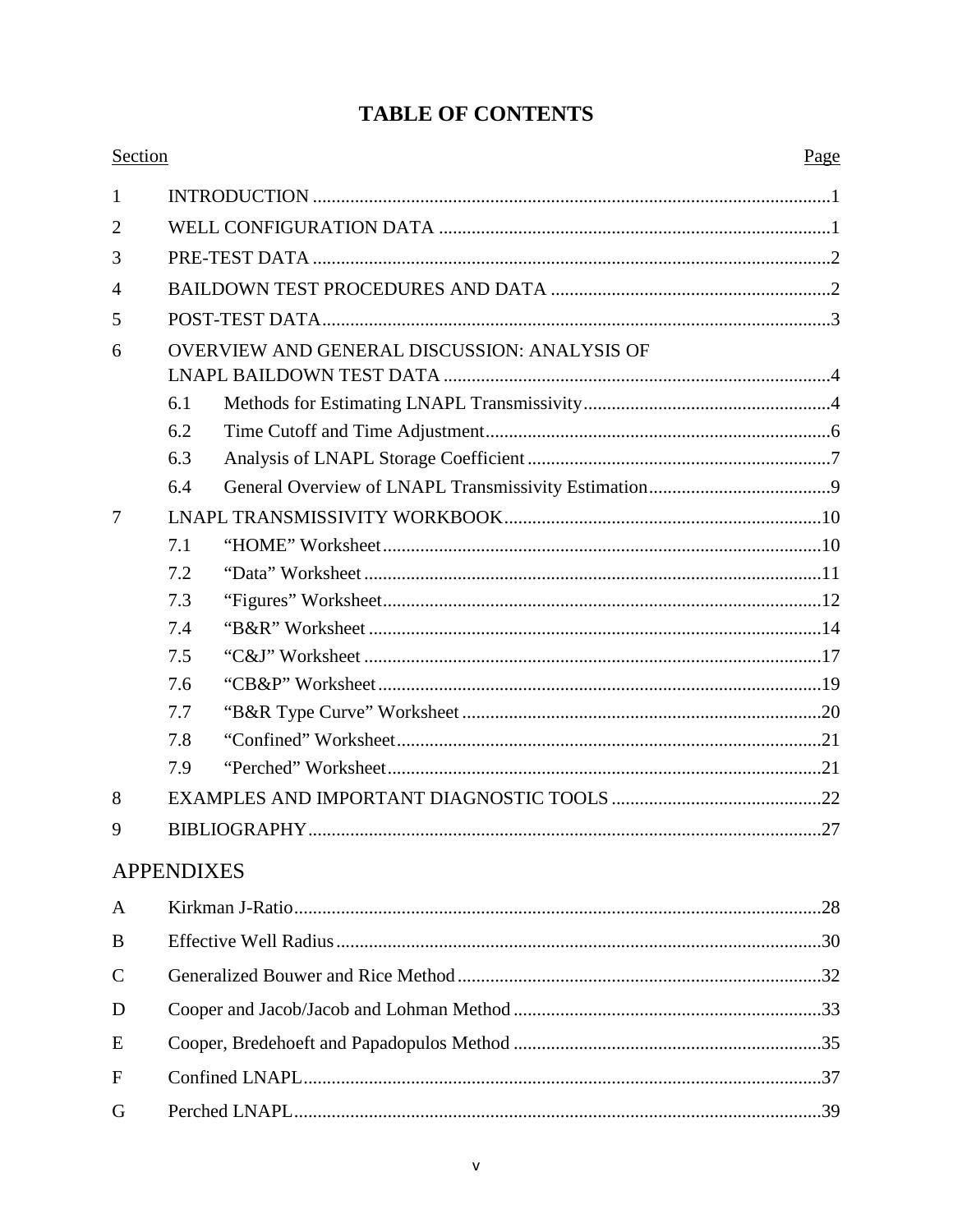# TABLE OF CONTENTS

| Section | | Page |
|---|---|---|
| 1 | INTRODUCTION | 1 |
| 2 | WELL CONFIGURATION DATA | 1 |
| 3 | PRE-TEST DATA | 2 |
| 4 | BAILDOWN TEST PROCEDURES AND DATA | 2 |
| 5 | POST-TEST DATA | 3 |
| 6 | OVERVIEW AND GENERAL DISCUSSION: ANALYSIS OF LNAPL BAILDOWN TEST DATA | 4 |
| | 6.1 Methods for Estimating LNAPL Transmissivity | 4 |
| | 6.2 Time Cutoff and Time Adjustment | 6 |
| | 6.3 Analysis of LNAPL Storage Coefficient | 7 |
| | 6.4 General Overview of LNAPL Transmissivity Estimation | 9 |
| 7 | LNAPL TRANSMISSIVITY WORKBOOK | 10 |
| | 7.1 “HOME” Worksheet | 10 |
| | 7.2 “Data” Worksheet | 11 |
| | 7.3 “Figures” Worksheet | 12 |
| | 7.4 “B&R” Worksheet | 14 |
| | 7.5 “C&J” Worksheet | 17 |
| | 7.6 “CB&P” Worksheet | 19 |
| | 7.7 “B&R Type Curve” Worksheet | 20 |
| | 7.8 “Confined” Worksheet | 21 |
| | 7.9 “Perched” Worksheet | 21 |
| 8 | EXAMPLES AND IMPORTANT DIAGNOSTIC TOOLS | 22 |
| 9 | BIBLIOGRAPHY | 27 |

## APPENDIXES

| | | |
|---|---|---|
| A | Kirkman J-Ratio | 28 |
| B | Effective Well Radius | 30 |
| C | Generalized Bouwer and Rice Method | 32 |
| D | Cooper and Jacob/Jacob and Lohman Method | 33 |
| E | Cooper, Bredehoeft and Papadopulos Method | 35 |
| F | Confined LNAPL | 37 |
| G | Perched LNAPL | 39 |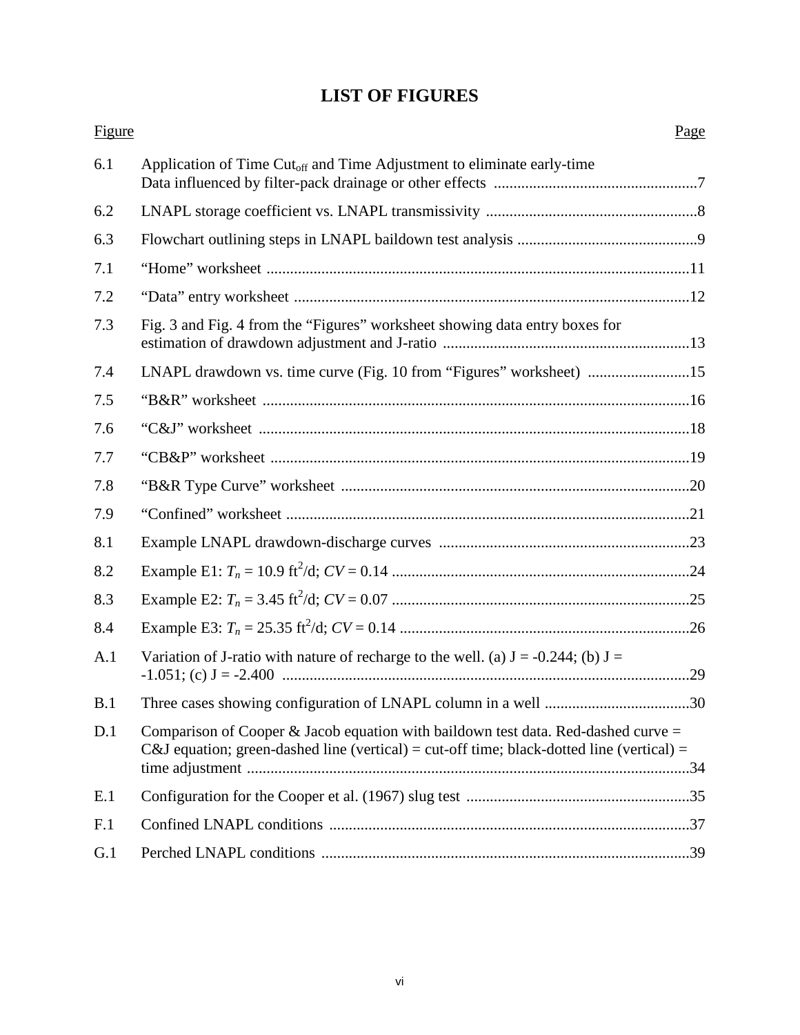# LIST OF FIGURES

| Figure | | Page |
|---|---|---|
| 6.1 | Application of Time $Cut_{off}$ and Time Adjustment to eliminate early-time Data influenced by filter-pack drainage or other effects | 7 |
| 6.2 | LNAPL storage coefficient vs. LNAPL transmissivity | 8 |
| 6.3 | Flowchart outlining steps in LNAPL baildown test analysis | 9 |
| 7.1 | "Home" worksheet | 11 |
| 7.2 | "Data" entry worksheet | 12 |
| 7.3 | Fig. 3 and Fig. 4 from the "Figures" worksheet showing data entry boxes for estimation of drawdown adjustment and J-ratio | 13 |
| 7.4 | LNAPL drawdown vs. time curve (Fig. 10 from "Figures" worksheet) | 15 |
| 7.5 | "B&R" worksheet | 16 |
| 7.6 | "C&J" worksheet | 18 |
| 7.7 | "CB&P" worksheet | 19 |
| 7.8 | "B&R Type Curve" worksheet | 20 |
| 7.9 | "Confined" worksheet | 21 |
| 8.1 | Example LNAPL drawdown-discharge curves | 23 |
| 8.2 | Example E1: $T_n$ = 10.9 ft$^2$/d; $CV$ = 0.14 | 24 |
| 8.3 | Example E2: $T_n$ = 3.45 ft$^2$/d; $CV$ = 0.07 | 25 |
| 8.4 | Example E3: $T_n$ = 25.35 ft$^2$/d; $CV$ = 0.14 | 26 |
| A.1 | Variation of J-ratio with nature of recharge to the well. (a) J = -0.244; (b) J = -1.051; (c) J = -2.400 | 29 |
| B.1 | Three cases showing configuration of LNAPL column in a well | 30 |
| D.1 | Comparison of Cooper & Jacob equation with baildown test data. Red-dashed curve = C&J equation; green-dashed line (vertical) = cut-off time; black-dotted line (vertical) = time adjustment | 34 |
| E.1 | Configuration for the Cooper et al. (1967) slug test | 35 |
| F.1 | Confined LNAPL conditions | 37 |
| G.1 | Perched LNAPL conditions | 39 |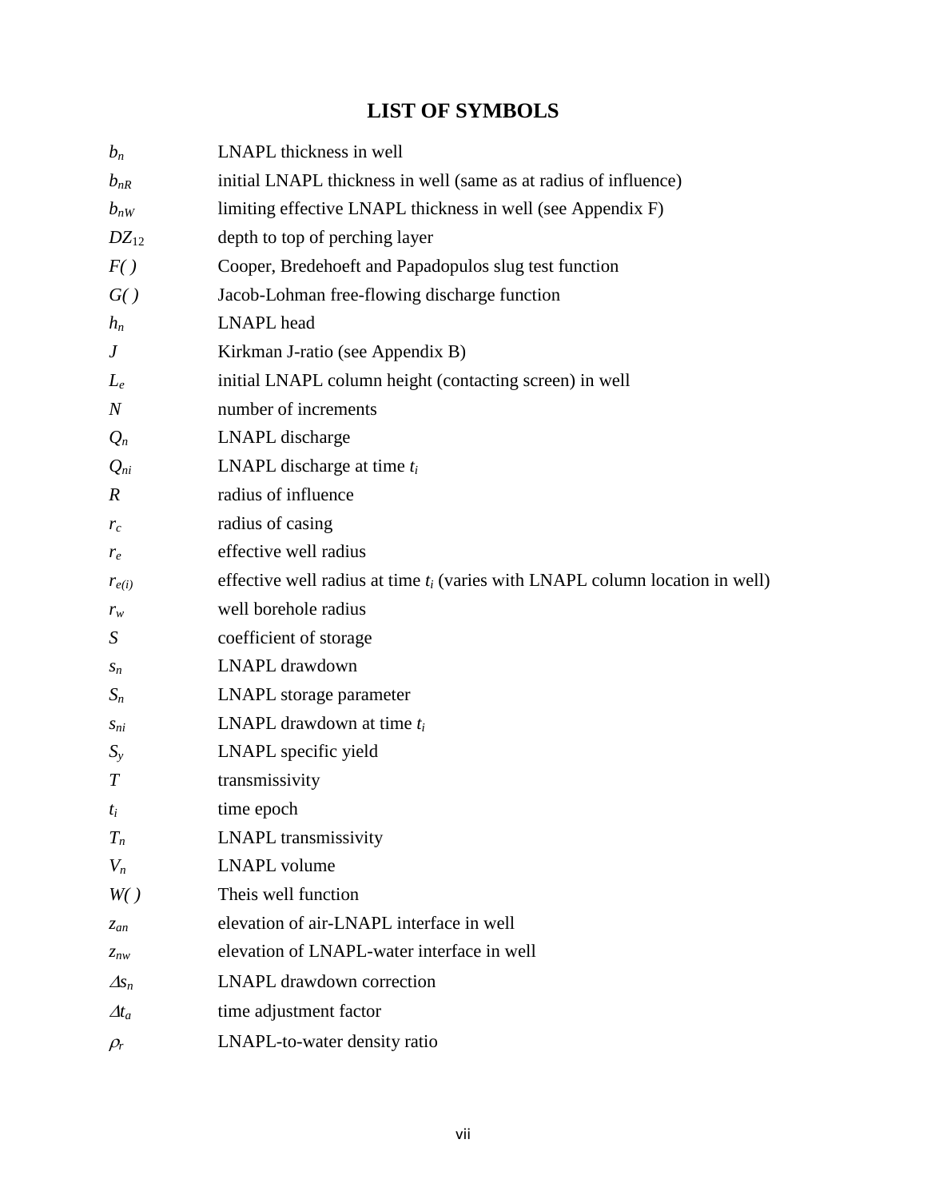# LIST OF SYMBOLS

| | |
|---|---|
| $b_n$ | LNAPL thickness in well |
| $b_{nR}$ | initial LNAPL thickness in well (same as at radius of influence) |
| $b_{nW}$ | limiting effective LNAPL thickness in well (see Appendix F) |
| $DZ_{12}$ | depth to top of perching layer |
| $F(\,)$ | Cooper, Bredehoeft and Papadopulos slug test function |
| $G(\,)$ | Jacob-Lohman free-flowing discharge function |
| $h_n$ | LNAPL head |
| $J$ | Kirkman J-ratio (see Appendix B) |
| $L_e$ | initial LNAPL column height (contacting screen) in well |
| $N$ | number of increments |
| $Q_n$ | LNAPL discharge |
| $Q_{ni}$ | LNAPL discharge at time $t_i$ |
| $R$ | radius of influence |
| $r_c$ | radius of casing |
| $r_e$ | effective well radius |
| $r_{e(i)}$ | effective well radius at time $t_i$ (varies with LNAPL column location in well) |
| $r_w$ | well borehole radius |
| $S$ | coefficient of storage |
| $s_n$ | LNAPL drawdown |
| $S_n$ | LNAPL storage parameter |
| $s_{ni}$ | LNAPL drawdown at time $t_i$ |
| $S_y$ | LNAPL specific yield |
| $T$ | transmissivity |
| $t_i$ | time epoch |
| $T_n$ | LNAPL transmissivity |
| $V_n$ | LNAPL volume |
| $W(\,)$ | Theis well function |
| $z_{an}$ | elevation of air-LNAPL interface in well |
| $z_{nw}$ | elevation of LNAPL-water interface in well |
| $\Delta s_n$ | LNAPL drawdown correction |
| $\Delta t_a$ | time adjustment factor |
| $\rho_r$ | LNAPL-to-water density ratio |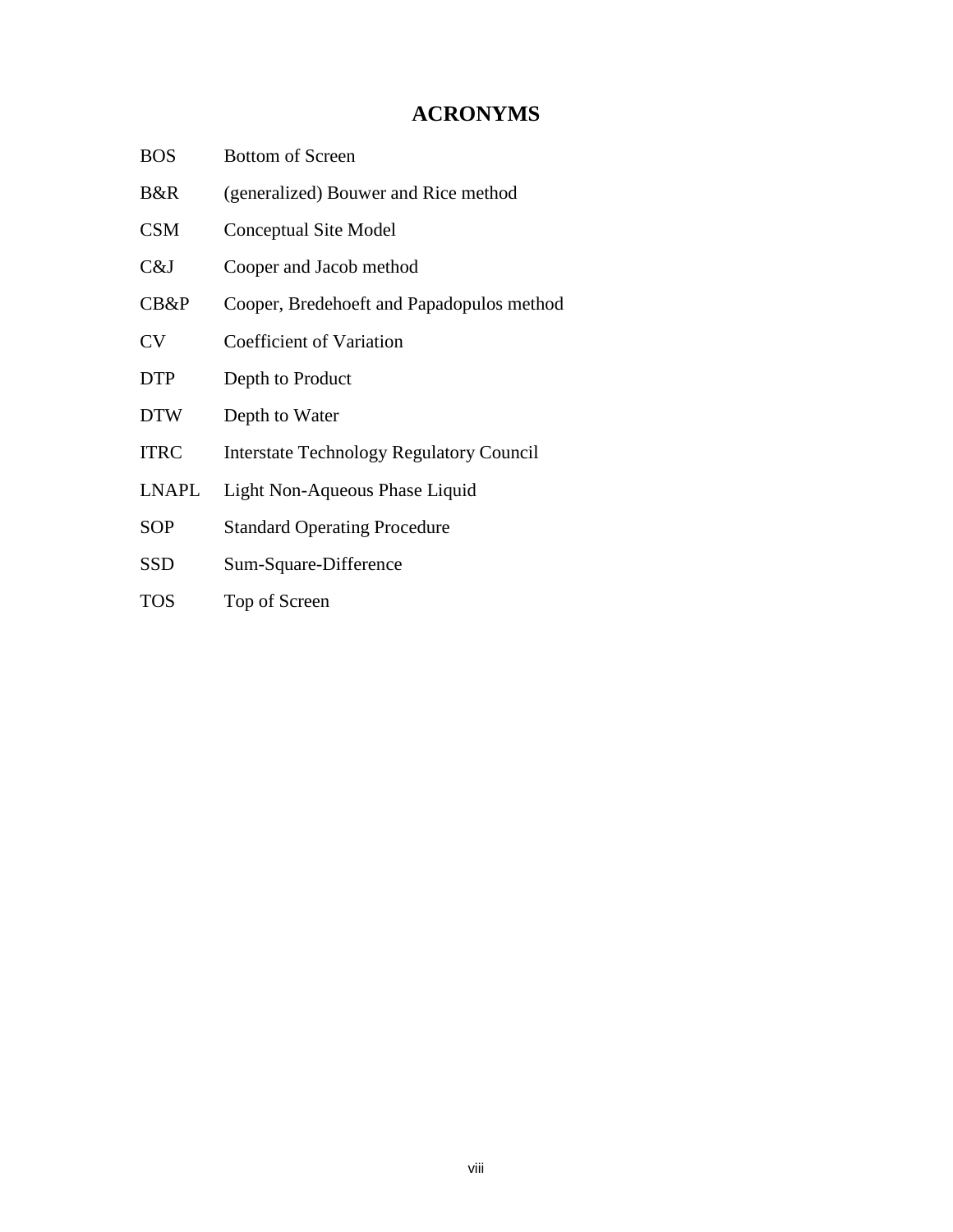# ACRONYMS

| | |
|---|---|
| BOS | Bottom of Screen |
| B&R | (generalized) Bouwer and Rice method |
| CSM | Conceptual Site Model |
| C&J | Cooper and Jacob method |
| CB&P | Cooper, Bredehoeft and Papadopulos method |
| CV | Coefficient of Variation |
| DTP | Depth to Product |
| DTW | Depth to Water |
| ITRC | Interstate Technology Regulatory Council |
| LNAPL | Light Non-Aqueous Phase Liquid |
| SOP | Standard Operating Procedure |
| SSD | Sum-Square-Difference |
| TOS | Top of Screen |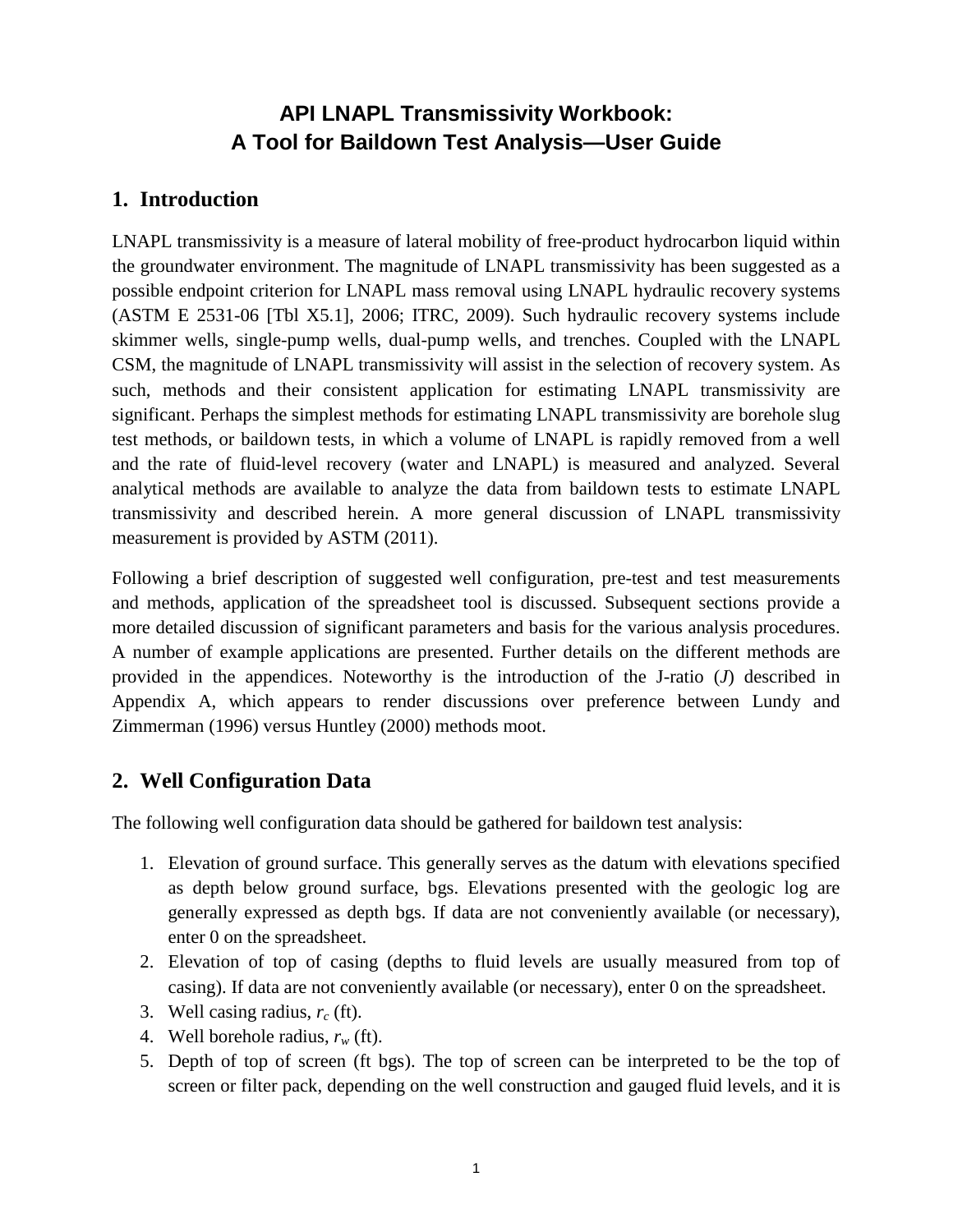# API LNAPL Transmissivity Workbook: A Tool for Baildown Test Analysis—User Guide

## 1. Introduction

LNAPL transmissivity is a measure of lateral mobility of free-product hydrocarbon liquid within the groundwater environment. The magnitude of LNAPL transmissivity has been suggested as a possible endpoint criterion for LNAPL mass removal using LNAPL hydraulic recovery systems (ASTM E 2531-06 [Tbl X5.1], 2006; ITRC, 2009). Such hydraulic recovery systems include skimmer wells, single-pump wells, dual-pump wells, and trenches. Coupled with the LNAPL CSM, the magnitude of LNAPL transmissivity will assist in the selection of recovery system. As such, methods and their consistent application for estimating LNAPL transmissivity are significant. Perhaps the simplest methods for estimating LNAPL transmissivity are borehole slug test methods, or baildown tests, in which a volume of LNAPL is rapidly removed from a well and the rate of fluid-level recovery (water and LNAPL) is measured and analyzed. Several analytical methods are available to analyze the data from baildown tests to estimate LNAPL transmissivity and described herein. A more general discussion of LNAPL transmissivity measurement is provided by ASTM (2011).

Following a brief description of suggested well configuration, pre-test and test measurements and methods, application of the spreadsheet tool is discussed. Subsequent sections provide a more detailed discussion of significant parameters and basis for the various analysis procedures. A number of example applications are presented. Further details on the different methods are provided in the appendices. Noteworthy is the introduction of the J-ratio (*J*) described in Appendix A, which appears to render discussions over preference between Lundy and Zimmerman (1996) versus Huntley (2000) methods moot.

## 2. Well Configuration Data

The following well configuration data should be gathered for baildown test analysis:

1. Elevation of ground surface. This generally serves as the datum with elevations specified as depth below ground surface, bgs. Elevations presented with the geologic log are generally expressed as depth bgs. If data are not conveniently available (or necessary), enter 0 on the spreadsheet.
2. Elevation of top of casing (depths to fluid levels are usually measured from top of casing). If data are not conveniently available (or necessary), enter 0 on the spreadsheet.
3. Well casing radius, $r_c$ (ft).
4. Well borehole radius, $r_w$ (ft).
5. Depth of top of screen (ft bgs). The top of screen can be interpreted to be the top of screen or filter pack, depending on the well construction and gauged fluid levels, and it is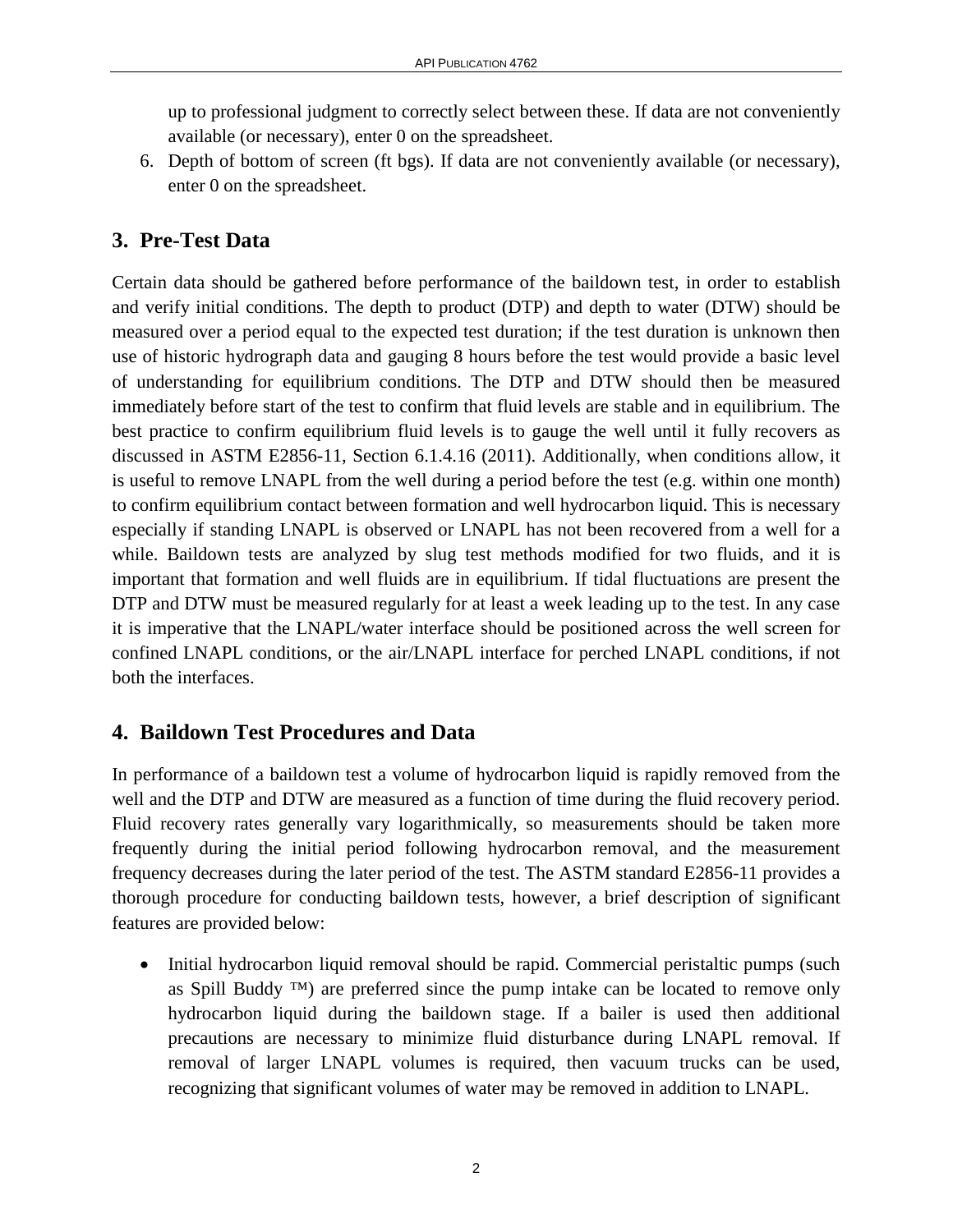up to professional judgment to correctly select between these. If data are not conveniently available (or necessary), enter 0 on the spreadsheet.

6. Depth of bottom of screen (ft bgs). If data are not conveniently available (or necessary), enter 0 on the spreadsheet.

## 3. Pre-Test Data

Certain data should be gathered before performance of the baildown test, in order to establish and verify initial conditions. The depth to product (DTP) and depth to water (DTW) should be measured over a period equal to the expected test duration; if the test duration is unknown then use of historic hydrograph data and gauging 8 hours before the test would provide a basic level of understanding for equilibrium conditions. The DTP and DTW should then be measured immediately before start of the test to confirm that fluid levels are stable and in equilibrium. The best practice to confirm equilibrium fluid levels is to gauge the well until it fully recovers as discussed in ASTM E2856-11, Section 6.1.4.16 (2011). Additionally, when conditions allow, it is useful to remove LNAPL from the well during a period before the test (e.g. within one month) to confirm equilibrium contact between formation and well hydrocarbon liquid. This is necessary especially if standing LNAPL is observed or LNAPL has not been recovered from a well for a while. Baildown tests are analyzed by slug test methods modified for two fluids, and it is important that formation and well fluids are in equilibrium. If tidal fluctuations are present the DTP and DTW must be measured regularly for at least a week leading up to the test. In any case it is imperative that the LNAPL/water interface should be positioned across the well screen for confined LNAPL conditions, or the air/LNAPL interface for perched LNAPL conditions, if not both the interfaces.

## 4. Baildown Test Procedures and Data

In performance of a baildown test a volume of hydrocarbon liquid is rapidly removed from the well and the DTP and DTW are measured as a function of time during the fluid recovery period. Fluid recovery rates generally vary logarithmically, so measurements should be taken more frequently during the initial period following hydrocarbon removal, and the measurement frequency decreases during the later period of the test. The ASTM standard E2856-11 provides a thorough procedure for conducting baildown tests, however, a brief description of significant features are provided below:

- Initial hydrocarbon liquid removal should be rapid. Commercial peristaltic pumps (such as Spill Buddy ™) are preferred since the pump intake can be located to remove only hydrocarbon liquid during the baildown stage. If a bailer is used then additional precautions are necessary to minimize fluid disturbance during LNAPL removal. If removal of larger LNAPL volumes is required, then vacuum trucks can be used, recognizing that significant volumes of water may be removed in addition to LNAPL.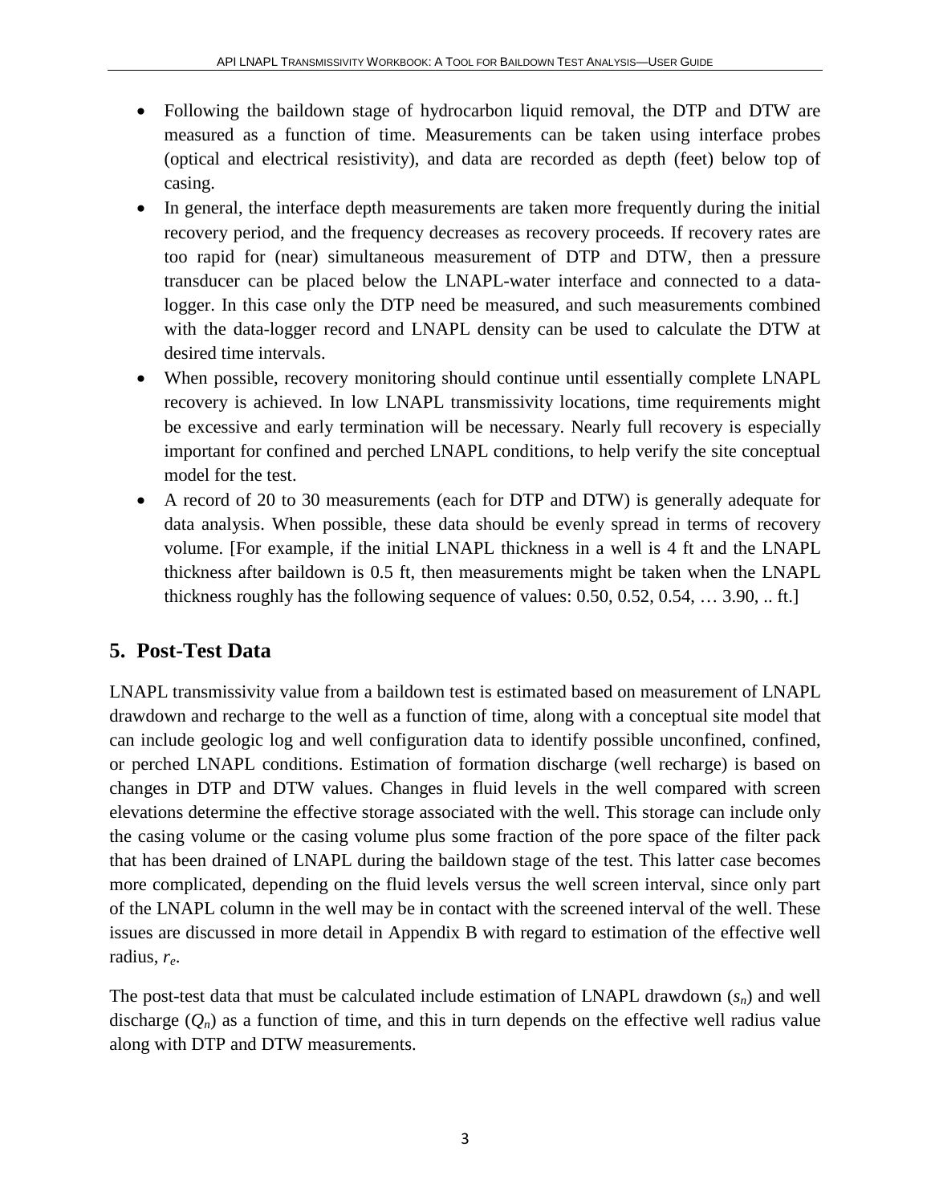- Following the baildown stage of hydrocarbon liquid removal, the DTP and DTW are measured as a function of time. Measurements can be taken using interface probes (optical and electrical resistivity), and data are recorded as depth (feet) below top of casing.
- In general, the interface depth measurements are taken more frequently during the initial recovery period, and the frequency decreases as recovery proceeds. If recovery rates are too rapid for (near) simultaneous measurement of DTP and DTW, then a pressure transducer can be placed below the LNAPL-water interface and connected to a data-logger. In this case only the DTP need be measured, and such measurements combined with the data-logger record and LNAPL density can be used to calculate the DTW at desired time intervals.
- When possible, recovery monitoring should continue until essentially complete LNAPL recovery is achieved. In low LNAPL transmissivity locations, time requirements might be excessive and early termination will be necessary. Nearly full recovery is especially important for confined and perched LNAPL conditions, to help verify the site conceptual model for the test.
- A record of 20 to 30 measurements (each for DTP and DTW) is generally adequate for data analysis. When possible, these data should be evenly spread in terms of recovery volume. [For example, if the initial LNAPL thickness in a well is 4 ft and the LNAPL thickness after baildown is 0.5 ft, then measurements might be taken when the LNAPL thickness roughly has the following sequence of values: 0.50, 0.52, 0.54, … 3.90, .. ft.]

## 5. Post-Test Data

LNAPL transmissivity value from a baildown test is estimated based on measurement of LNAPL drawdown and recharge to the well as a function of time, along with a conceptual site model that can include geologic log and well configuration data to identify possible unconfined, confined, or perched LNAPL conditions. Estimation of formation discharge (well recharge) is based on changes in DTP and DTW values. Changes in fluid levels in the well compared with screen elevations determine the effective storage associated with the well. This storage can include only the casing volume or the casing volume plus some fraction of the pore space of the filter pack that has been drained of LNAPL during the baildown stage of the test. This latter case becomes more complicated, depending on the fluid levels versus the well screen interval, since only part of the LNAPL column in the well may be in contact with the screened interval of the well. These issues are discussed in more detail in Appendix B with regard to estimation of the effective well radius, $r_e$.

The post-test data that must be calculated include estimation of LNAPL drawdown ($s_n$) and well discharge ($Q_n$) as a function of time, and this in turn depends on the effective well radius value along with DTP and DTW measurements.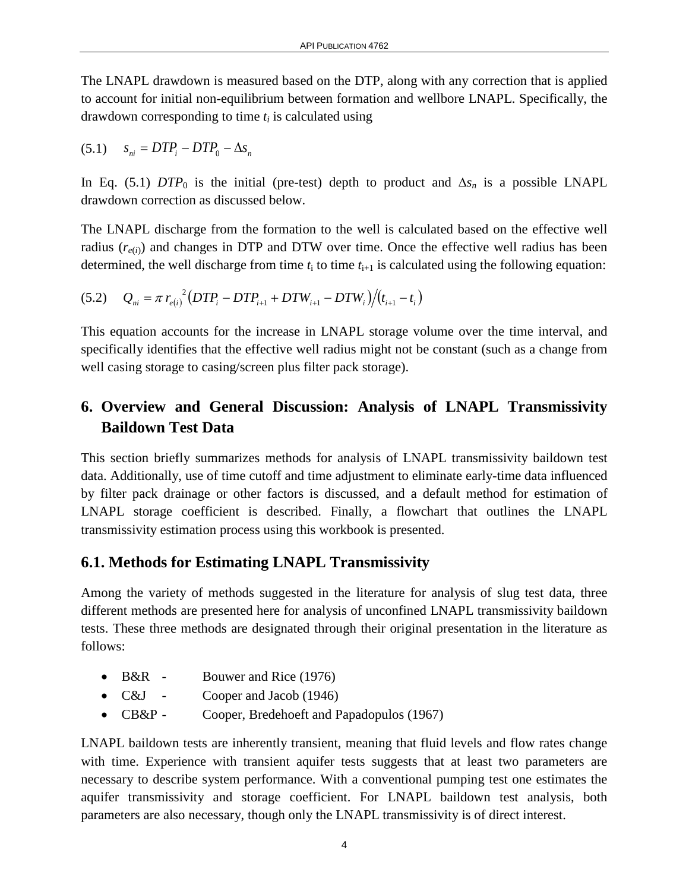The LNAPL drawdown is measured based on the DTP, along with any correction that is applied to account for initial non-equilibrium between formation and wellbore LNAPL. Specifically, the drawdown corresponding to time $t_i$ is calculated using

$$(5.1) \quad s_{ni} = DTP_i - DTP_0 - \Delta s_n$$

In Eq. (5.1) $DTP_0$ is the initial (pre-test) depth to product and $\Delta s_n$ is a possible LNAPL drawdown correction as discussed below.

The LNAPL discharge from the formation to the well is calculated based on the effective well radius ($r_{e(i)}$) and changes in DTP and DTW over time. Once the effective well radius has been determined, the well discharge from time $t_i$ to time $t_{i+1}$ is calculated using the following equation:

$$(5.2) \quad Q_{ni} = \pi \, r_{e(i)}^{\;2} \left( DTP_i - DTP_{i+1} + DTW_{i+1} - DTW_i \right) \big/ \left( t_{i+1} - t_i \right)$$

This equation accounts for the increase in LNAPL storage volume over the time interval, and specifically identifies that the effective well radius might not be constant (such as a change from well casing storage to casing/screen plus filter pack storage).

# 6. Overview and General Discussion: Analysis of LNAPL Transmissivity Baildown Test Data

This section briefly summarizes methods for analysis of LNAPL transmissivity baildown test data. Additionally, use of time cutoff and time adjustment to eliminate early-time data influenced by filter pack drainage or other factors is discussed, and a default method for estimation of LNAPL storage coefficient is described. Finally, a flowchart that outlines the LNAPL transmissivity estimation process using this workbook is presented.

## 6.1. Methods for Estimating LNAPL Transmissivity

Among the variety of methods suggested in the literature for analysis of slug test data, three different methods are presented here for analysis of unconfined LNAPL transmissivity baildown tests. These three methods are designated through their original presentation in the literature as follows:

- B&R - Bouwer and Rice (1976)
- C&J - Cooper and Jacob (1946)
- CB&P - Cooper, Bredehoeft and Papadopulos (1967)

LNAPL baildown tests are inherently transient, meaning that fluid levels and flow rates change with time. Experience with transient aquifer tests suggests that at least two parameters are necessary to describe system performance. With a conventional pumping test one estimates the aquifer transmissivity and storage coefficient. For LNAPL baildown test analysis, both parameters are also necessary, though only the LNAPL transmissivity is of direct interest.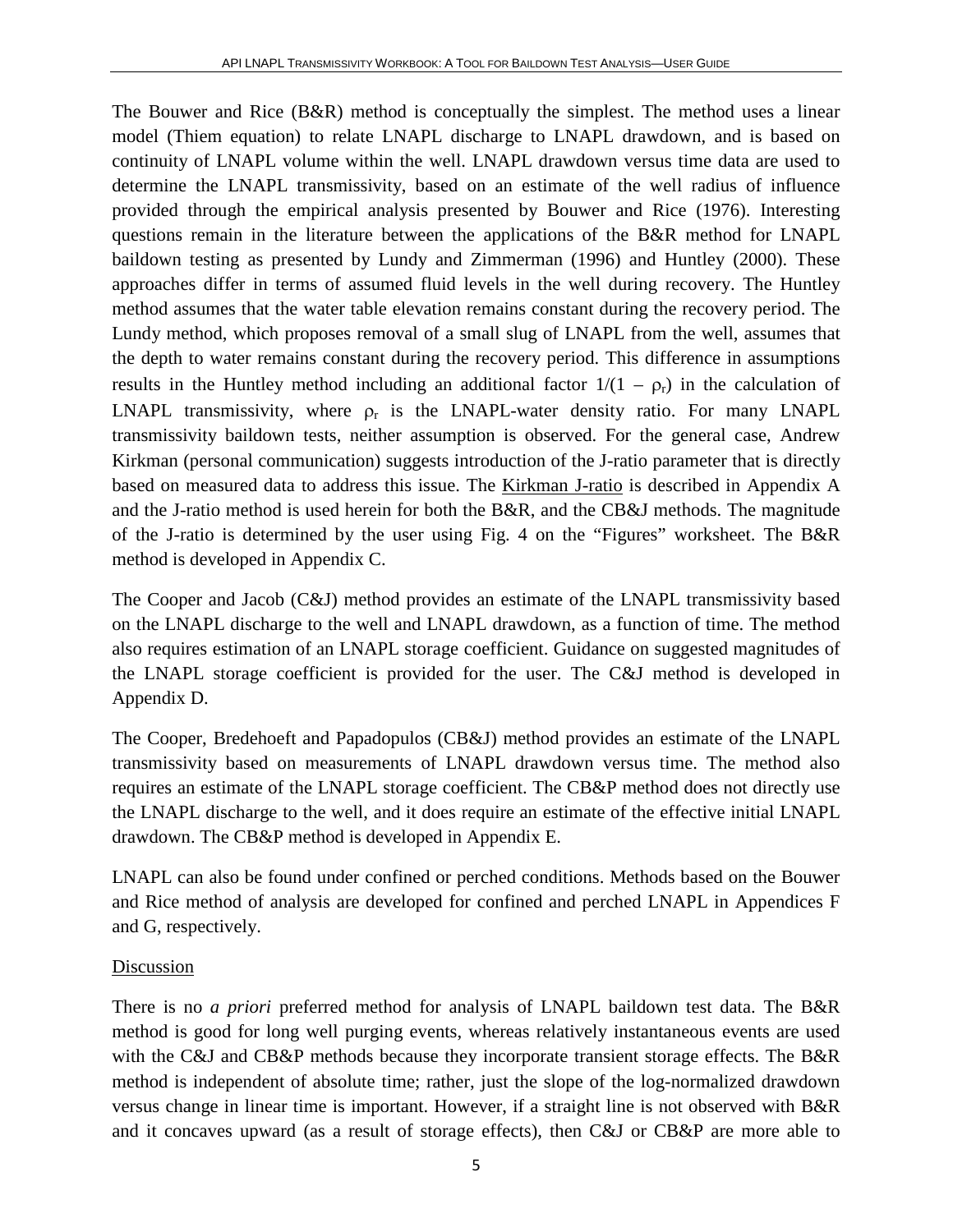The Bouwer and Rice (B&R) method is conceptually the simplest. The method uses a linear model (Thiem equation) to relate LNAPL discharge to LNAPL drawdown, and is based on continuity of LNAPL volume within the well. LNAPL drawdown versus time data are used to determine the LNAPL transmissivity, based on an estimate of the well radius of influence provided through the empirical analysis presented by Bouwer and Rice (1976). Interesting questions remain in the literature between the applications of the B&R method for LNAPL baildown testing as presented by Lundy and Zimmerman (1996) and Huntley (2000). These approaches differ in terms of assumed fluid levels in the well during recovery. The Huntley method assumes that the water table elevation remains constant during the recovery period. The Lundy method, which proposes removal of a small slug of LNAPL from the well, assumes that the depth to water remains constant during the recovery period. This difference in assumptions results in the Huntley method including an additional factor $1/(1 - \rho_r)$ in the calculation of LNAPL transmissivity, where $\rho_r$ is the LNAPL-water density ratio. For many LNAPL transmissivity baildown tests, neither assumption is observed. For the general case, Andrew Kirkman (personal communication) suggests introduction of the J-ratio parameter that is directly based on measured data to address this issue. The Kirkman J-ratio is described in Appendix A and the J-ratio method is used herein for both the B&R, and the CB&J methods. The magnitude of the J-ratio is determined by the user using Fig. 4 on the "Figures" worksheet. The B&R method is developed in Appendix C.

The Cooper and Jacob (C&J) method provides an estimate of the LNAPL transmissivity based on the LNAPL discharge to the well and LNAPL drawdown, as a function of time. The method also requires estimation of an LNAPL storage coefficient. Guidance on suggested magnitudes of the LNAPL storage coefficient is provided for the user. The C&J method is developed in Appendix D.

The Cooper, Bredehoeft and Papadopulos (CB&J) method provides an estimate of the LNAPL transmissivity based on measurements of LNAPL drawdown versus time. The method also requires an estimate of the LNAPL storage coefficient. The CB&P method does not directly use the LNAPL discharge to the well, and it does require an estimate of the effective initial LNAPL drawdown. The CB&P method is developed in Appendix E.

LNAPL can also be found under confined or perched conditions. Methods based on the Bouwer and Rice method of analysis are developed for confined and perched LNAPL in Appendices F and G, respectively.

Discussion

There is no *a priori* preferred method for analysis of LNAPL baildown test data. The B&R method is good for long well purging events, whereas relatively instantaneous events are used with the C&J and CB&P methods because they incorporate transient storage effects. The B&R method is independent of absolute time; rather, just the slope of the log-normalized drawdown versus change in linear time is important. However, if a straight line is not observed with B&R and it concaves upward (as a result of storage effects), then C&J or CB&P are more able to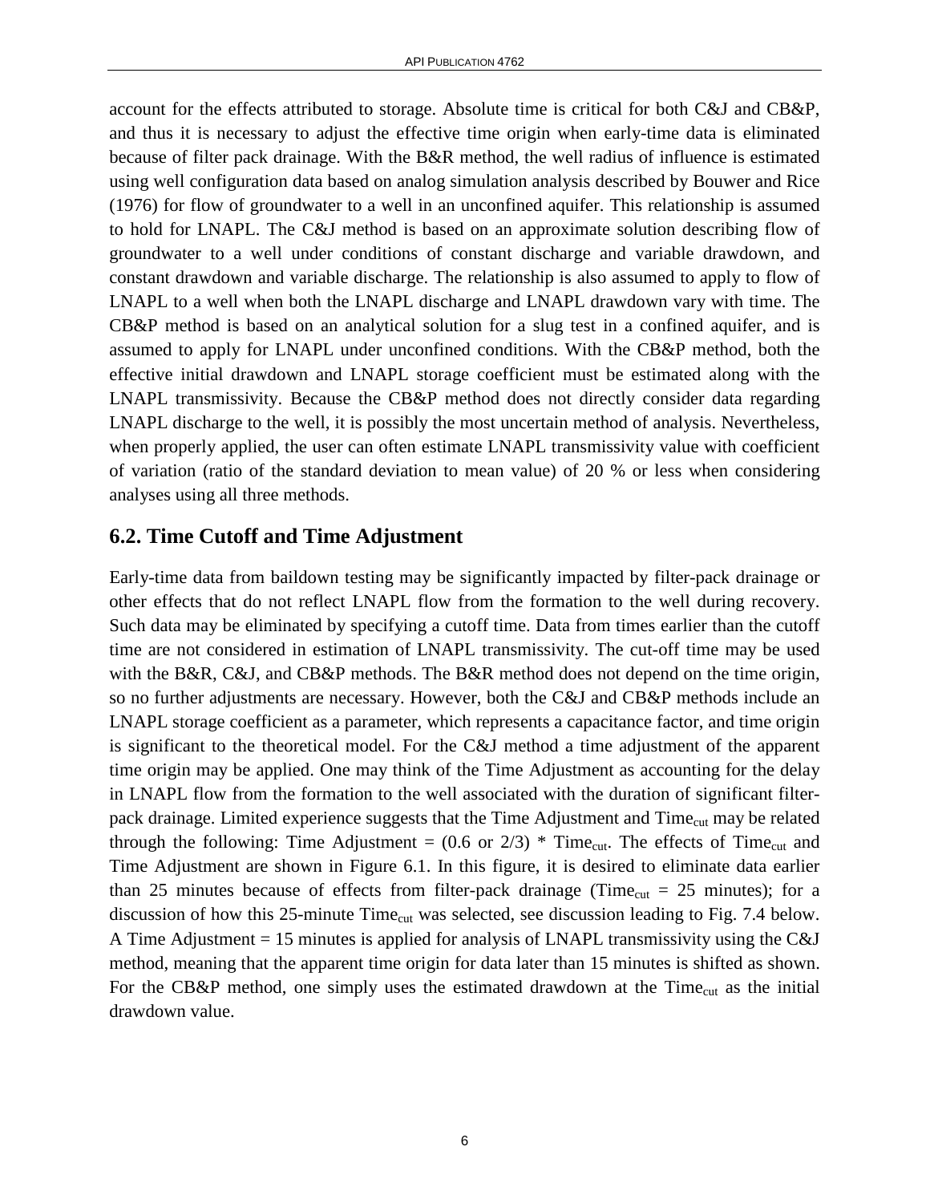account for the effects attributed to storage. Absolute time is critical for both C&J and CB&P, and thus it is necessary to adjust the effective time origin when early-time data is eliminated because of filter pack drainage. With the B&R method, the well radius of influence is estimated using well configuration data based on analog simulation analysis described by Bouwer and Rice (1976) for flow of groundwater to a well in an unconfined aquifer. This relationship is assumed to hold for LNAPL. The C&J method is based on an approximate solution describing flow of groundwater to a well under conditions of constant discharge and variable drawdown, and constant drawdown and variable discharge. The relationship is also assumed to apply to flow of LNAPL to a well when both the LNAPL discharge and LNAPL drawdown vary with time. The CB&P method is based on an analytical solution for a slug test in a confined aquifer, and is assumed to apply for LNAPL under unconfined conditions. With the CB&P method, both the effective initial drawdown and LNAPL storage coefficient must be estimated along with the LNAPL transmissivity. Because the CB&P method does not directly consider data regarding LNAPL discharge to the well, it is possibly the most uncertain method of analysis. Nevertheless, when properly applied, the user can often estimate LNAPL transmissivity value with coefficient of variation (ratio of the standard deviation to mean value) of 20 % or less when considering analyses using all three methods.

## 6.2. Time Cutoff and Time Adjustment

Early-time data from baildown testing may be significantly impacted by filter-pack drainage or other effects that do not reflect LNAPL flow from the formation to the well during recovery. Such data may be eliminated by specifying a cutoff time. Data from times earlier than the cutoff time are not considered in estimation of LNAPL transmissivity. The cut-off time may be used with the B&R, C&J, and CB&P methods. The B&R method does not depend on the time origin, so no further adjustments are necessary. However, both the C&J and CB&P methods include an LNAPL storage coefficient as a parameter, which represents a capacitance factor, and time origin is significant to the theoretical model. For the C&J method a time adjustment of the apparent time origin may be applied. One may think of the Time Adjustment as accounting for the delay in LNAPL flow from the formation to the well associated with the duration of significant filter-pack drainage. Limited experience suggests that the Time Adjustment and $\text{Time}_{\text{cut}}$ may be related through the following: Time Adjustment = (0.6 or 2/3) * $\text{Time}_{\text{cut}}$. The effects of $\text{Time}_{\text{cut}}$ and Time Adjustment are shown in Figure 6.1. In this figure, it is desired to eliminate data earlier than 25 minutes because of effects from filter-pack drainage ($\text{Time}_{\text{cut}}$ = 25 minutes); for a discussion of how this 25-minute $\text{Time}_{\text{cut}}$ was selected, see discussion leading to Fig. 7.4 below. A Time Adjustment = 15 minutes is applied for analysis of LNAPL transmissivity using the C&J method, meaning that the apparent time origin for data later than 15 minutes is shifted as shown. For the CB&P method, one simply uses the estimated drawdown at the $\text{Time}_{\text{cut}}$ as the initial drawdown value.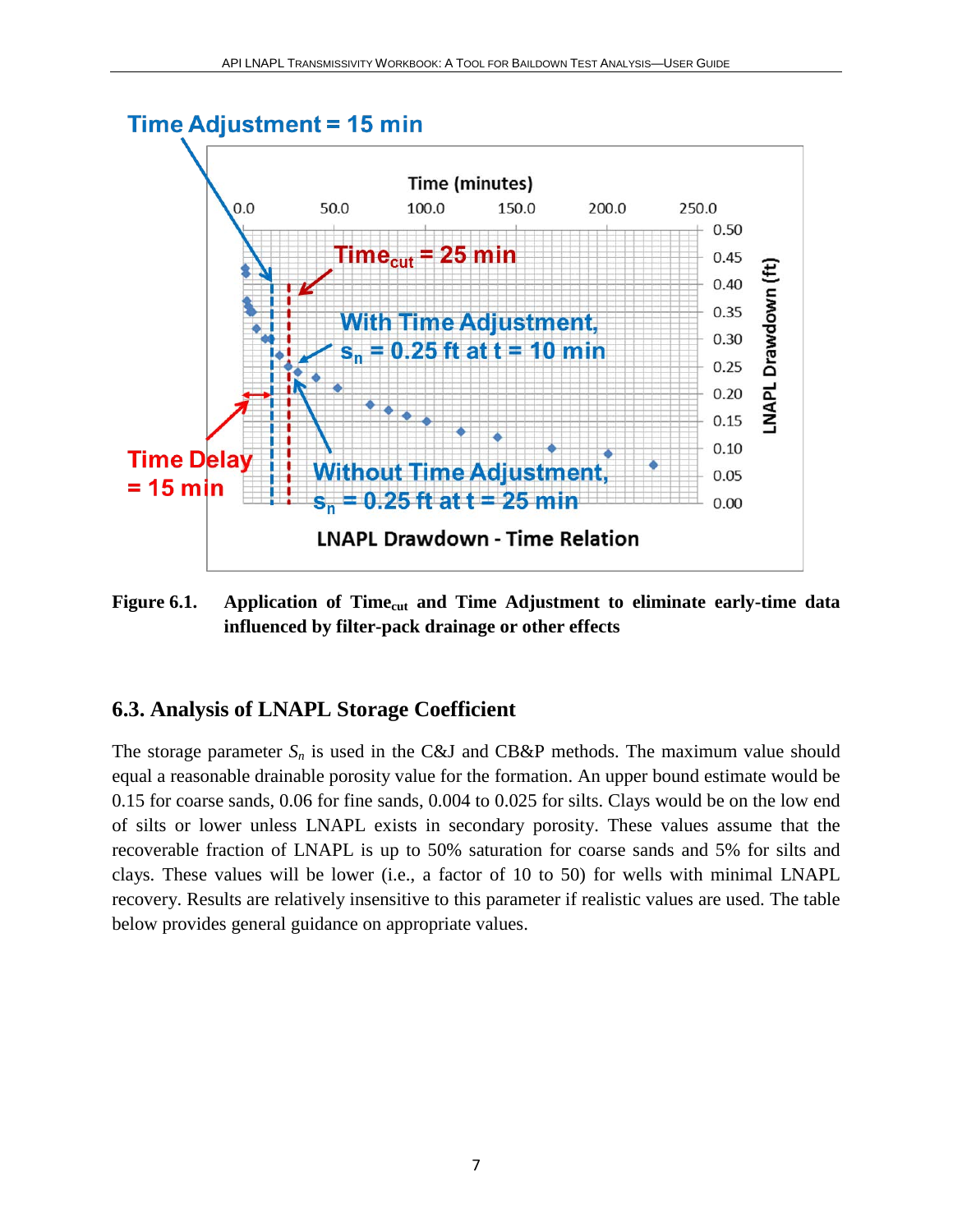**Figure 6.1.** **Application of $Time_{cut}$ and Time Adjustment to eliminate early-time data influenced by filter-pack drainage or other effects**

### 6.3. Analysis of LNAPL Storage Coefficient

The storage parameter $S_n$ is used in the C&J and CB&P methods. The maximum value should equal a reasonable drainable porosity value for the formation. An upper bound estimate would be 0.15 for coarse sands, 0.06 for fine sands, 0.004 to 0.025 for silts. Clays would be on the low end of silts or lower unless LNAPL exists in secondary porosity. These values assume that the recoverable fraction of LNAPL is up to 50% saturation for coarse sands and 5% for silts and clays. These values will be lower (i.e., a factor of 10 to 50) for wells with minimal LNAPL recovery. Results are relatively insensitive to this parameter if realistic values are used. The table below provides general guidance on appropriate values.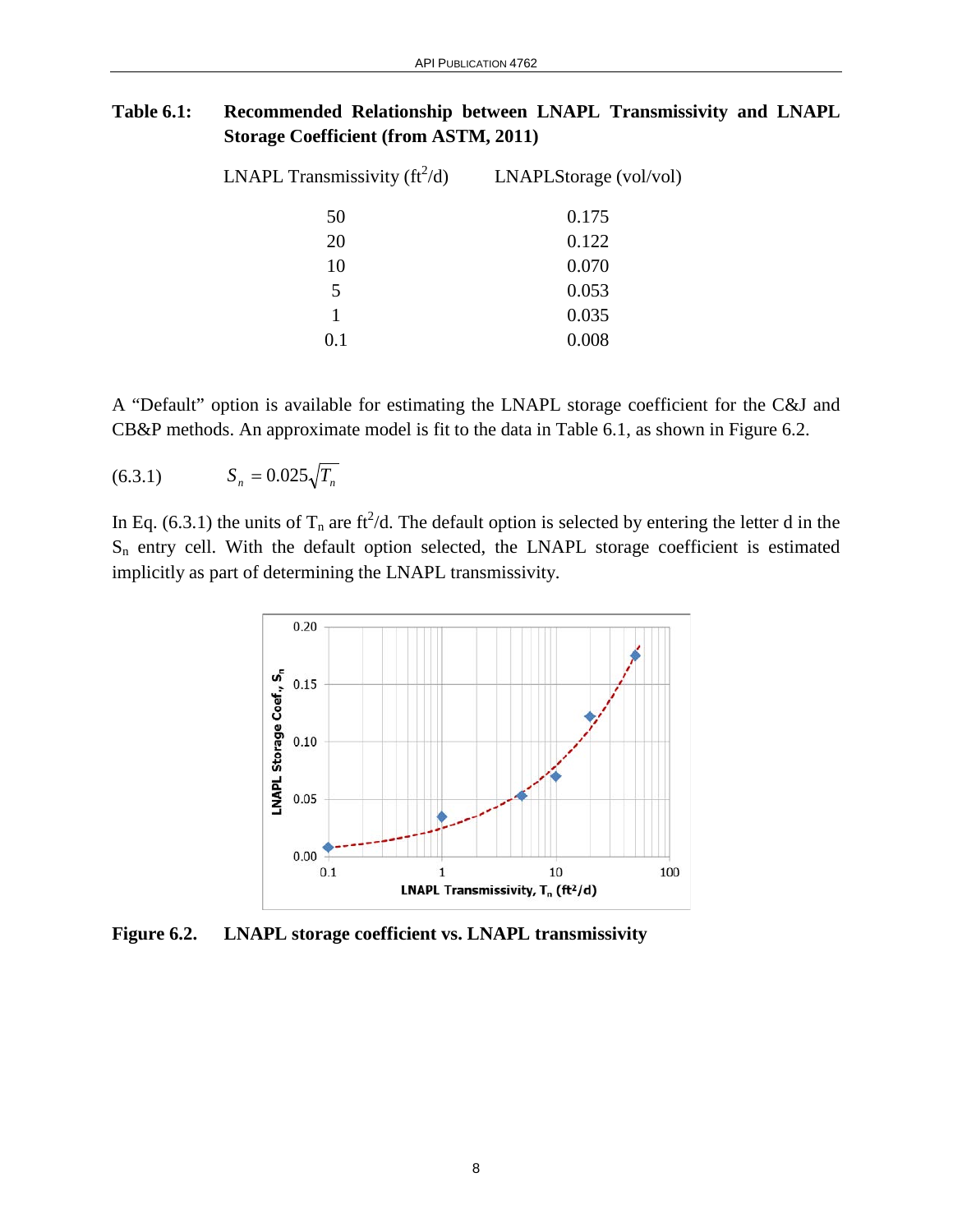**Table 6.1: Recommended Relationship between LNAPL Transmissivity and LNAPL Storage Coefficient (from ASTM, 2011)**

| LNAPL Transmissivity ($ft^2$/d) | LNAPLStorage (vol/vol) |
|---|---|
| 50 | 0.175 |
| 20 | 0.122 |
| 10 | 0.070 |
| 5 | 0.053 |
| 1 | 0.035 |
| 0.1 | 0.008 |

A "Default" option is available for estimating the LNAPL storage coefficient for the C&J and CB&P methods. An approximate model is fit to the data in Table 6.1, as shown in Figure 6.2.

$$S_n = 0.025\sqrt{T_n} \tag{6.3.1}$$

In Eq. (6.3.1) the units of $T_n$ are $ft^2$/d. The default option is selected by entering the letter d in the $S_n$ entry cell. With the default option selected, the LNAPL storage coefficient is estimated implicitly as part of determining the LNAPL transmissivity.

**Figure 6.2. LNAPL storage coefficient vs. LNAPL transmissivity**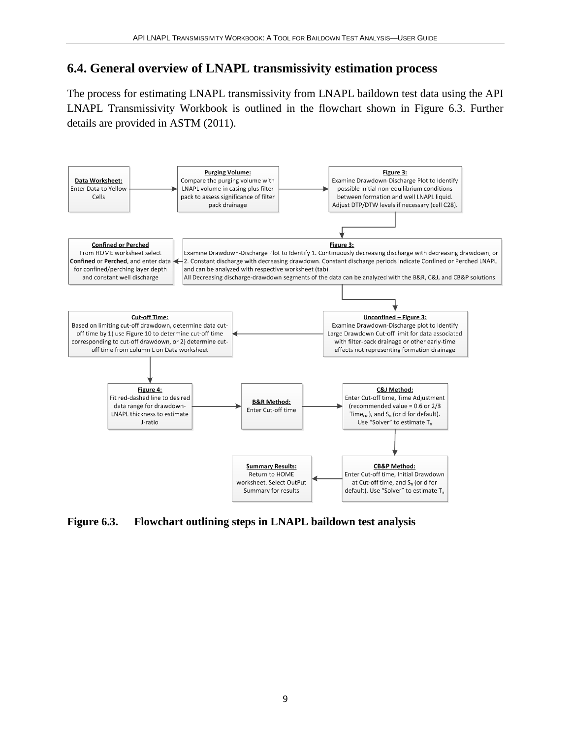## 6.4. General overview of LNAPL transmissivity estimation process

The process for estimating LNAPL transmissivity from LNAPL baildown test data using the API LNAPL Transmissivity Workbook is outlined in the flowchart shown in Figure 6.3. Further details are provided in ASTM (2011).

**Data Worksheet:** Enter Data to Yellow Cells

**Purging Volume:** Compare the purging volume with LNAPL volume in casing plus filter pack to assess significance of filter pack drainage

**Figure 3:** Examine Drawdown-Discharge Plot to Identify possible initial non-equilibrium conditions between formation and well LNAPL liquid. Adjust DTP/DTW levels if necessary (cell C28).

**Figure 3:** Examine Drawdown-Discharge Plot to Identify 1. Continuously decreasing discharge with decreasing drawdown, or 2. Constant discharge with decreasing drawdown. Constant discharge periods indicate Confined or Perched LNAPL and can be analyzed with respective worksheet (tab). All Decreasing discharge-drawdown segments of the data can be analyzed with the B&R, C&J, and CB&P solutions.

**Confined or Perched:** From HOME worksheet select **Confined** or **Perched**, and enter data for confined/perching layer depth and constant well discharge

**Unconfined – Figure 3:** Examine Drawdown-Discharge plot to Identify Large Drawdown Cut-off limit for data associated with filter-pack drainage or other early-time effects not representing formation drainage

**Cut-off Time:** Based on limiting cut-off drawdown, determine data cut-off time by **1**) use Figure 10 to determine cut-off time corresponding to cut-off drawdown, or 2) determine cut-off time from column L on Data worksheet

**Figure 4:** Fit red-dashed line to desired data range for drawdown-LNAPL thickness to estimate J-ratio

**B&R Method:** Enter Cut-off time

**C&J Method:** Enter Cut-off time, Time Adjustment (recommended value = 0.6 or 2/3 $Time_{cut}$), and $S_n$ (or d for default). Use "Solver" to estimate $T_n$

**CB&P Method:** Enter Cut-off time, Initial Drawdown at Cut-off time, and $S_n$ (or d for default). Use "Solver" to estimate $T_n$

**Summary Results:** Return to HOME worksheet. Select OutPut Summary for results

**Figure 6.3. Flowchart outlining steps in LNAPL baildown test analysis**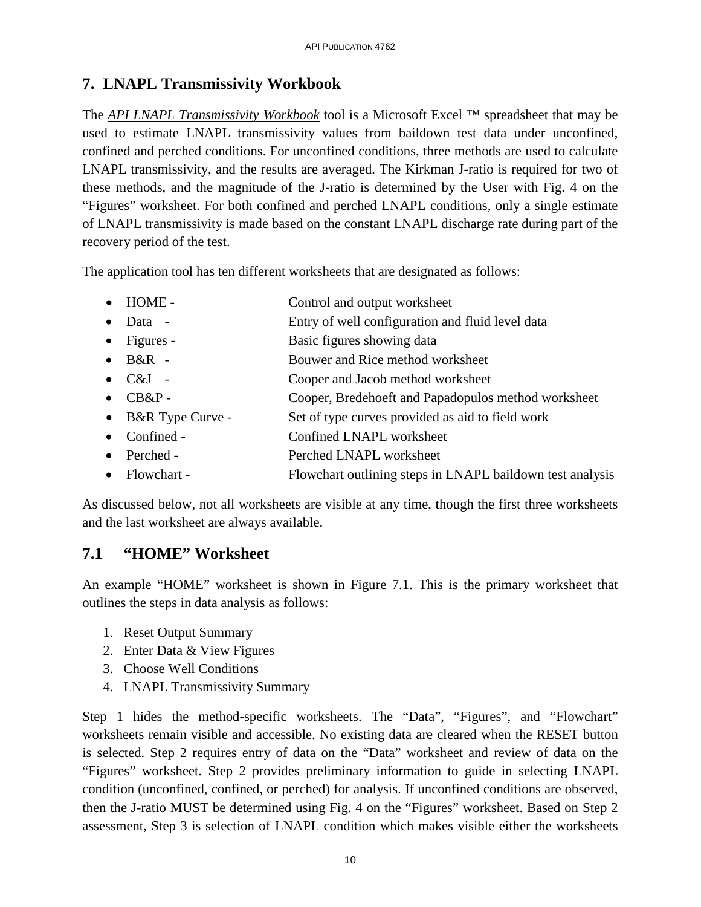## 7. LNAPL Transmissivity Workbook

The *API LNAPL Transmissivity Workbook* tool is a Microsoft Excel ™ spreadsheet that may be used to estimate LNAPL transmissivity values from baildown test data under unconfined, confined and perched conditions. For unconfined conditions, three methods are used to calculate LNAPL transmissivity, and the results are averaged. The Kirkman J-ratio is required for two of these methods, and the magnitude of the J-ratio is determined by the User with Fig. 4 on the "Figures" worksheet. For both confined and perched LNAPL conditions, only a single estimate of LNAPL transmissivity is made based on the constant LNAPL discharge rate during part of the recovery period of the test.

The application tool has ten different worksheets that are designated as follows:

- HOME - Control and output worksheet
- Data - Entry of well configuration and fluid level data
- Figures - Basic figures showing data
- B&R - Bouwer and Rice method worksheet
- C&J - Cooper and Jacob method worksheet
- CB&P - Cooper, Bredehoeft and Papadopulos method worksheet
- B&R Type Curve - Set of type curves provided as aid to field work
- Confined - Confined LNAPL worksheet
- Perched - Perched LNAPL worksheet
- Flowchart - Flowchart outlining steps in LNAPL baildown test analysis

As discussed below, not all worksheets are visible at any time, though the first three worksheets and the last worksheet are always available.

### 7.1 "HOME" Worksheet

An example "HOME" worksheet is shown in Figure 7.1. This is the primary worksheet that outlines the steps in data analysis as follows:

1. Reset Output Summary
2. Enter Data & View Figures
3. Choose Well Conditions
4. LNAPL Transmissivity Summary

Step 1 hides the method-specific worksheets. The "Data", "Figures", and "Flowchart" worksheets remain visible and accessible. No existing data are cleared when the RESET button is selected. Step 2 requires entry of data on the "Data" worksheet and review of data on the "Figures" worksheet. Step 2 provides preliminary information to guide in selecting LNAPL condition (unconfined, confined, or perched) for analysis. If unconfined conditions are observed, then the J-ratio MUST be determined using Fig. 4 on the "Figures" worksheet. Based on Step 2 assessment, Step 3 is selection of LNAPL condition which makes visible either the worksheets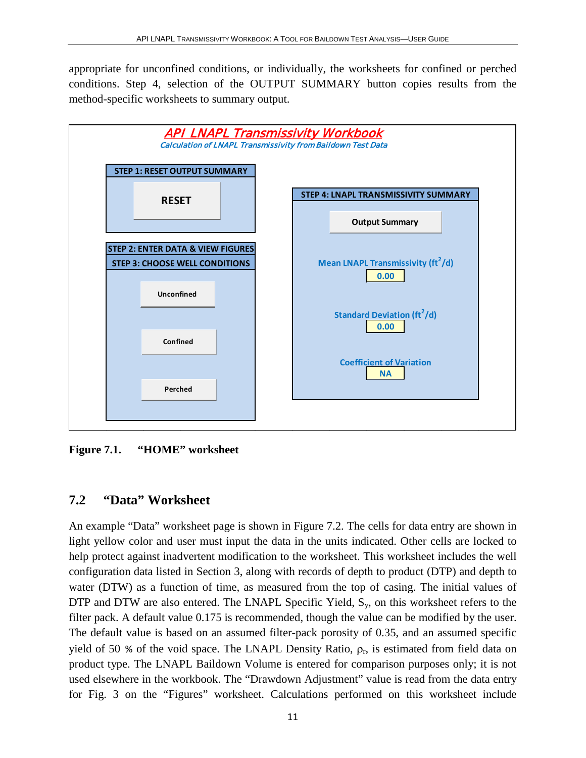appropriate for unconfined conditions, or individually, the worksheets for confined or perched conditions. Step 4, selection of the OUTPUT SUMMARY button copies results from the method-specific worksheets to summary output.

*API LNAPL Transmissivity Workbook*

*Calculation of LNAPL Transmissivity from Baildown Test Data*

**STEP 1: RESET OUTPUT SUMMARY**

RESET

**STEP 2: ENTER DATA & VIEW FIGURES**

**STEP 3: CHOOSE WELL CONDITIONS**

Unconfined

Confined

Perched

**STEP 4: LNAPL TRANSMISSIVITY SUMMARY**

Output Summary

Mean LNAPL Transmissivity ($ft^2/d$)

0.00

Standard Deviation ($ft^2/d$)

0.00

Coefficient of Variation

NA

**Figure 7.1. "HOME" worksheet**

## 7.2 "Data" Worksheet

An example "Data" worksheet page is shown in Figure 7.2. The cells for data entry are shown in light yellow color and user must input the data in the units indicated. Other cells are locked to help protect against inadvertent modification to the worksheet. This worksheet includes the well configuration data listed in Section 3, along with records of depth to product (DTP) and depth to water (DTW) as a function of time, as measured from the top of casing. The initial values of DTP and DTW are also entered. The LNAPL Specific Yield, $S_y$, on this worksheet refers to the filter pack. A default value 0.175 is recommended, though the value can be modified by the user. The default value is based on an assumed filter-pack porosity of 0.35, and an assumed specific yield of 50 % of the void space. The LNAPL Density Ratio, $\rho_r$, is estimated from field data on product type. The LNAPL Baildown Volume is entered for comparison purposes only; it is not used elsewhere in the workbook. The "Drawdown Adjustment" value is read from the data entry for Fig. 3 on the "Figures" worksheet. Calculations performed on this worksheet include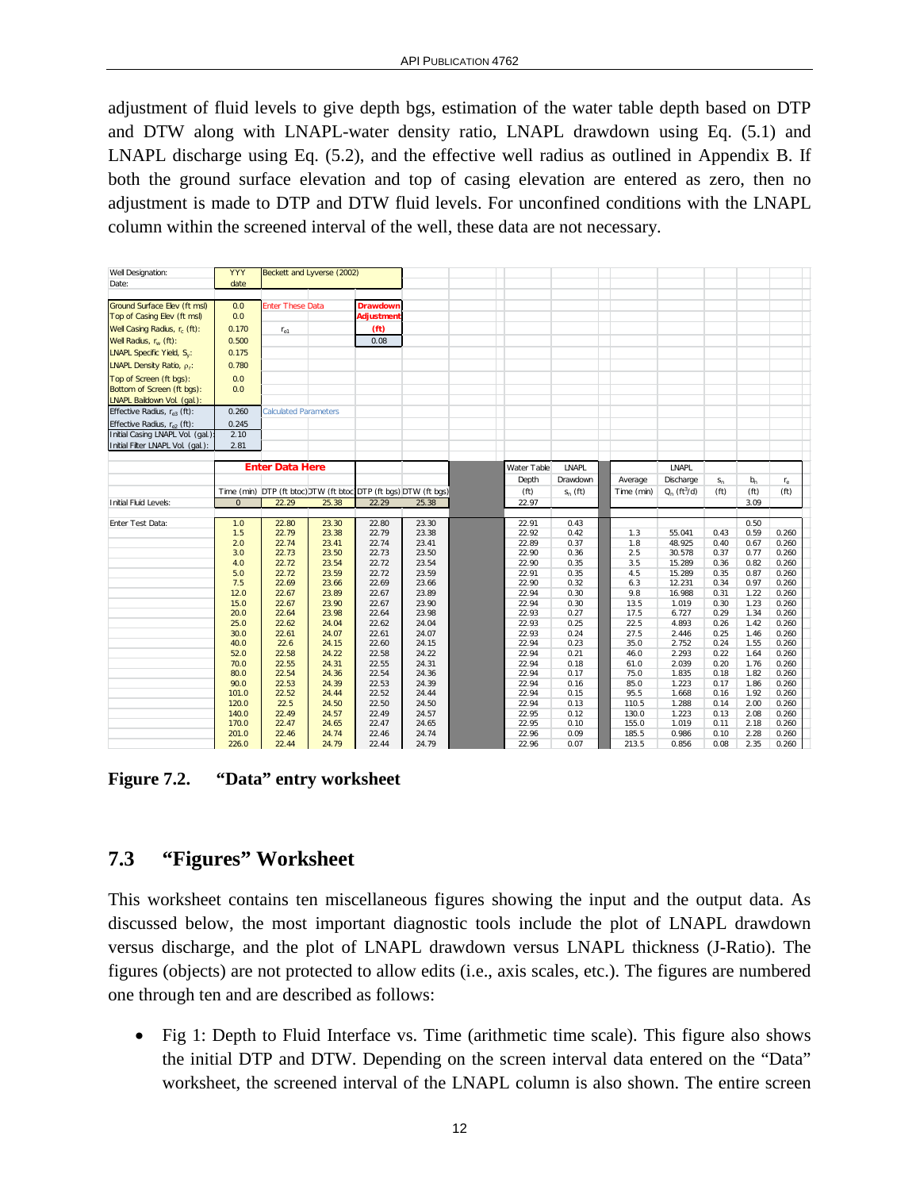adjustment of fluid levels to give depth bgs, estimation of the water table depth based on DTP and DTW along with LNAPL-water density ratio, LNAPL drawdown using Eq. (5.1) and LNAPL discharge using Eq. (5.2), and the effective well radius as outlined in Appendix B. If both the ground surface elevation and top of casing elevation are entered as zero, then no adjustment is made to DTP and DTW fluid levels. For unconfined conditions with the LNAPL column within the screened interval of the well, these data are not necessary.

| | | | | |
|---|---|---|---|---|
| Well Designation: | YYY | Beckett and Lyverse (2002) | | |
| Date: | date | | | |
| Ground Surface Elev (ft msl) | 0.0 | Enter These Data | | Drawdown Adjustment (ft) |
| Top of Casing Elev (ft msl) | 0.0 | | | |
| Well Casing Radius, $r_c$ (ft): | 0.170 | $r_{e1}$ | | |
| Well Radius, $r_w$ (ft): | 0.500 | | | 0.08 |
| LNAPL Specific Yield, $S_y$: | 0.175 | | | |
| LNAPL Density Ratio, $\rho_r$: | 0.780 | | | |
| Top of Screen (ft bgs): | 0.0 | | | |
| Bottom of Screen (ft bgs): | 0.0 | | | |
| LNAPL Baildown Vol. (gal.): | | | | |
| Effective Radius, $r_{e3}$ (ft): | 0.260 | Calculated Parameters | | |
| Effective Radius, $r_{e2}$ (ft): | 0.245 | | | |
| Initial Casing LNAPL Vol. (gal.): | 2.10 | | | |
| Initial Filter LNAPL Vol. (gal.): | 2.81 | | | |

| | Enter Data Here | | | | | Water Table | LNAPL | | LNAPL | | | |
|---|---|---|---|---|---|---|---|---|---|---|---|---|
| | | | | | | Depth | Drawdown | Average | Discharge | $s_n$ | $b_n$ | $r_e$ |
| | Time (min) | DTP (ft btoc) | DTW (ft btoc) | DTP (ft bgs) | DTW (ft bgs) | (ft) | $s_n$ (ft) | Time (min) | $Q_n$ (ft$^3$/d) | (ft) | (ft) | (ft) |
| Initial Fluid Levels: | 0 | 22.29 | 25.38 | 22.29 | 25.38 | 22.97 | | | | | 3.09 | |
| Enter Test Data: | 1.0 | 22.80 | 23.30 | 22.80 | 23.30 | 22.91 | 0.43 | | | | 0.50 | |
| | 1.5 | 22.79 | 23.38 | 22.79 | 23.38 | 22.92 | 0.42 | 1.3 | 55.041 | 0.43 | 0.59 | 0.260 |
| | 2.0 | 22.74 | 23.41 | 22.74 | 23.41 | 22.89 | 0.37 | 1.8 | 48.925 | 0.40 | 0.67 | 0.260 |
| | 3.0 | 22.73 | 23.50 | 22.73 | 23.50 | 22.90 | 0.36 | 2.5 | 30.578 | 0.37 | 0.77 | 0.260 |
| | 4.0 | 22.72 | 23.54 | 22.72 | 23.54 | 22.90 | 0.35 | 3.5 | 15.289 | 0.36 | 0.82 | 0.260 |
| | 5.0 | 22.72 | 23.59 | 22.72 | 23.59 | 22.91 | 0.35 | 4.5 | 15.289 | 0.35 | 0.87 | 0.260 |
| | 7.5 | 22.69 | 23.66 | 22.69 | 23.66 | 22.90 | 0.32 | 6.3 | 12.231 | 0.34 | 0.97 | 0.260 |
| | 12.0 | 22.67 | 23.89 | 22.67 | 23.89 | 22.94 | 0.30 | 9.8 | 16.988 | 0.31 | 1.22 | 0.260 |
| | 15.0 | 22.67 | 23.90 | 22.67 | 23.90 | 22.94 | 0.30 | 13.5 | 1.019 | 0.30 | 1.23 | 0.260 |
| | 20.0 | 22.64 | 23.98 | 22.64 | 23.98 | 22.93 | 0.27 | 17.5 | 6.727 | 0.29 | 1.34 | 0.260 |
| | 25.0 | 22.62 | 24.04 | 22.62 | 24.04 | 22.93 | 0.25 | 22.5 | 4.893 | 0.26 | 1.42 | 0.260 |
| | 30.0 | 22.61 | 24.07 | 22.61 | 24.07 | 22.93 | 0.24 | 27.5 | 2.446 | 0.25 | 1.46 | 0.260 |
| | 40.0 | 22.6 | 24.15 | 22.60 | 24.15 | 22.94 | 0.23 | 35.0 | 2.752 | 0.24 | 1.55 | 0.260 |
| | 52.0 | 22.58 | 24.22 | 22.58 | 24.22 | 22.94 | 0.21 | 46.0 | 2.293 | 0.22 | 1.64 | 0.260 |
| | 70.0 | 22.55 | 24.31 | 22.55 | 24.31 | 22.94 | 0.18 | 61.0 | 2.039 | 0.20 | 1.76 | 0.260 |
| | 80.0 | 22.54 | 24.36 | 22.54 | 24.36 | 22.94 | 0.17 | 75.0 | 1.835 | 0.18 | 1.82 | 0.260 |
| | 90.0 | 22.53 | 24.39 | 22.53 | 24.39 | 22.94 | 0.16 | 85.0 | 1.223 | 0.17 | 1.86 | 0.260 |
| | 101.0 | 22.52 | 24.44 | 22.52 | 24.44 | 22.94 | 0.15 | 95.5 | 1.668 | 0.16 | 1.92 | 0.260 |
| | 120.0 | 22.5 | 24.50 | 22.50 | 24.50 | 22.94 | 0.13 | 110.5 | 1.288 | 0.14 | 2.00 | 0.260 |
| | 140.0 | 22.49 | 24.57 | 22.49 | 24.57 | 22.95 | 0.12 | 130.0 | 1.223 | 0.13 | 2.08 | 0.260 |
| | 170.0 | 22.47 | 24.65 | 22.47 | 24.65 | 22.95 | 0.10 | 155.0 | 1.019 | 0.11 | 2.18 | 0.260 |
| | 201.0 | 22.46 | 24.74 | 22.46 | 24.74 | 22.96 | 0.09 | 185.5 | 0.986 | 0.10 | 2.28 | 0.260 |
| | 226.0 | 22.44 | 24.79 | 22.44 | 24.79 | 22.96 | 0.07 | 213.5 | 0.856 | 0.08 | 2.35 | 0.260 |

**Figure 7.2. "Data" entry worksheet**

## 7.3 "Figures" Worksheet

This worksheet contains ten miscellaneous figures showing the input and the output data. As discussed below, the most important diagnostic tools include the plot of LNAPL drawdown versus discharge, and the plot of LNAPL drawdown versus LNAPL thickness (J-Ratio). The figures (objects) are not protected to allow edits (i.e., axis scales, etc.). The figures are numbered one through ten and are described as follows:

- Fig 1: Depth to Fluid Interface vs. Time (arithmetic time scale). This figure also shows the initial DTP and DTW. Depending on the screen interval data entered on the "Data" worksheet, the screened interval of the LNAPL column is also shown. The entire screen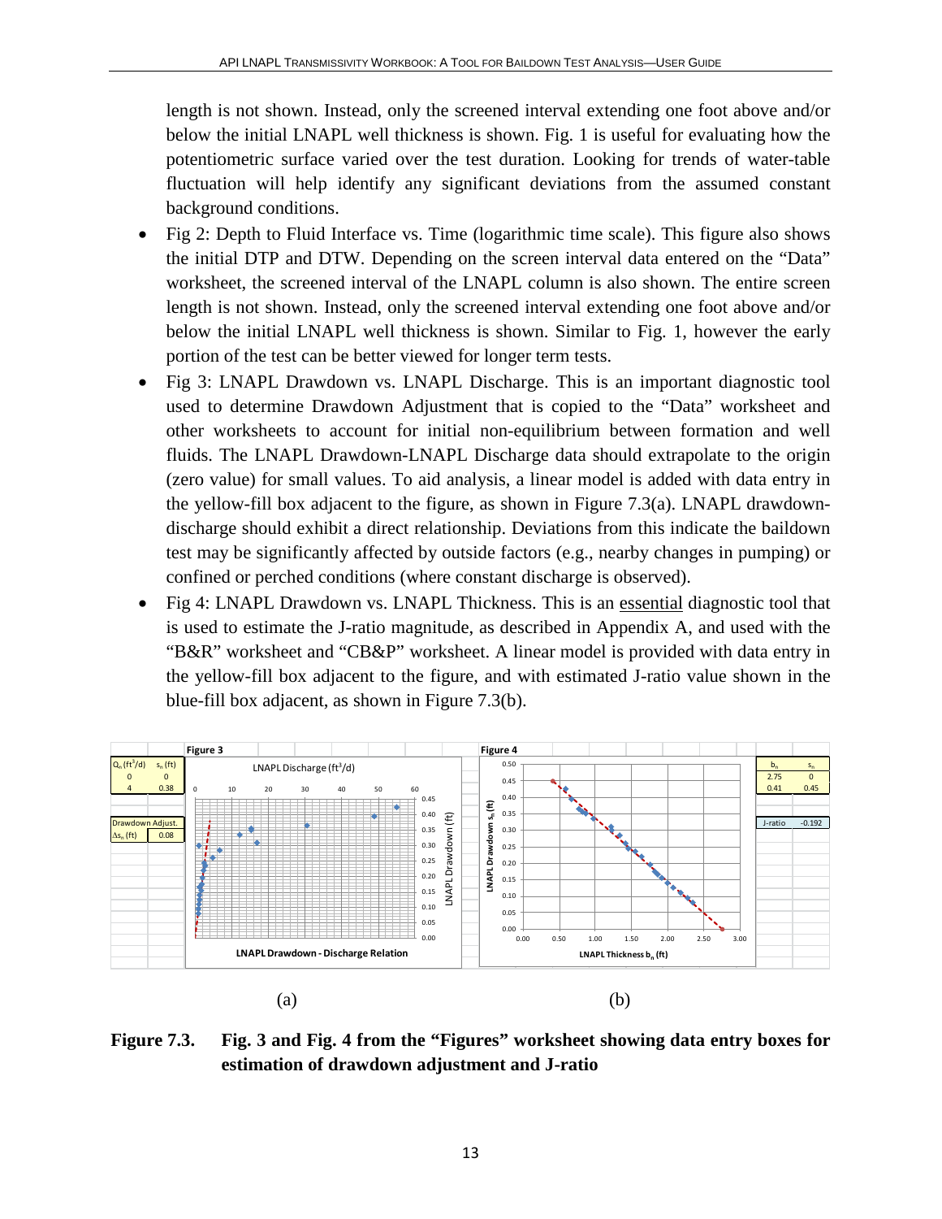length is not shown. Instead, only the screened interval extending one foot above and/or below the initial LNAPL well thickness is shown. Fig. 1 is useful for evaluating how the potentiometric surface varied over the test duration. Looking for trends of water-table fluctuation will help identify any significant deviations from the assumed constant background conditions.

- Fig 2: Depth to Fluid Interface vs. Time (logarithmic time scale). This figure also shows the initial DTP and DTW. Depending on the screen interval data entered on the "Data" worksheet, the screened interval of the LNAPL column is also shown. The entire screen length is not shown. Instead, only the screened interval extending one foot above and/or below the initial LNAPL well thickness is shown. Similar to Fig. 1, however the early portion of the test can be better viewed for longer term tests.
- Fig 3: LNAPL Drawdown vs. LNAPL Discharge. This is an important diagnostic tool used to determine Drawdown Adjustment that is copied to the "Data" worksheet and other worksheets to account for initial non-equilibrium between formation and well fluids. The LNAPL Drawdown-LNAPL Discharge data should extrapolate to the origin (zero value) for small values. To aid analysis, a linear model is added with data entry in the yellow-fill box adjacent to the figure, as shown in Figure 7.3(a). LNAPL drawdown-discharge should exhibit a direct relationship. Deviations from this indicate the baildown test may be significantly affected by outside factors (e.g., nearby changes in pumping) or confined or perched conditions (where constant discharge is observed).
- Fig 4: LNAPL Drawdown vs. LNAPL Thickness. This is an essential diagnostic tool that is used to estimate the J-ratio magnitude, as described in Appendix A, and used with the "B&R" worksheet and "CB&P" worksheet. A linear model is provided with data entry in the yellow-fill box adjacent to the figure, and with estimated J-ratio value shown in the blue-fill box adjacent, as shown in Figure 7.3(b).

**Figure 3** (a)

| $Q_n$ (ft$^3$/d) | $s_n$ (ft) |
|---|---|
| 0 | 0 |
| 4 | 0.38 |

| Drawdown Adjust. | |
|---|---|
| $\Delta s_n$ (ft) | 0.08 |

**Figure 4** (b)

| $b_n$ | $s_n$ |
|---|---|
| 2.75 | 0 |
| 0.41 | 0.45 |

| J-ratio | -0.192 |
|---|---|

**Figure 7.3. Fig. 3 and Fig. 4 from the "Figures" worksheet showing data entry boxes for estimation of drawdown adjustment and J-ratio**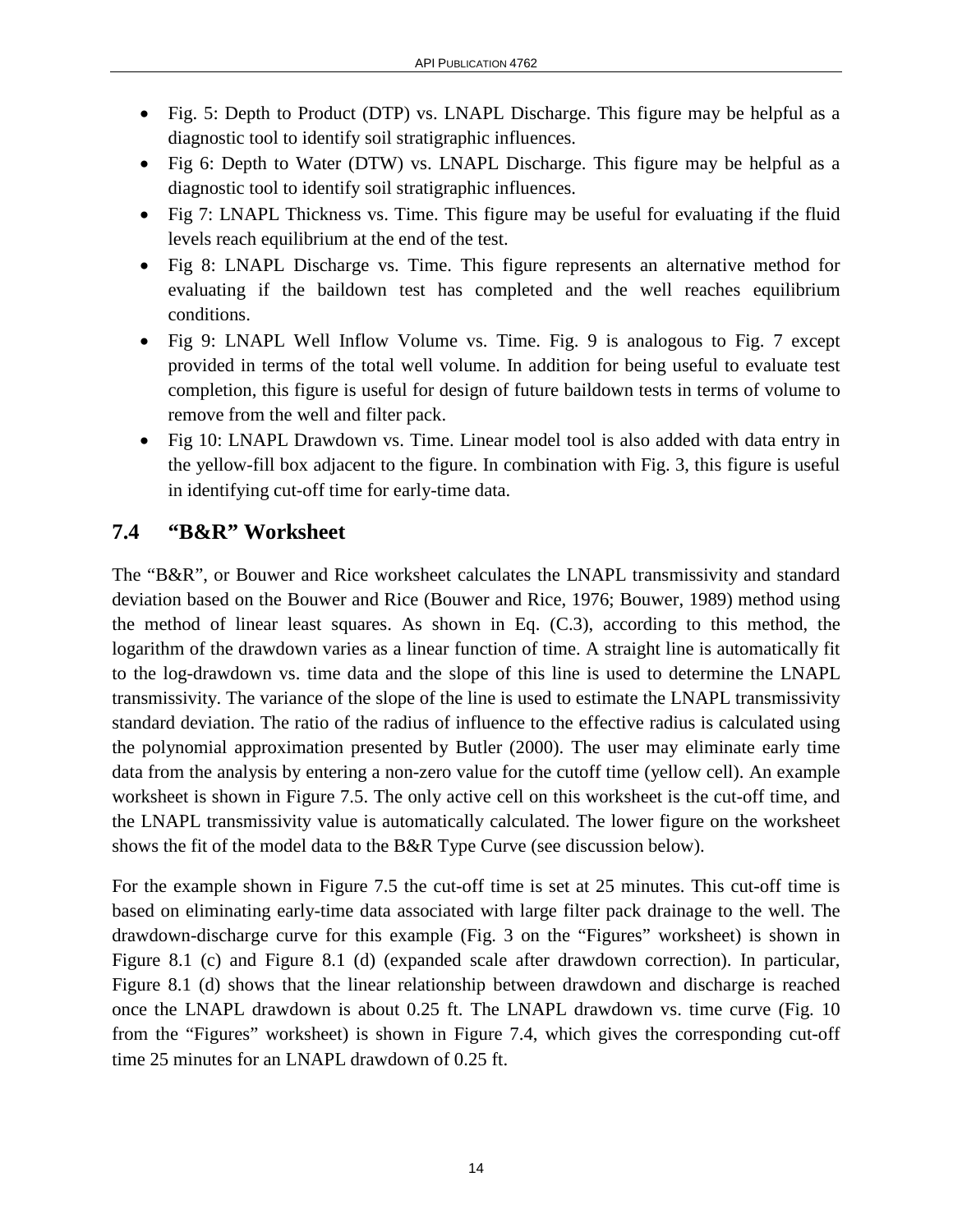- Fig. 5: Depth to Product (DTP) vs. LNAPL Discharge. This figure may be helpful as a diagnostic tool to identify soil stratigraphic influences.
- Fig 6: Depth to Water (DTW) vs. LNAPL Discharge. This figure may be helpful as a diagnostic tool to identify soil stratigraphic influences.
- Fig 7: LNAPL Thickness vs. Time. This figure may be useful for evaluating if the fluid levels reach equilibrium at the end of the test.
- Fig 8: LNAPL Discharge vs. Time. This figure represents an alternative method for evaluating if the baildown test has completed and the well reaches equilibrium conditions.
- Fig 9: LNAPL Well Inflow Volume vs. Time. Fig. 9 is analogous to Fig. 7 except provided in terms of the total well volume. In addition for being useful to evaluate test completion, this figure is useful for design of future baildown tests in terms of volume to remove from the well and filter pack.
- Fig 10: LNAPL Drawdown vs. Time. Linear model tool is also added with data entry in the yellow-fill box adjacent to the figure. In combination with Fig. 3, this figure is useful in identifying cut-off time for early-time data.

## 7.4 "B&R" Worksheet

The "B&R", or Bouwer and Rice worksheet calculates the LNAPL transmissivity and standard deviation based on the Bouwer and Rice (Bouwer and Rice, 1976; Bouwer, 1989) method using the method of linear least squares. As shown in Eq. (C.3), according to this method, the logarithm of the drawdown varies as a linear function of time. A straight line is automatically fit to the log-drawdown vs. time data and the slope of this line is used to determine the LNAPL transmissivity. The variance of the slope of the line is used to estimate the LNAPL transmissivity standard deviation. The ratio of the radius of influence to the effective radius is calculated using the polynomial approximation presented by Butler (2000). The user may eliminate early time data from the analysis by entering a non-zero value for the cutoff time (yellow cell). An example worksheet is shown in Figure 7.5. The only active cell on this worksheet is the cut-off time, and the LNAPL transmissivity value is automatically calculated. The lower figure on the worksheet shows the fit of the model data to the B&R Type Curve (see discussion below).

For the example shown in Figure 7.5 the cut-off time is set at 25 minutes. This cut-off time is based on eliminating early-time data associated with large filter pack drainage to the well. The drawdown-discharge curve for this example (Fig. 3 on the "Figures" worksheet) is shown in Figure 8.1 (c) and Figure 8.1 (d) (expanded scale after drawdown correction). In particular, Figure 8.1 (d) shows that the linear relationship between drawdown and discharge is reached once the LNAPL drawdown is about 0.25 ft. The LNAPL drawdown vs. time curve (Fig. 10 from the "Figures" worksheet) is shown in Figure 7.4, which gives the corresponding cut-off time 25 minutes for an LNAPL drawdown of 0.25 ft.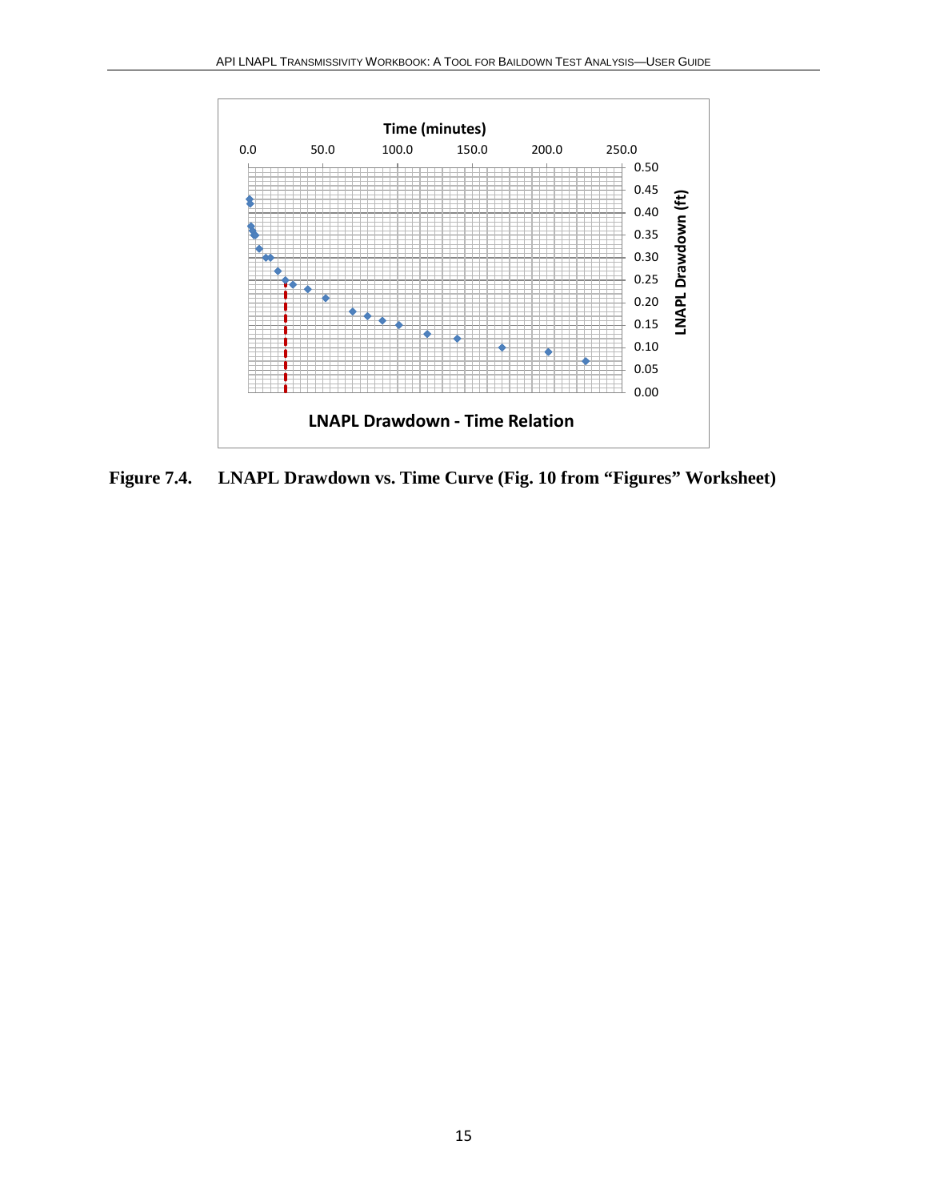**Figure 7.4. LNAPL Drawdown vs. Time Curve (Fig. 10 from "Figures" Worksheet)**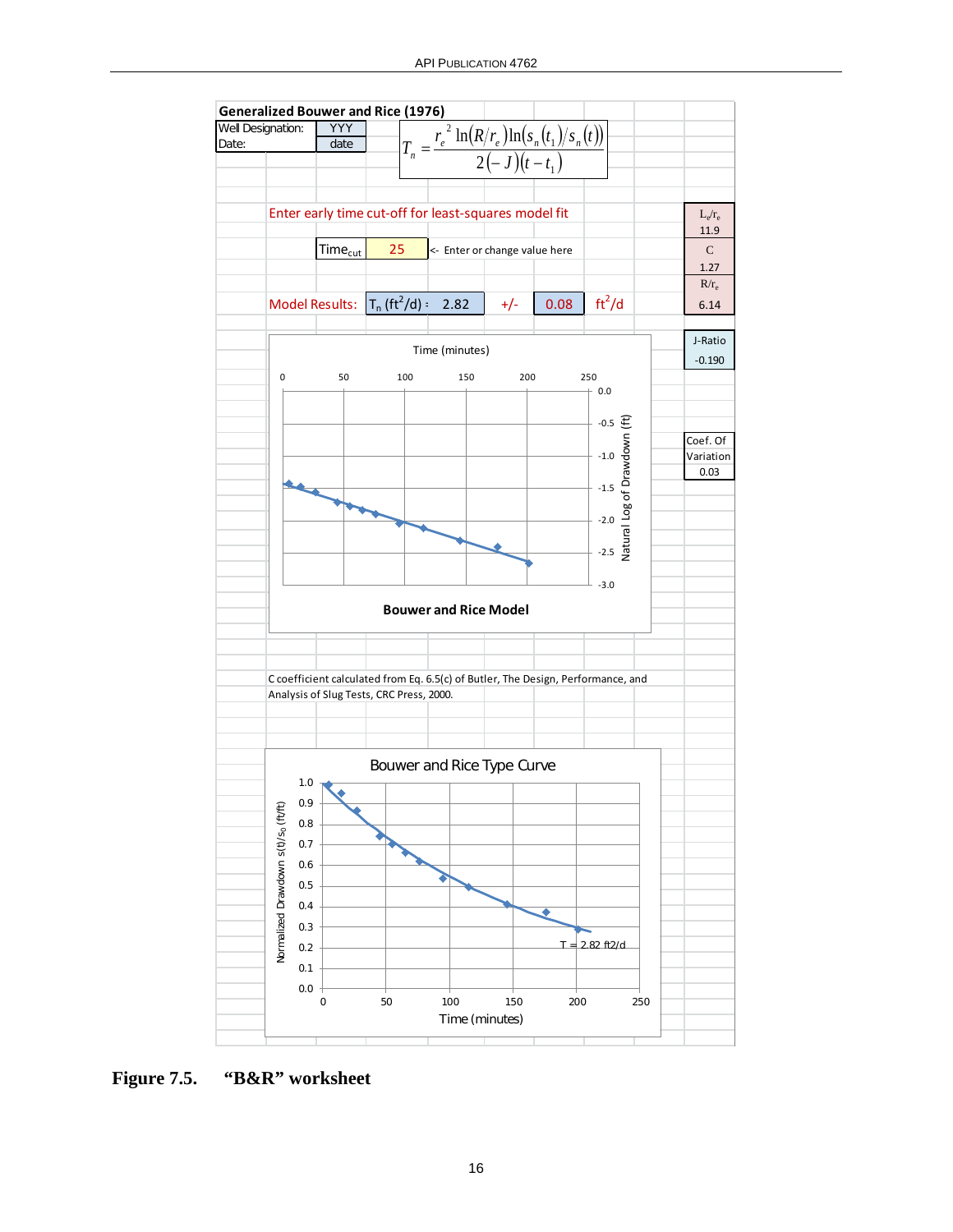**Generalized Bouwer and Rice (1976)**

| Well Designation: | YYY |
|---|---|
| Date: | date |

$$T_n = \frac{r_e^{\,2}\ln(R/r_e)\ln\left(s_n(t_1)/s_n(t)\right)}{2(-J)(t-t_1)}$$

Enter early time cut-off for least-squares model fit

$\text{Time}_{cut}$ 25 <- Enter or change value here

Model Results: $T_n$ (ft$^2$/d) = 2.82 +/- 0.08 ft$^2$/d

| $L_e/r_e$ | 11.9 |
|---|---|
| C | 1.27 |
| $R/r_e$ | 6.14 |
| J-Ratio | -0.190 |
| Coef. Of Variation | 0.03 |

Bouwer and Rice Model

C coefficient calculated from Eq. 6.5(c) of Butler, The Design, Performance, and Analysis of Slug Tests, CRC Press, 2000.

Bouwer and Rice Type Curve

Figure 7.5. "B&R" worksheet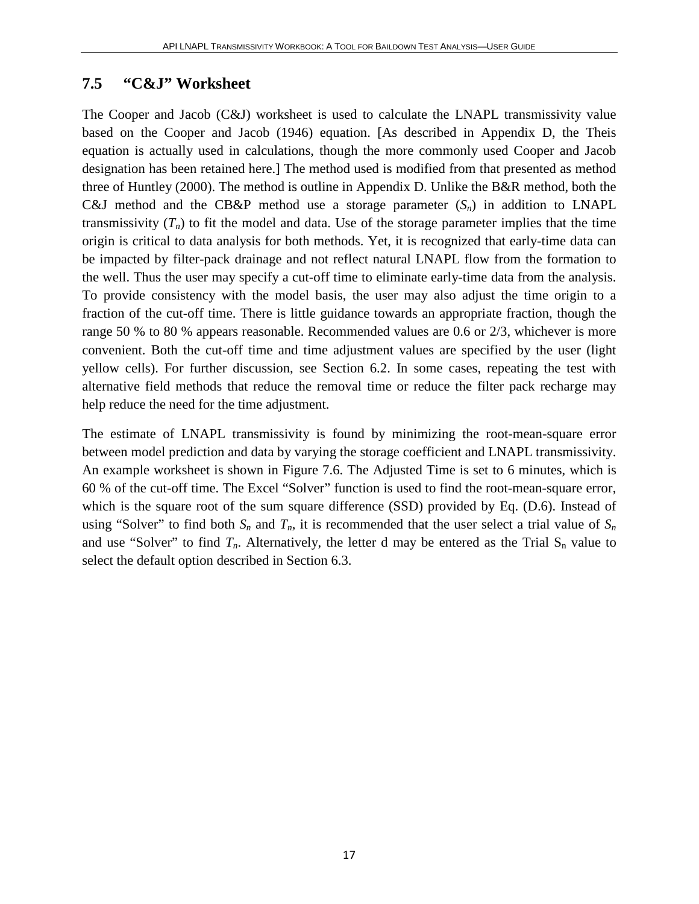## 7.5 "C&J" Worksheet

The Cooper and Jacob (C&J) worksheet is used to calculate the LNAPL transmissivity value based on the Cooper and Jacob (1946) equation. [As described in Appendix D, the Theis equation is actually used in calculations, though the more commonly used Cooper and Jacob designation has been retained here.] The method used is modified from that presented as method three of Huntley (2000). The method is outline in Appendix D. Unlike the B&R method, both the C&J method and the CB&P method use a storage parameter ($S_n$) in addition to LNAPL transmissivity ($T_n$) to fit the model and data. Use of the storage parameter implies that the time origin is critical to data analysis for both methods. Yet, it is recognized that early-time data can be impacted by filter-pack drainage and not reflect natural LNAPL flow from the formation to the well. Thus the user may specify a cut-off time to eliminate early-time data from the analysis. To provide consistency with the model basis, the user may also adjust the time origin to a fraction of the cut-off time. There is little guidance towards an appropriate fraction, though the range 50 % to 80 % appears reasonable. Recommended values are 0.6 or 2/3, whichever is more convenient. Both the cut-off time and time adjustment values are specified by the user (light yellow cells). For further discussion, see Section 6.2. In some cases, repeating the test with alternative field methods that reduce the removal time or reduce the filter pack recharge may help reduce the need for the time adjustment.

The estimate of LNAPL transmissivity is found by minimizing the root-mean-square error between model prediction and data by varying the storage coefficient and LNAPL transmissivity. An example worksheet is shown in Figure 7.6. The Adjusted Time is set to 6 minutes, which is 60 % of the cut-off time. The Excel "Solver" function is used to find the root-mean-square error, which is the square root of the sum square difference (SSD) provided by Eq. (D.6). Instead of using "Solver" to find both $S_n$ and $T_n$, it is recommended that the user select a trial value of $S_n$ and use "Solver" to find $T_n$. Alternatively, the letter d may be entered as the Trial $S_n$ value to select the default option described in Section 6.3.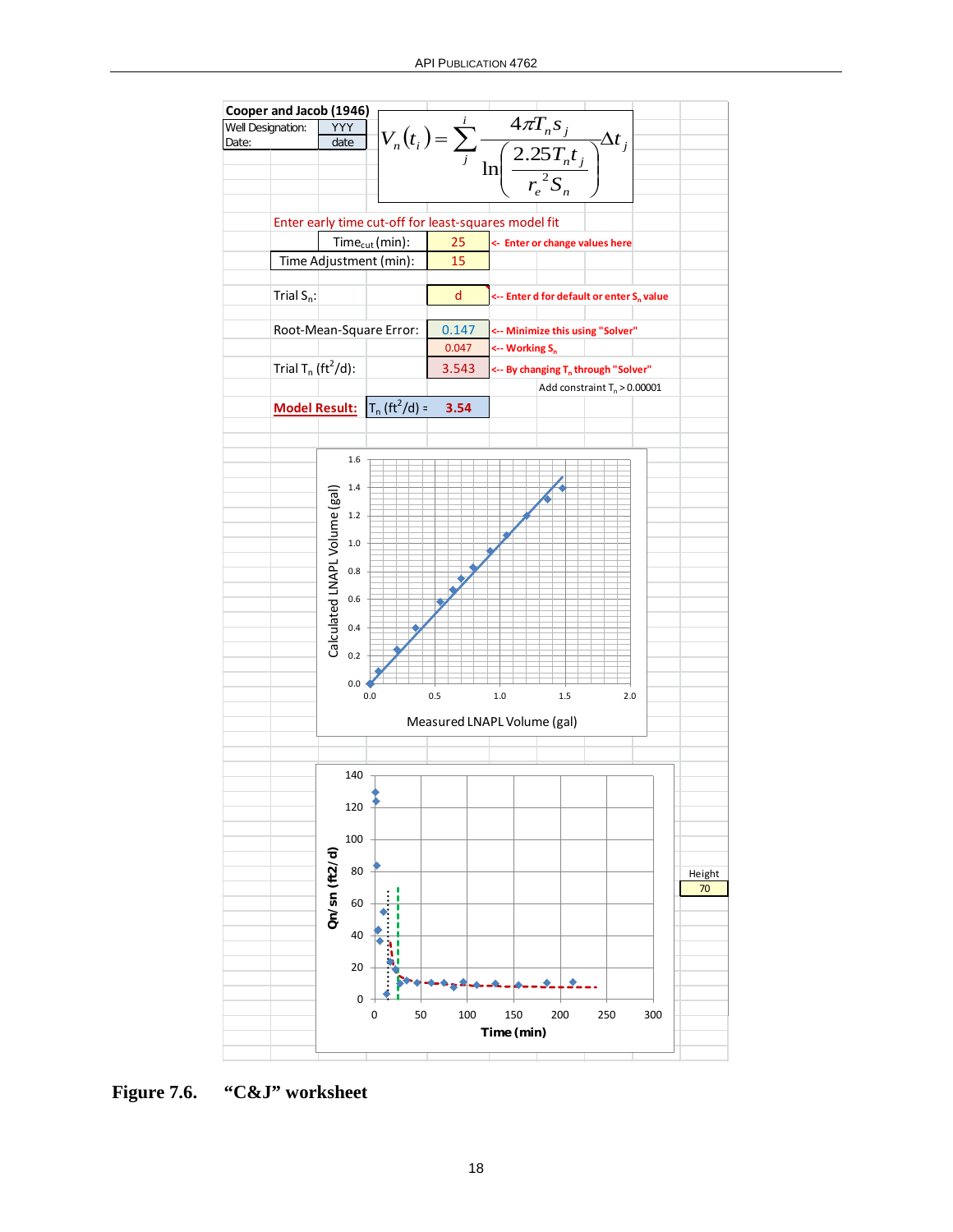**Cooper and Jacob (1946)**

| Well Designation: | YYY |
|---|---|
| Date: | date |

$$V_n(t_i) = \sum_j^i \frac{4\pi T_n s_j}{\ln\left(\frac{2.25 T_n t_j}{r_e^2 S_n}\right)} \Delta t_j$$

Enter early time cut-off for least-squares model fit

| | | |
|---|---|---|
| $Time_{cut}$ (min): | 25 | <- Enter or change values here |
| Time Adjustment (min): | 15 | |
| Trial $S_n$: | d | <-- Enter d for default or enter $S_n$ value |
| Root-Mean-Square Error: | 0.147 | <-- Minimize this using "Solver" |
| | 0.047 | <-- Working $S_n$ |
| Trial $T_n$ ($ft^2$/d): | 3.543 | <-- By changing $T_n$ through "Solver" |
| | | Add constraint $T_n$ > 0.00001 |
| **Model Result:** | $T_n$ ($ft^2$/d) = **3.54** | |

Height: 70

**Figure 7.6. "C&J" worksheet**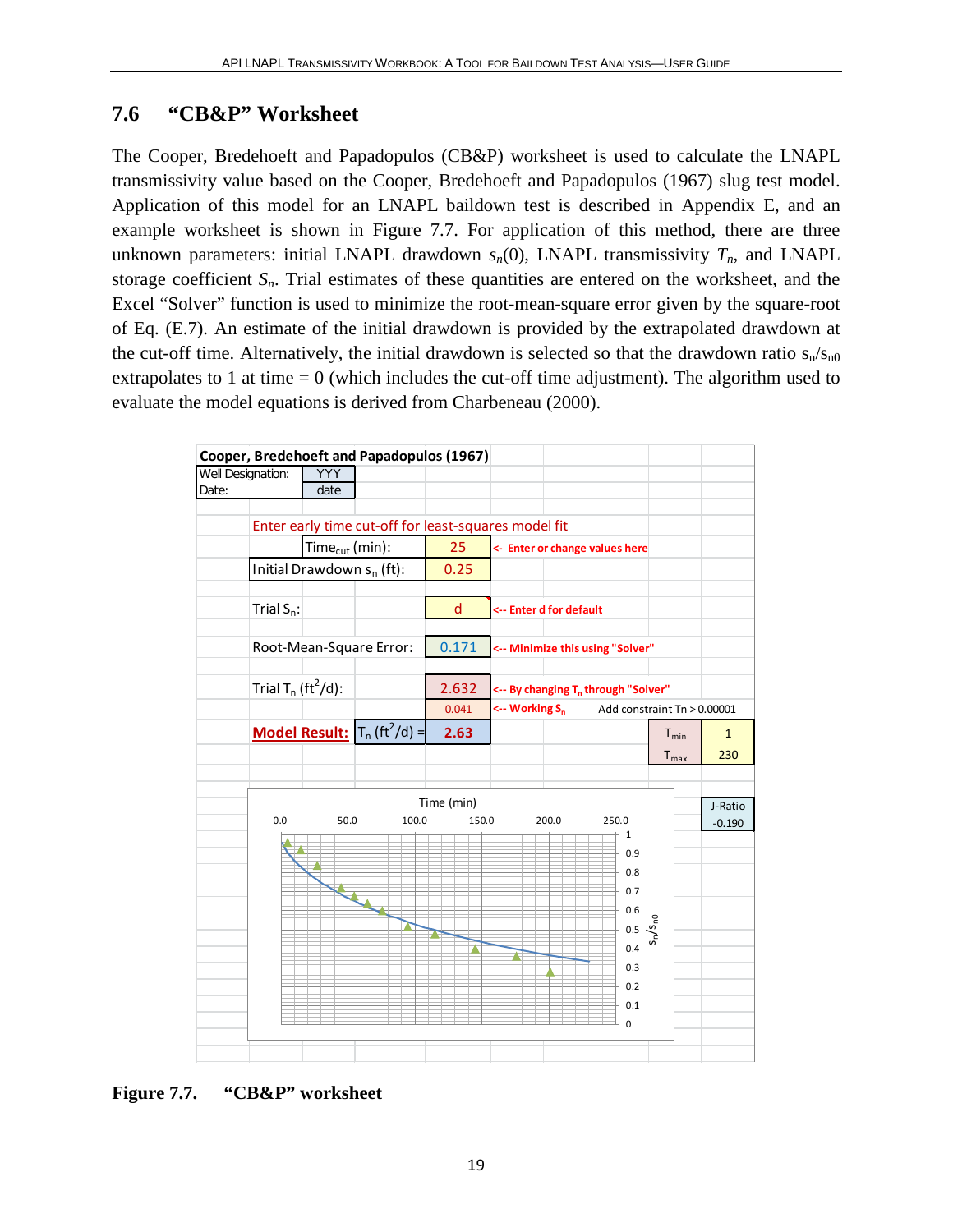## 7.6 "CB&P" Worksheet

The Cooper, Bredehoeft and Papadopulos (CB&P) worksheet is used to calculate the LNAPL transmissivity value based on the Cooper, Bredehoeft and Papadopulos (1967) slug test model. Application of this model for an LNAPL baildown test is described in Appendix E, and an example worksheet is shown in Figure 7.7. For application of this method, there are three unknown parameters: initial LNAPL drawdown $s_n(0)$, LNAPL transmissivity $T_n$, and LNAPL storage coefficient $S_n$. Trial estimates of these quantities are entered on the worksheet, and the Excel "Solver" function is used to minimize the root-mean-square error given by the square-root of Eq. (E.7). An estimate of the initial drawdown is provided by the extrapolated drawdown at the cut-off time. Alternatively, the initial drawdown is selected so that the drawdown ratio $s_n/s_{n0}$ extrapolates to 1 at time = 0 (which includes the cut-off time adjustment). The algorithm used to evaluate the model equations is derived from Charbeneau (2000).

**Cooper, Bredehoeft and Papadopulos (1967)**

| | |
|---|---|
| Well Designation: | YYY |
| Date: | date |

Enter early time cut-off for least-squares model fit

| | | |
|---|---|---|
| $Time_{cut}$ (min): | 25 | <- Enter or change values here |
| Initial Drawdown $s_n$ (ft): | 0.25 | |
| Trial $S_n$: | d | <-- Enter d for default |
| Root-Mean-Square Error: | 0.171 | <-- Minimize this using "Solver" |
| Trial $T_n$ ($ft^2$/d): | 2.632 | <-- By changing $T_n$ through "Solver" |
| | 0.041 | <-- Working $S_n$ — Add constraint Tn > 0.00001 |
| **Model Result:** $T_n$ ($ft^2$/d) = | **2.63** | |

| | |
|---|---|
| $T_{min}$ | 1 |
| $T_{max}$ | 230 |

| J-Ratio |
|---|
| -0.190 |

Figure 7.7. "CB&P" worksheet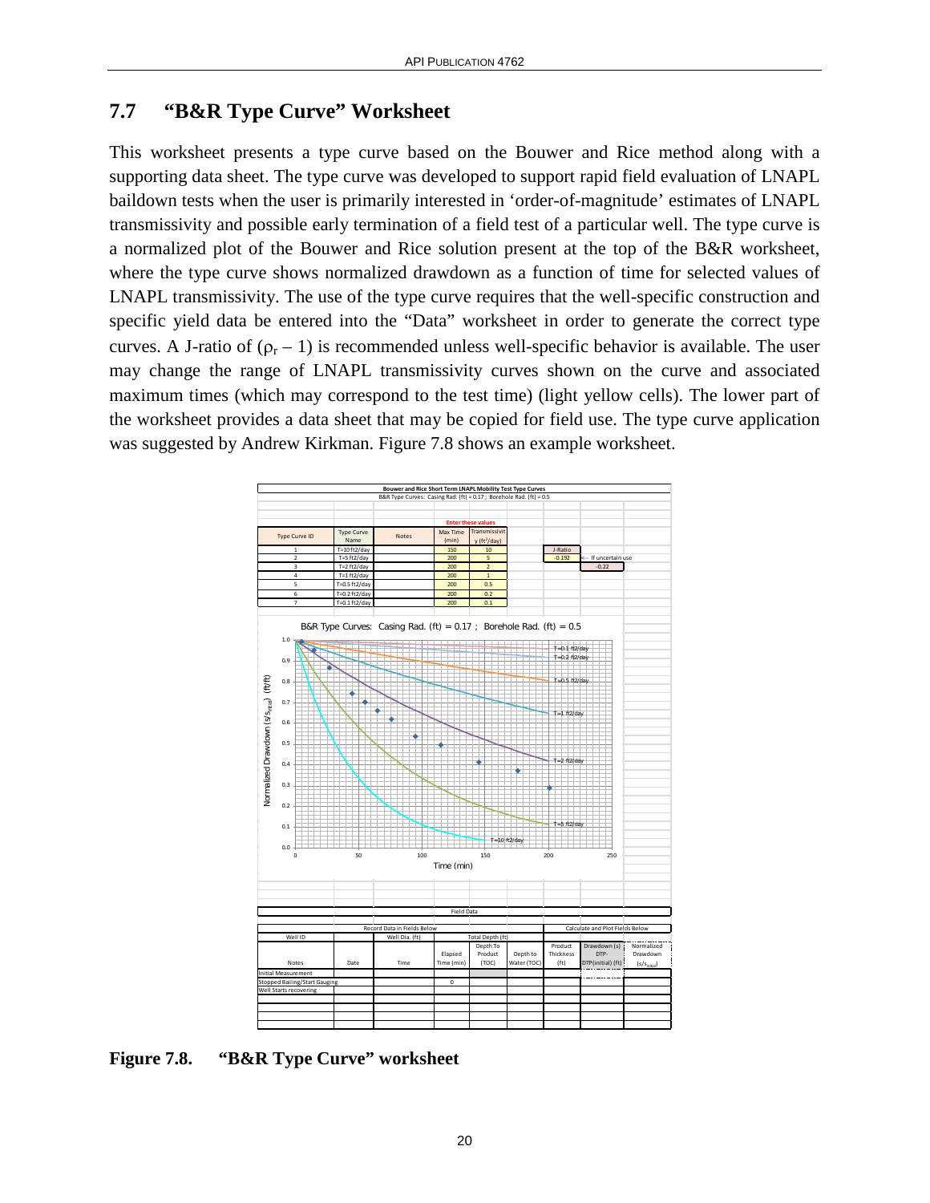## 7.7 "B&R Type Curve" Worksheet

This worksheet presents a type curve based on the Bouwer and Rice method along with a supporting data sheet. The type curve was developed to support rapid field evaluation of LNAPL baildown tests when the user is primarily interested in 'order-of-magnitude' estimates of LNAPL transmissivity and possible early termination of a field test of a particular well. The type curve is a normalized plot of the Bouwer and Rice solution present at the top of the B&R worksheet, where the type curve shows normalized drawdown as a function of time for selected values of LNAPL transmissivity. The use of the type curve requires that the well-specific construction and specific yield data be entered into the "Data" worksheet in order to generate the correct type curves. A J-ratio of ($\rho_r - 1$) is recommended unless well-specific behavior is available. The user may change the range of LNAPL transmissivity curves shown on the curve and associated maximum times (which may correspond to the test time) (light yellow cells). The lower part of the worksheet provides a data sheet that may be copied for field use. The type curve application was suggested by Andrew Kirkman. Figure 7.8 shows an example worksheet.

**Bouwer and Rice Short Term LNAPL Mobility Test Type Curves**

B&R Type Curves: Casing Rad. (ft) = 0.17 ; Borehole Rad. (ft) = 0.5

Enter these values

| Type Curve ID | Type Curve Name | Notes | Max Time (min) | Transmissivity ($ft^2$/day) |
|---|---|---|---|---|
| 1 | T=10 ft2/day | | 150 | 10 |
| 2 | T=5 ft2/day | | 200 | 5 |
| 3 | T=2 ft2/day | | 200 | 2 |
| 4 | T=1 ft2/day | | 200 | 1 |
| 5 | T=0.5 ft2/day | | 200 | 0.5 |
| 6 | T=0.2 ft2/day | | 200 | 0.2 |
| 7 | T=0.1 ft2/day | | 200 | 0.1 |

J-Ratio: -0.192 <-- If uncertain use -0.22

B&R Type Curves: Casing Rad. (ft) = 0.17 ; Borehole Rad. (ft) = 0.5

Normalized Drawdown ($s/s_{initial}$) (ft/ft) vs. Time (min)

**Field Data**

| Record Data in Fields Below | | | | | | Calculate and Plot Fields Below | | |
|---|---|---|---|---|---|---|---|---|
| Well ID | | Well Dia. (ft) | | Total Depth (ft) | | | | |
| Notes | Date | Time | Elapsed Time (min) | Depth To Product (TOC) | Depth to Water (TOC) | Product Thickness (ft) | Drawdown (s) DTP-DTP(initial) (ft) | Normalized Drawdown ($s/s_{initial}$) |
| Initial Measurement | | | | | | | | |
| Stopped Bailing/Start Gauging | | | 0 | | | | | |
| Well Starts recovering | | | | | | | | |

**Figure 7.8. "B&R Type Curve" worksheet**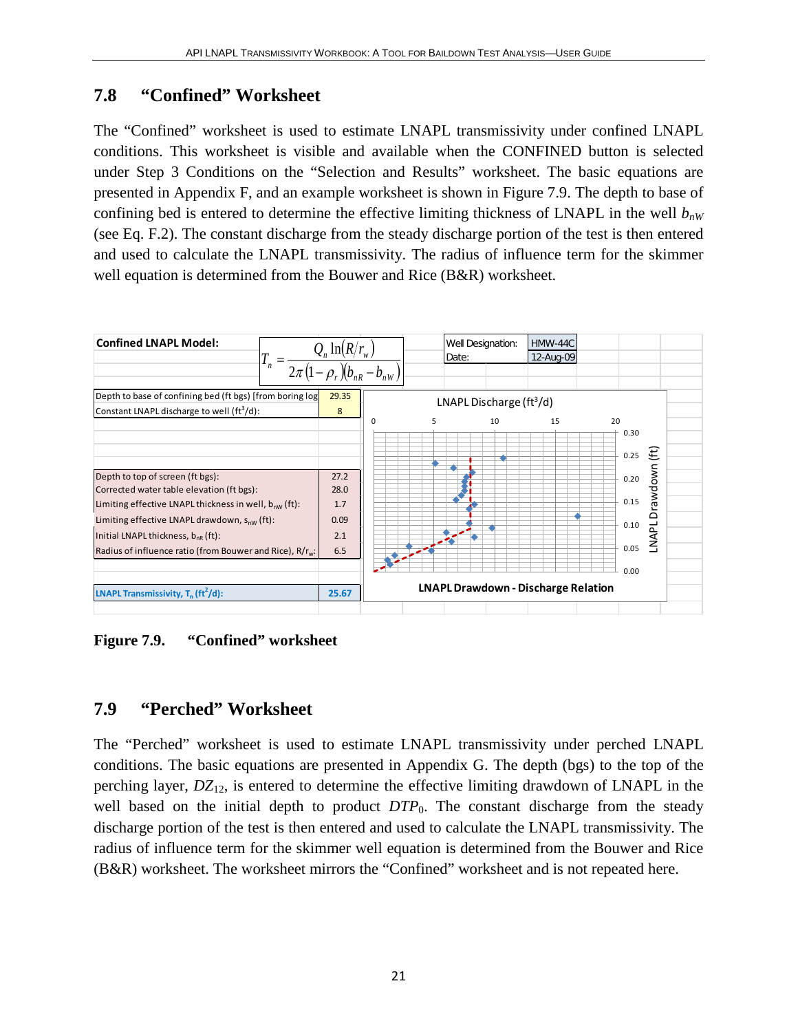## 7.8 "Confined" Worksheet

The "Confined" worksheet is used to estimate LNAPL transmissivity under confined LNAPL conditions. This worksheet is visible and available when the CONFINED button is selected under Step 3 Conditions on the "Selection and Results" worksheet. The basic equations are presented in Appendix F, and an example worksheet is shown in Figure 7.9. The depth to base of confining bed is entered to determine the effective limiting thickness of LNAPL in the well $b_{nW}$ (see Eq. F.2). The constant discharge from the steady discharge portion of the test is then entered and used to calculate the LNAPL transmissivity. The radius of influence term for the skimmer well equation is determined from the Bouwer and Rice (B&R) worksheet.

**Confined LNAPL Model:**

$$T_n = \frac{Q_n \ln(R/r_w)}{2\pi(1-\rho_r)(b_{nR}-b_{nW})}$$

Well Designation: HMW-44C
Date: 12-Aug-09

| Parameter | Value |
|---|---|
| Depth to base of confining bed (ft bgs) [from boring log] | 29.35 |
| Constant LNAPL discharge to well (ft³/d): | 8 |
| Depth to top of screen (ft bgs): | 27.2 |
| Corrected water table elevation (ft bgs): | 28.0 |
| Limiting effective LNAPL thickness in well, $b_{nW}$ (ft): | 1.7 |
| Limiting effective LNAPL drawdown, $s_{nW}$ (ft): | 0.09 |
| Initial LNAPL thickness, $b_{nR}$ (ft): | 2.1 |
| Radius of influence ratio (from Bouwer and Rice), $R/r_w$: | 6.5 |
| **LNAPL Transmissivity, $T_n$ (ft²/d):** | **25.67** |

LNAPL Drawdown - Discharge Relation

**Figure 7.9. "Confined" worksheet**

## 7.9 "Perched" Worksheet

The "Perched" worksheet is used to estimate LNAPL transmissivity under perched LNAPL conditions. The basic equations are presented in Appendix G. The depth (bgs) to the top of the perching layer, $DZ_{12}$, is entered to determine the effective limiting drawdown of LNAPL in the well based on the initial depth to product $DTP_0$. The constant discharge from the steady discharge portion of the test is then entered and used to calculate the LNAPL transmissivity. The radius of influence term for the skimmer well equation is determined from the Bouwer and Rice (B&R) worksheet. The worksheet mirrors the "Confined" worksheet and is not repeated here.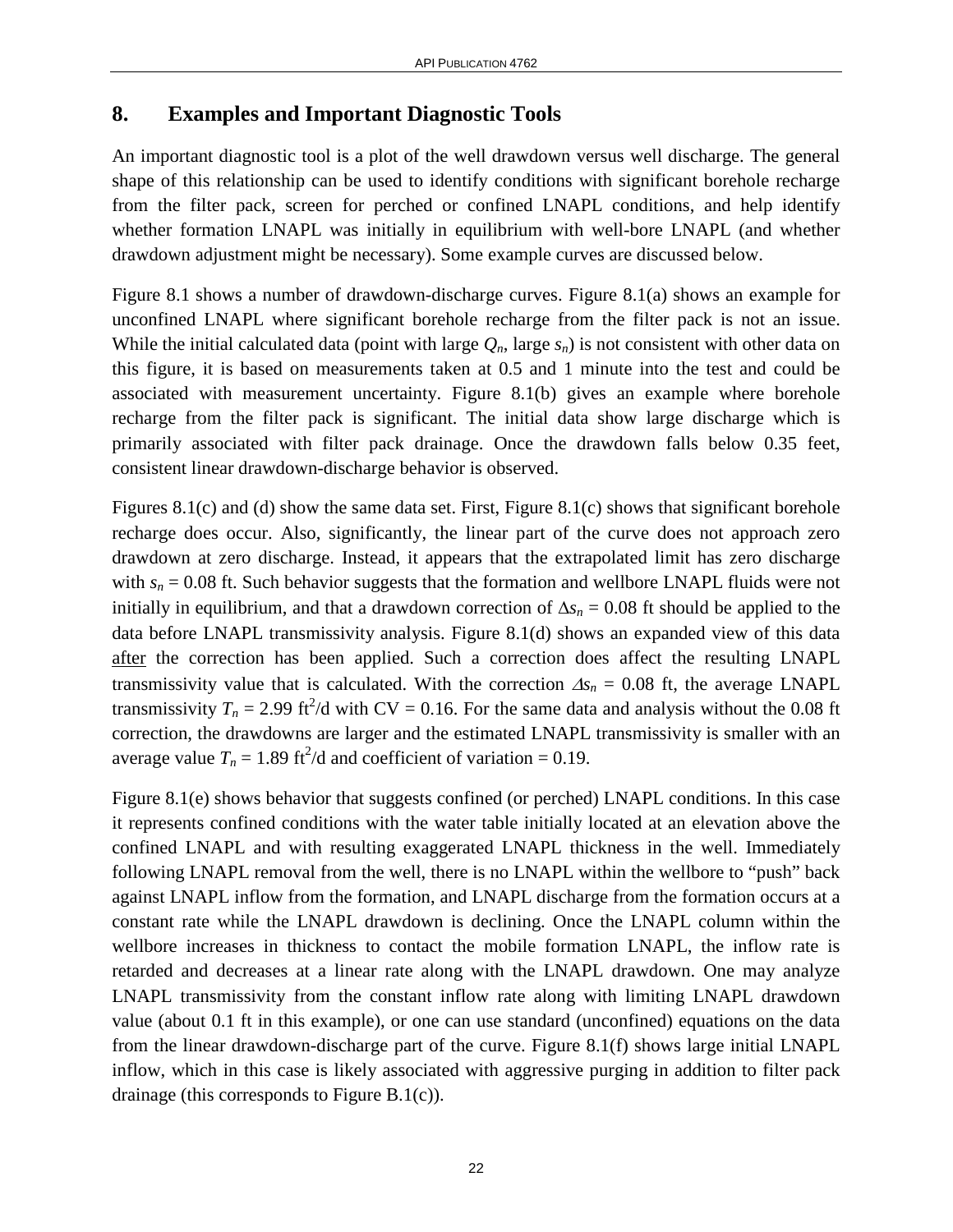# 8. Examples and Important Diagnostic Tools

An important diagnostic tool is a plot of the well drawdown versus well discharge. The general shape of this relationship can be used to identify conditions with significant borehole recharge from the filter pack, screen for perched or confined LNAPL conditions, and help identify whether formation LNAPL was initially in equilibrium with well-bore LNAPL (and whether drawdown adjustment might be necessary). Some example curves are discussed below.

Figure 8.1 shows a number of drawdown-discharge curves. Figure 8.1(a) shows an example for unconfined LNAPL where significant borehole recharge from the filter pack is not an issue. While the initial calculated data (point with large $Q_n$, large $s_n$) is not consistent with other data on this figure, it is based on measurements taken at 0.5 and 1 minute into the test and could be associated with measurement uncertainty. Figure 8.1(b) gives an example where borehole recharge from the filter pack is significant. The initial data show large discharge which is primarily associated with filter pack drainage. Once the drawdown falls below 0.35 feet, consistent linear drawdown-discharge behavior is observed.

Figures 8.1(c) and (d) show the same data set. First, Figure 8.1(c) shows that significant borehole recharge does occur. Also, significantly, the linear part of the curve does not approach zero drawdown at zero discharge. Instead, it appears that the extrapolated limit has zero discharge with $s_n = 0.08$ ft. Such behavior suggests that the formation and wellbore LNAPL fluids were not initially in equilibrium, and that a drawdown correction of $\Delta s_n = 0.08$ ft should be applied to the data before LNAPL transmissivity analysis. Figure 8.1(d) shows an expanded view of this data <u>after</u> the correction has been applied. Such a correction does affect the resulting LNAPL transmissivity value that is calculated. With the correction $\Delta s_n = 0.08$ ft, the average LNAPL transmissivity $T_n = 2.99$ ft$^2$/d with CV = 0.16. For the same data and analysis without the 0.08 ft correction, the drawdowns are larger and the estimated LNAPL transmissivity is smaller with an average value $T_n = 1.89$ ft$^2$/d and coefficient of variation = 0.19.

Figure 8.1(e) shows behavior that suggests confined (or perched) LNAPL conditions. In this case it represents confined conditions with the water table initially located at an elevation above the confined LNAPL and with resulting exaggerated LNAPL thickness in the well. Immediately following LNAPL removal from the well, there is no LNAPL within the wellbore to "push" back against LNAPL inflow from the formation, and LNAPL discharge from the formation occurs at a constant rate while the LNAPL drawdown is declining. Once the LNAPL column within the wellbore increases in thickness to contact the mobile formation LNAPL, the inflow rate is retarded and decreases at a linear rate along with the LNAPL drawdown. One may analyze LNAPL transmissivity from the constant inflow rate along with limiting LNAPL drawdown value (about 0.1 ft in this example), or one can use standard (unconfined) equations on the data from the linear drawdown-discharge part of the curve. Figure 8.1(f) shows large initial LNAPL inflow, which in this case is likely associated with aggressive purging in addition to filter pack drainage (this corresponds to Figure B.1(c)).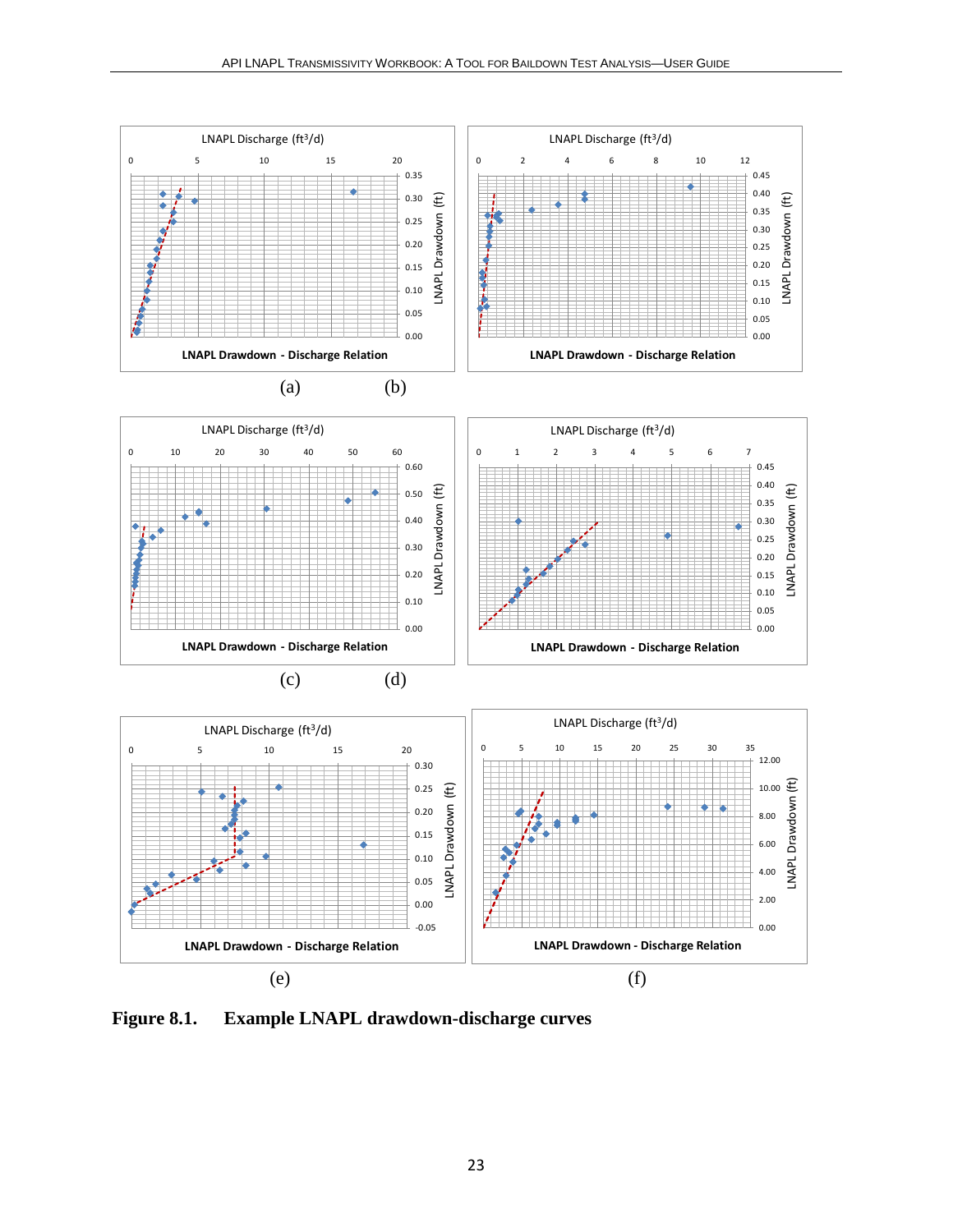**Figure 8.1. Example LNAPL drawdown-discharge curves**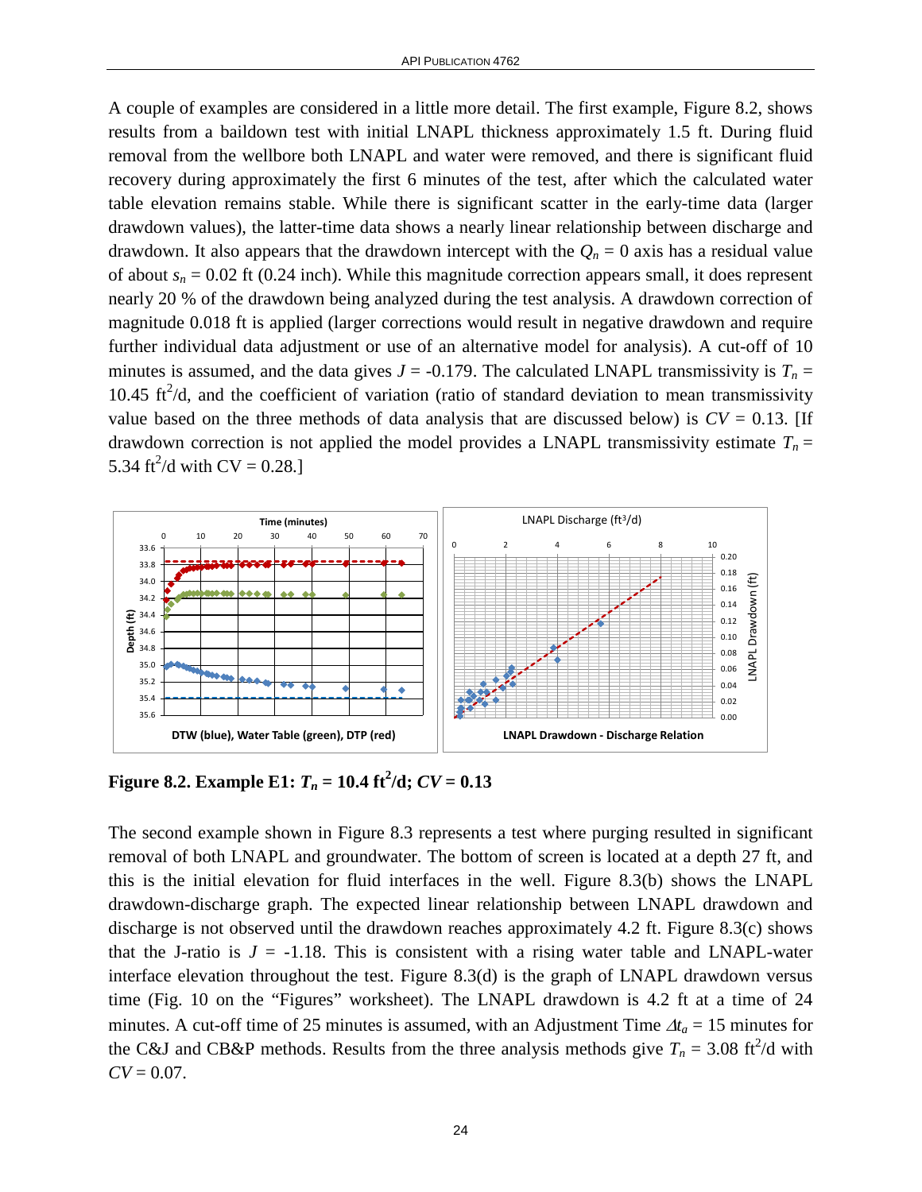A couple of examples are considered in a little more detail. The first example, Figure 8.2, shows results from a baildown test with initial LNAPL thickness approximately 1.5 ft. During fluid removal from the wellbore both LNAPL and water were removed, and there is significant fluid recovery during approximately the first 6 minutes of the test, after which the calculated water table elevation remains stable. While there is significant scatter in the early-time data (larger drawdown values), the latter-time data shows a nearly linear relationship between discharge and drawdown. It also appears that the drawdown intercept with the $Q_n = 0$ axis has a residual value of about $s_n = 0.02$ ft (0.24 inch). While this magnitude correction appears small, it does represent nearly 20 % of the drawdown being analyzed during the test analysis. A drawdown correction of magnitude 0.018 ft is applied (larger corrections would result in negative drawdown and require further individual data adjustment or use of an alternative model for analysis). A cut-off of 10 minutes is assumed, and the data gives $J = -0.179$. The calculated LNAPL transmissivity is $T_n = 10.45$ ft$^2$/d, and the coefficient of variation (ratio of standard deviation to mean transmissivity value based on the three methods of data analysis that are discussed below) is $CV = 0.13$. [If drawdown correction is not applied the model provides a LNAPL transmissivity estimate $T_n = 5.34$ ft$^2$/d with CV = 0.28.]

**Figure 8.2. Example E1: $T_n$ = 10.4 ft$^2$/d; $CV$ = 0.13**

The second example shown in Figure 8.3 represents a test where purging resulted in significant removal of both LNAPL and groundwater. The bottom of screen is located at a depth 27 ft, and this is the initial elevation for fluid interfaces in the well. Figure 8.3(b) shows the LNAPL drawdown-discharge graph. The expected linear relationship between LNAPL drawdown and discharge is not observed until the drawdown reaches approximately 4.2 ft. Figure 8.3(c) shows that the J-ratio is $J = -1.18$. This is consistent with a rising water table and LNAPL-water interface elevation throughout the test. Figure 8.3(d) is the graph of LNAPL drawdown versus time (Fig. 10 on the "Figures" worksheet). The LNAPL drawdown is 4.2 ft at a time of 24 minutes. A cut-off time of 25 minutes is assumed, with an Adjustment Time $\Delta t_a = 15$ minutes for the C&J and CB&P methods. Results from the three analysis methods give $T_n = 3.08$ ft$^2$/d with $CV = 0.07$.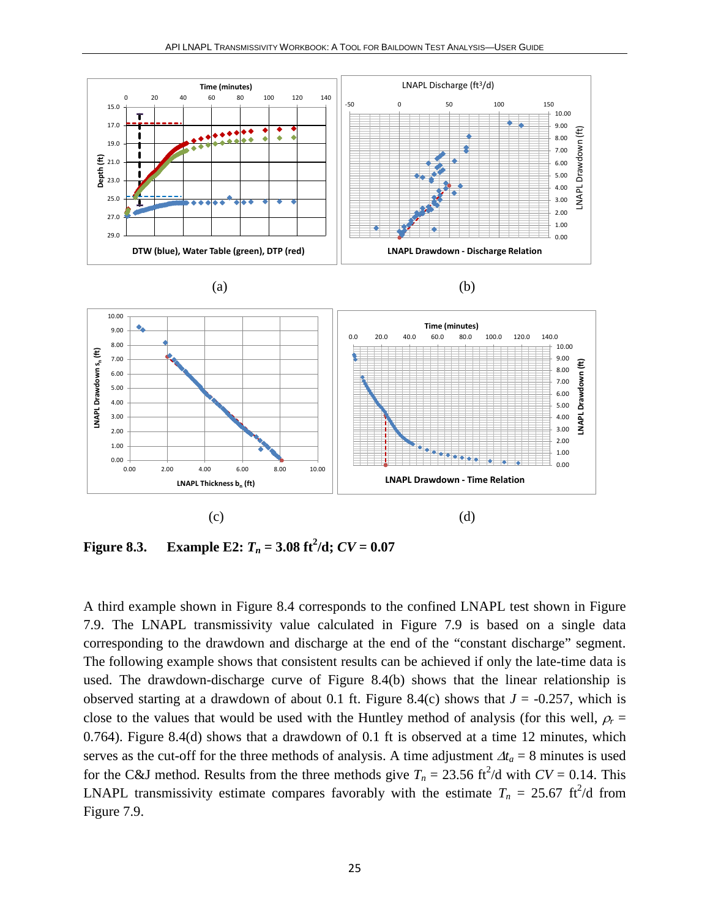(a)

(b)

(c)

(d)

**Figure 8.3. Example E2: $T_n$ = 3.08 ft$^2$/d; $CV$ = 0.07**

A third example shown in Figure 8.4 corresponds to the confined LNAPL test shown in Figure 7.9. The LNAPL transmissivity value calculated in Figure 7.9 is based on a single data corresponding to the drawdown and discharge at the end of the "constant discharge" segment. The following example shows that consistent results can be achieved if only the late-time data is used. The drawdown-discharge curve of Figure 8.4(b) shows that the linear relationship is observed starting at a drawdown of about 0.1 ft. Figure 8.4(c) shows that $J$ = -0.257, which is close to the values that would be used with the Huntley method of analysis (for this well, $\rho_r$ = 0.764). Figure 8.4(d) shows that a drawdown of 0.1 ft is observed at a time 12 minutes, which serves as the cut-off for the three methods of analysis. A time adjustment $\Delta t_a$ = 8 minutes is used for the C&J method. Results from the three methods give $T_n$ = 23.56 ft$^2$/d with $CV$ = 0.14. This LNAPL transmissivity estimate compares favorably with the estimate $T_n$ = 25.67 ft$^2$/d from Figure 7.9.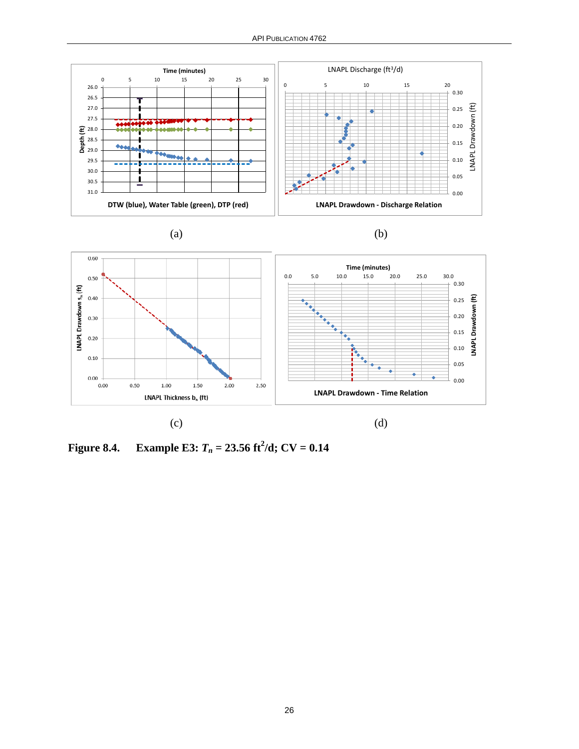(a)

(b)

(c)

(d)

**Figure 8.4. Example E3: $T_n$ = 23.56 ft$^2$/d; CV = 0.14**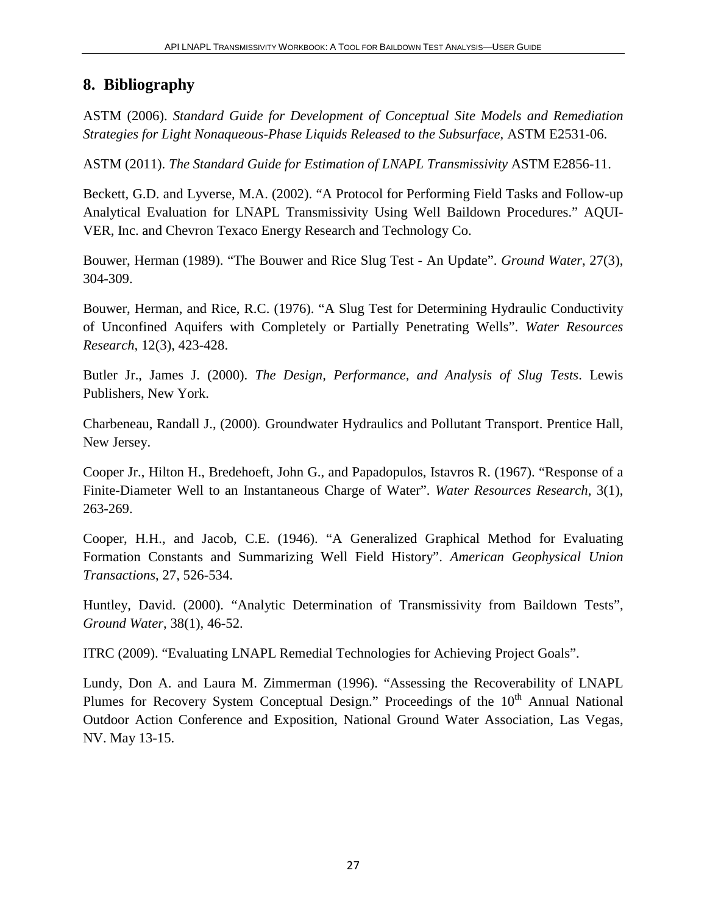## 8. Bibliography

ASTM (2006). *Standard Guide for Development of Conceptual Site Models and Remediation Strategies for Light Nonaqueous-Phase Liquids Released to the Subsurface*, ASTM E2531-06.

ASTM (2011). *The Standard Guide for Estimation of LNAPL Transmissivity* ASTM E2856-11.

Beckett, G.D. and Lyverse, M.A. (2002). "A Protocol for Performing Field Tasks and Follow-up Analytical Evaluation for LNAPL Transmissivity Using Well Baildown Procedures." AQUI-VER, Inc. and Chevron Texaco Energy Research and Technology Co.

Bouwer, Herman (1989). "The Bouwer and Rice Slug Test - An Update". *Ground Water*, 27(3), 304-309.

Bouwer, Herman, and Rice, R.C. (1976). "A Slug Test for Determining Hydraulic Conductivity of Unconfined Aquifers with Completely or Partially Penetrating Wells". *Water Resources Research*, 12(3), 423-428.

Butler Jr., James J. (2000). *The Design, Performance, and Analysis of Slug Tests*. Lewis Publishers, New York.

Charbeneau, Randall J., (2000). Groundwater Hydraulics and Pollutant Transport. Prentice Hall, New Jersey.

Cooper Jr., Hilton H., Bredehoeft, John G., and Papadopulos, Istavros R. (1967). "Response of a Finite-Diameter Well to an Instantaneous Charge of Water". *Water Resources Research*, 3(1), 263-269.

Cooper, H.H., and Jacob, C.E. (1946). "A Generalized Graphical Method for Evaluating Formation Constants and Summarizing Well Field History". *American Geophysical Union Transactions*, 27, 526-534.

Huntley, David. (2000). "Analytic Determination of Transmissivity from Baildown Tests", *Ground Water*, 38(1), 46-52.

ITRC (2009). "Evaluating LNAPL Remedial Technologies for Achieving Project Goals".

Lundy, Don A. and Laura M. Zimmerman (1996). "Assessing the Recoverability of LNAPL Plumes for Recovery System Conceptual Design." Proceedings of the 10th Annual National Outdoor Action Conference and Exposition, National Ground Water Association, Las Vegas, NV. May 13-15.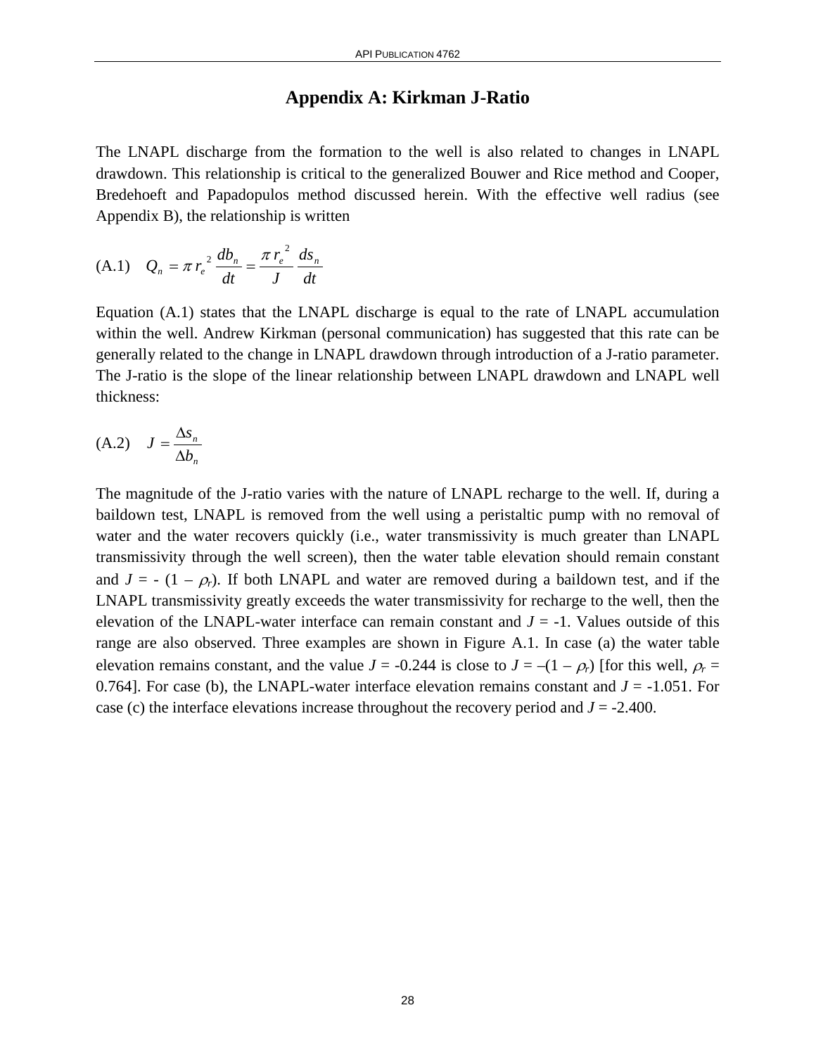# Appendix A: Kirkman J-Ratio

The LNAPL discharge from the formation to the well is also related to changes in LNAPL drawdown. This relationship is critical to the generalized Bouwer and Rice method and Cooper, Bredehoeft and Papadopulos method discussed herein. With the effective well radius (see Appendix B), the relationship is written

$$\text{(A.1)} \quad Q_n = \pi \, r_e^{\,2} \, \frac{db_n}{dt} = \frac{\pi \, r_e^{\,2}}{J} \, \frac{ds_n}{dt}$$

Equation (A.1) states that the LNAPL discharge is equal to the rate of LNAPL accumulation within the well. Andrew Kirkman (personal communication) has suggested that this rate can be generally related to the change in LNAPL drawdown through introduction of a J-ratio parameter. The J-ratio is the slope of the linear relationship between LNAPL drawdown and LNAPL well thickness:

$$\text{(A.2)} \quad J = \frac{\Delta s_n}{\Delta b_n}$$

The magnitude of the J-ratio varies with the nature of LNAPL recharge to the well. If, during a baildown test, LNAPL is removed from the well using a peristaltic pump with no removal of water and the water recovers quickly (i.e., water transmissivity is much greater than LNAPL transmissivity through the well screen), then the water table elevation should remain constant and $J = -(1 - \rho_r)$. If both LNAPL and water are removed during a baildown test, and if the LNAPL transmissivity greatly exceeds the water transmissivity for recharge to the well, then the elevation of the LNAPL-water interface can remain constant and $J = -1$. Values outside of this range are also observed. Three examples are shown in Figure A.1. In case (a) the water table elevation remains constant, and the value $J = -0.244$ is close to $J = -(1 - \rho_r)$ [for this well, $\rho_r = 0.764$]. For case (b), the LNAPL-water interface elevation remains constant and $J = -1.051$. For case (c) the interface elevations increase throughout the recovery period and $J = -2.400$.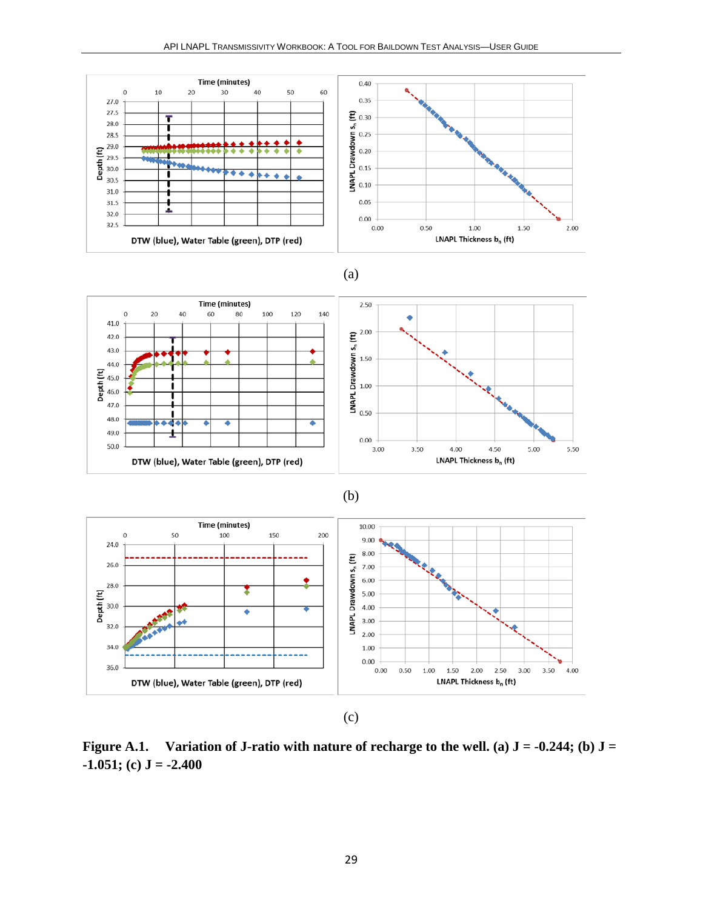Time (minutes)

DTW (blue), Water Table (green), DTP (red)

LNAPL Drawdown $s_n$ (ft)

LNAPL Thickness $b_n$ (ft)

(a)

Time (minutes)

DTW (blue), Water Table (green), DTP (red)

LNAPL Drawdown $s_n$ (ft)

LNAPL Thickness $b_n$ (ft)

(b)

Time (minutes)

DTW (blue), Water Table (green), DTP (red)

LNAPL Drawdown $s_n$ (ft)

LNAPL Thickness $b_n$ (ft)

(c)

**Figure A.1. Variation of J-ratio with nature of recharge to the well. (a) J = -0.244; (b) J = -1.051; (c) J = -2.400**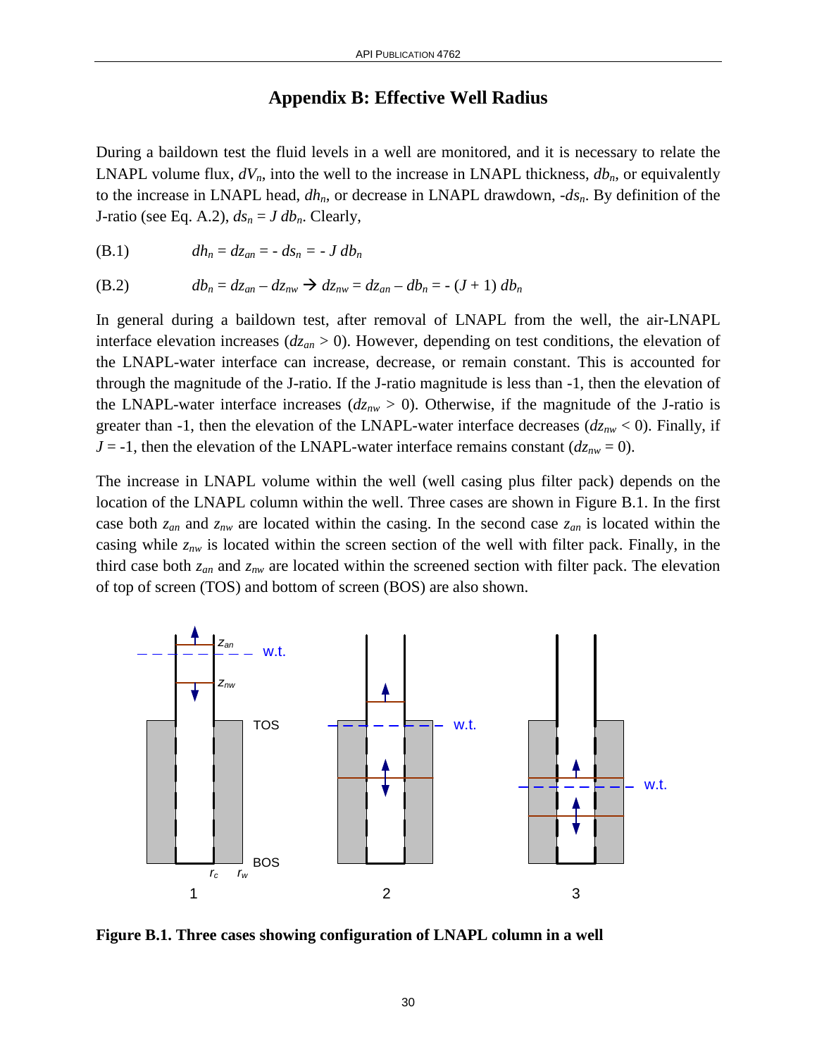# Appendix B: Effective Well Radius

During a baildown test the fluid levels in a well are monitored, and it is necessary to relate the LNAPL volume flux, $dV_n$, into the well to the increase in LNAPL thickness, $db_n$, or equivalently to the increase in LNAPL head, $dh_n$, or decrease in LNAPL drawdown, $-ds_n$. By definition of the J-ratio (see Eq. A.2), $ds_n = J\, db_n$. Clearly,

(B.1) $$dh_n = dz_{an} = - ds_n = - J\, db_n$$

(B.2) $$db_n = dz_{an} – dz_{nw} \rightarrow dz_{nw} = dz_{an} – db_n = - (J + 1)\, db_n$$

In general during a baildown test, after removal of LNAPL from the well, the air-LNAPL interface elevation increases ($dz_{an} > 0$). However, depending on test conditions, the elevation of the LNAPL-water interface can increase, decrease, or remain constant. This is accounted for through the magnitude of the J-ratio. If the J-ratio magnitude is less than -1, then the elevation of the LNAPL-water interface increases ($dz_{nw} > 0$). Otherwise, if the magnitude of the J-ratio is greater than -1, then the elevation of the LNAPL-water interface decreases ($dz_{nw} < 0$). Finally, if $J = -1$, then the elevation of the LNAPL-water interface remains constant ($dz_{nw} = 0$).

The increase in LNAPL volume within the well (well casing plus filter pack) depends on the location of the LNAPL column within the well. Three cases are shown in Figure B.1. In the first case both $z_{an}$ and $z_{nw}$ are located within the casing. In the second case $z_{an}$ is located within the casing while $z_{nw}$ is located within the screen section of the well with filter pack. Finally, in the third case both $z_{an}$ and $z_{nw}$ are located within the screened section with filter pack. The elevation of top of screen (TOS) and bottom of screen (BOS) are also shown.

**Figure B.1. Three cases showing configuration of LNAPL column in a well**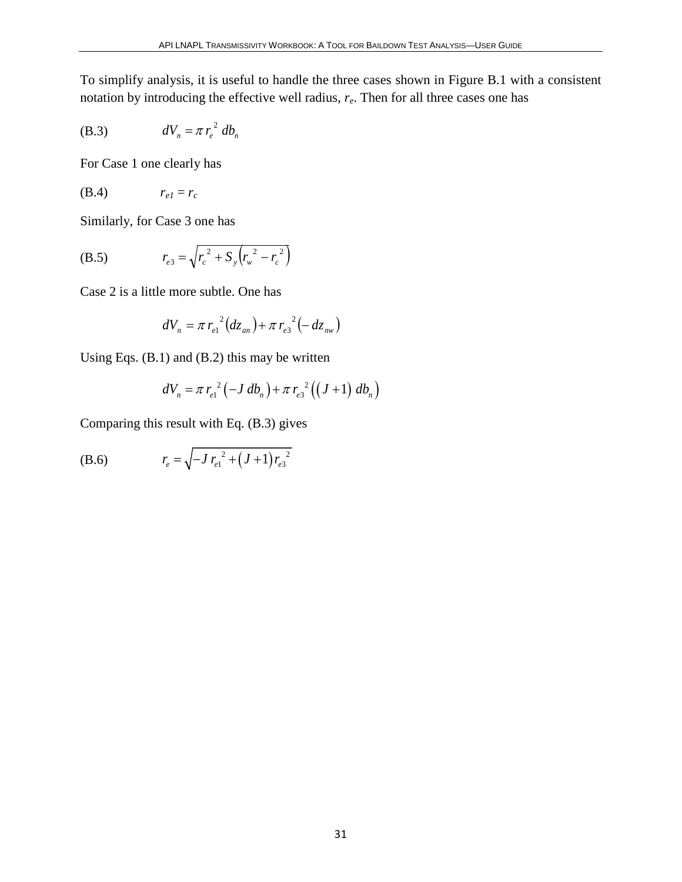To simplify analysis, it is useful to handle the three cases shown in Figure B.1 with a consistent notation by introducing the effective well radius, $r_e$. Then for all three cases one has

$$dV_n = \pi\, r_e^{\,2}\, db_n \tag{B.3}$$

For Case 1 one clearly has

$$r_{e1} = r_c \tag{B.4}$$

Similarly, for Case 3 one has

$$r_{e3} = \sqrt{r_c^{\,2} + S_y\left(r_w^{\,2} - r_c^{\,2}\right)} \tag{B.5}$$

Case 2 is a little more subtle. One has

$$dV_n = \pi\, r_{e1}^{\,2}\left(dz_{an}\right) + \pi\, r_{e3}^{\,2}\left(-\,dz_{nw}\right)$$

Using Eqs. (B.1) and (B.2) this may be written

$$dV_n = \pi\, r_{e1}^{\,2}\left(-J\, db_n\right) + \pi\, r_{e3}^{\,2}\left(\left(J+1\right)\, db_n\right)$$

Comparing this result with Eq. (B.3) gives

$$r_e = \sqrt{-J\, r_{e1}^{\,2} + \left(J+1\right) r_{e3}^{\,2}} \tag{B.6}$$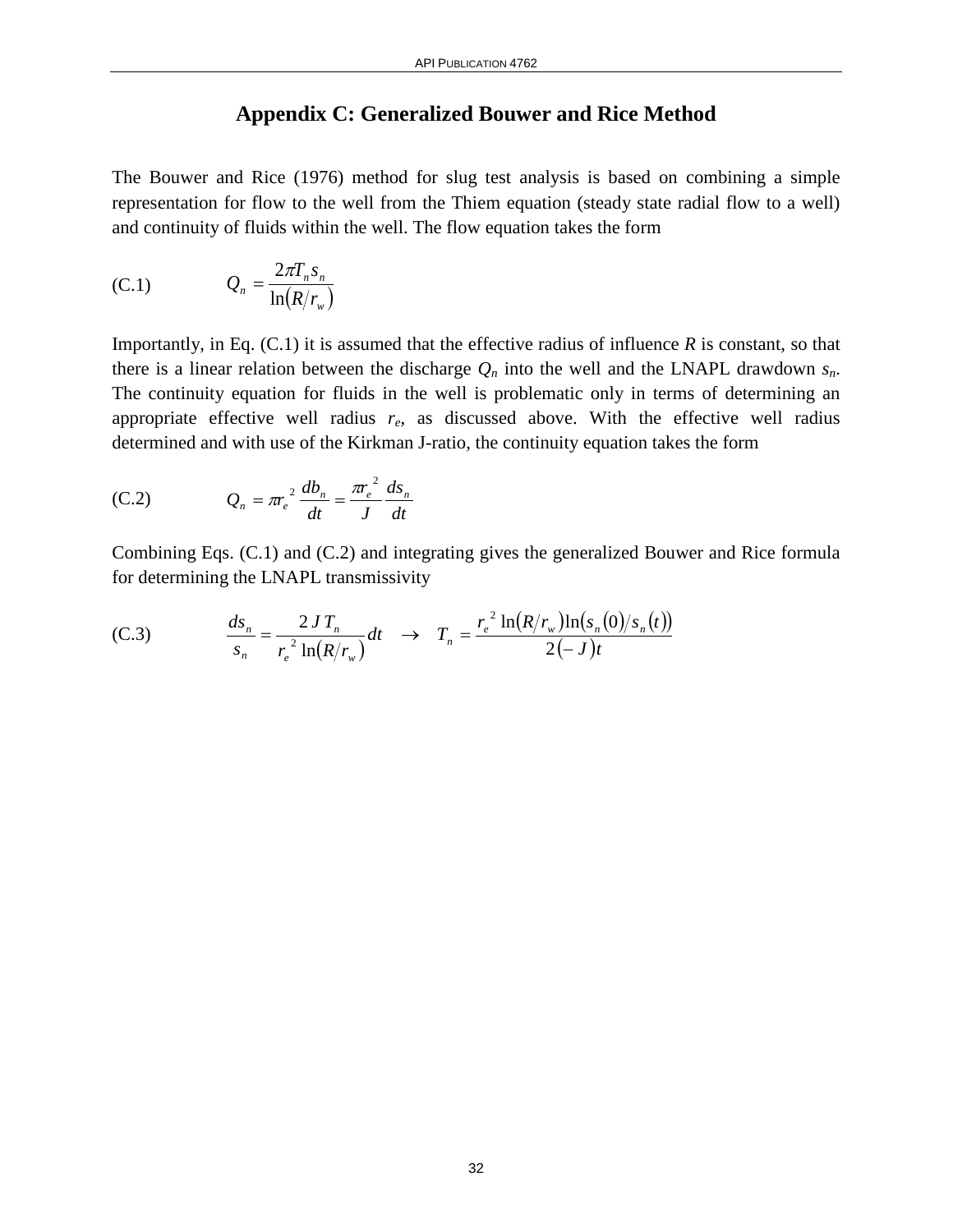# Appendix C: Generalized Bouwer and Rice Method

The Bouwer and Rice (1976) method for slug test analysis is based on combining a simple representation for flow to the well from the Thiem equation (steady state radial flow to a well) and continuity of fluids within the well. The flow equation takes the form

$$Q_n = \frac{2\pi T_n s_n}{\ln(R/r_w)} \tag{C.1}$$

Importantly, in Eq. (C.1) it is assumed that the effective radius of influence $R$ is constant, so that there is a linear relation between the discharge $Q_n$ into the well and the LNAPL drawdown $s_n$. The continuity equation for fluids in the well is problematic only in terms of determining an appropriate effective well radius $r_e$, as discussed above. With the effective well radius determined and with use of the Kirkman J-ratio, the continuity equation takes the form

$$Q_n = \pi r_e^{\,2} \frac{db_n}{dt} = \frac{\pi r_e^{\,2}}{J} \frac{ds_n}{dt} \tag{C.2}$$

Combining Eqs. (C.1) and (C.2) and integrating gives the generalized Bouwer and Rice formula for determining the LNAPL transmissivity

$$\frac{ds_n}{s_n} = \frac{2\,J\,T_n}{r_e^{\,2}\ln(R/r_w)}dt \quad \rightarrow \quad T_n = \frac{r_e^{\,2}\ln(R/r_w)\ln(s_n(0)/s_n(t))}{2(-J)t} \tag{C.3}$$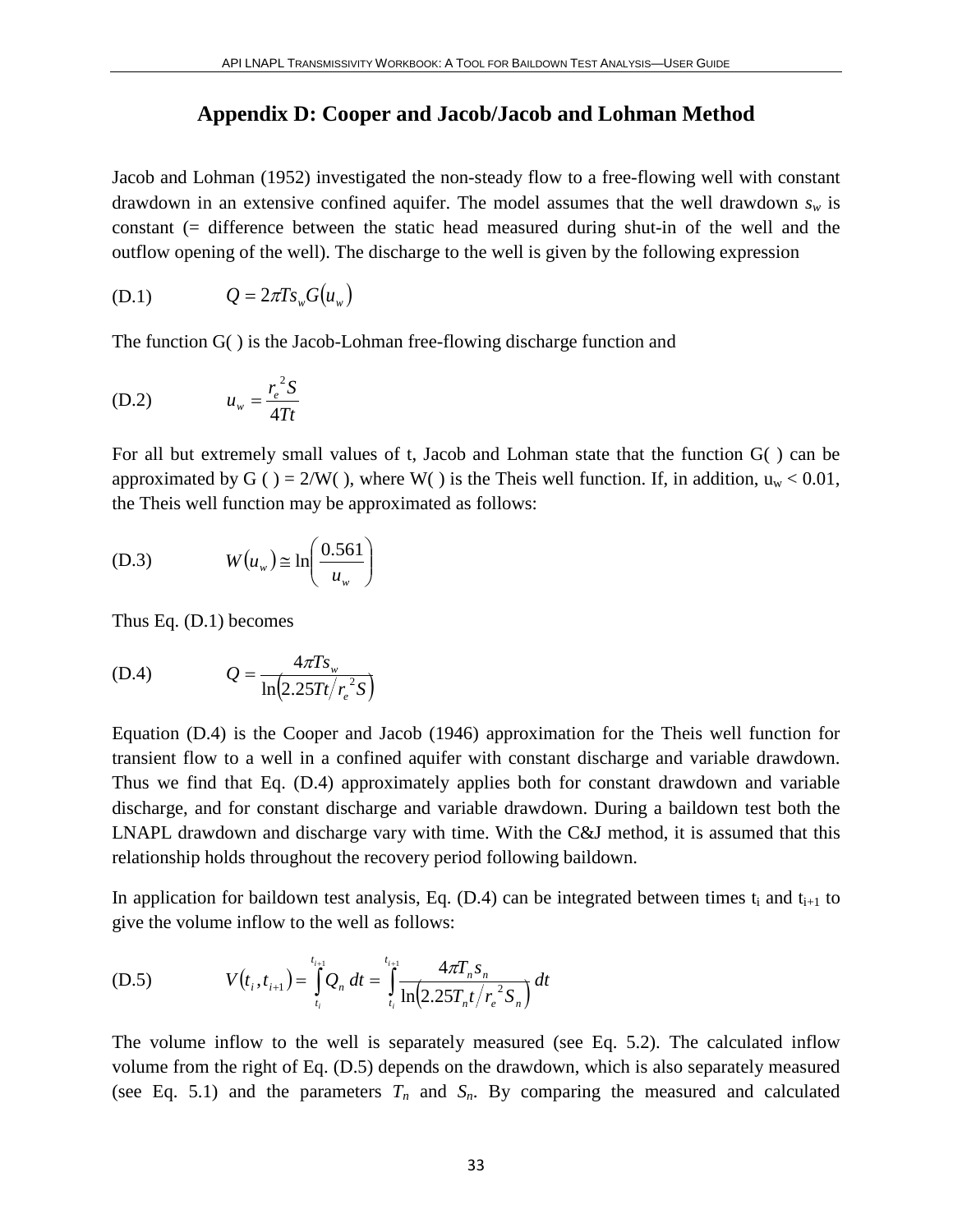# Appendix D: Cooper and Jacob/Jacob and Lohman Method

Jacob and Lohman (1952) investigated the non-steady flow to a free-flowing well with constant drawdown in an extensive confined aquifer. The model assumes that the well drawdown $s_w$ is constant (= difference between the static head measured during shut-in of the well and the outflow opening of the well). The discharge to the well is given by the following expression

$$Q = 2\pi T s_w G(u_w) \tag{D.1}$$

The function G( ) is the Jacob-Lohman free-flowing discharge function and

$$u_w = \frac{r_e^{\,2} S}{4Tt} \tag{D.2}$$

For all but extremely small values of t, Jacob and Lohman state that the function G( ) can be approximated by G ( ) = 2/W( ), where W( ) is the Theis well function. If, in addition, $u_w < 0.01$, the Theis well function may be approximated as follows:

$$W(u_w) \cong \ln\left(\frac{0.561}{u_w}\right) \tag{D.3}$$

Thus Eq. (D.1) becomes

$$Q = \frac{4\pi T s_w}{\ln\left(2.25Tt/r_e^{\,2}S\right)} \tag{D.4}$$

Equation (D.4) is the Cooper and Jacob (1946) approximation for the Theis well function for transient flow to a well in a confined aquifer with constant discharge and variable drawdown. Thus we find that Eq. (D.4) approximately applies both for constant drawdown and variable discharge, and for constant discharge and variable drawdown. During a baildown test both the LNAPL drawdown and discharge vary with time. With the C&J method, it is assumed that this relationship holds throughout the recovery period following baildown.

In application for baildown test analysis, Eq. (D.4) can be integrated between times $t_i$ and $t_{i+1}$ to give the volume inflow to the well as follows:

$$V(t_i, t_{i+1}) = \int_{t_i}^{t_{i+1}} Q_n \, dt = \int_{t_i}^{t_{i+1}} \frac{4\pi T_n s_n}{\ln\left(2.25T_n t/r_e^{\,2}S_n\right)} \, dt \tag{D.5}$$

The volume inflow to the well is separately measured (see Eq. 5.2). The calculated inflow volume from the right of Eq. (D.5) depends on the drawdown, which is also separately measured (see Eq. 5.1) and the parameters $T_n$ and $S_n$. By comparing the measured and calculated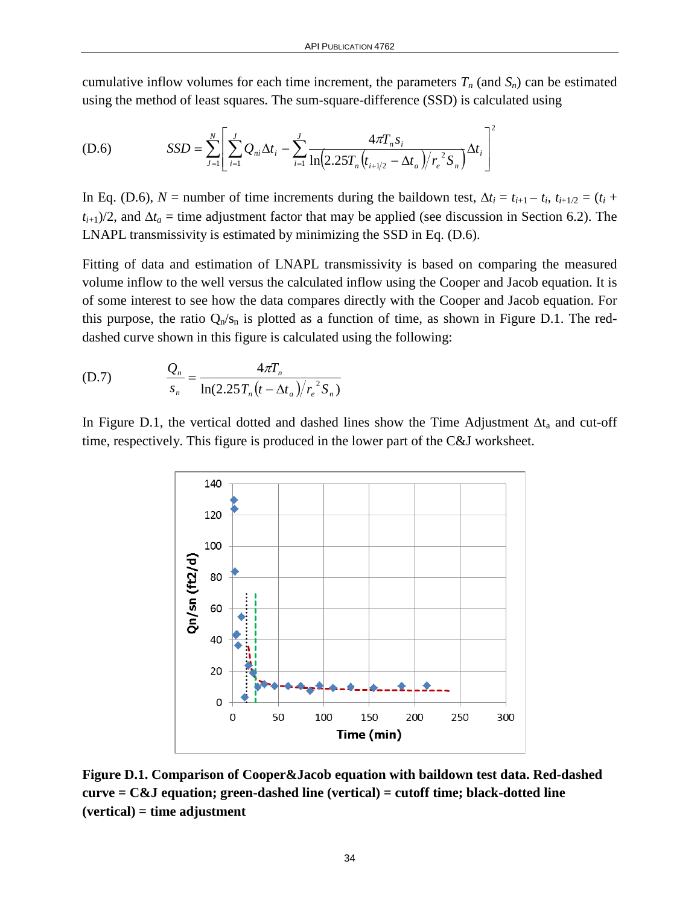cumulative inflow volumes for each time increment, the parameters $T_n$ (and $S_n$) can be estimated using the method of least squares. The sum-square-difference (SSD) is calculated using

$$SSD = \sum_{J=1}^{N} \left[ \sum_{i=1}^{J} Q_{ni} \Delta t_i - \sum_{i=1}^{J} \frac{4\pi T_n s_i}{\ln\left(2.25 T_n \left(t_{i+1/2} - \Delta t_a\right) / r_e^{\,2} S_n\right)} \Delta t_i \right]^2 \tag{D.6}$$

In Eq. (D.6), $N$ = number of time increments during the baildown test, $\Delta t_i = t_{i+1} - t_i$, $t_{i+1/2} = (t_i + t_{i+1})/2$, and $\Delta t_a$ = time adjustment factor that may be applied (see discussion in Section 6.2). The LNAPL transmissivity is estimated by minimizing the SSD in Eq. (D.6).

Fitting of data and estimation of LNAPL transmissivity is based on comparing the measured volume inflow to the well versus the calculated inflow using the Cooper and Jacob equation. It is of some interest to see how the data compares directly with the Cooper and Jacob equation. For this purpose, the ratio $Q_n/s_n$ is plotted as a function of time, as shown in Figure D.1. The red-dashed curve shown in this figure is calculated using the following:

$$\frac{Q_n}{s_n} = \frac{4\pi T_n}{\ln(2.25 T_n (t - \Delta t_a) / r_e^{\,2} S_n)} \tag{D.7}$$

In Figure D.1, the vertical dotted and dashed lines show the Time Adjustment $\Delta t_a$ and cut-off time, respectively. This figure is produced in the lower part of the C&J worksheet.

**Figure D.1. Comparison of Cooper&Jacob equation with baildown test data. Red-dashed curve = C&J equation; green-dashed line (vertical) = cutoff time; black-dotted line (vertical) = time adjustment**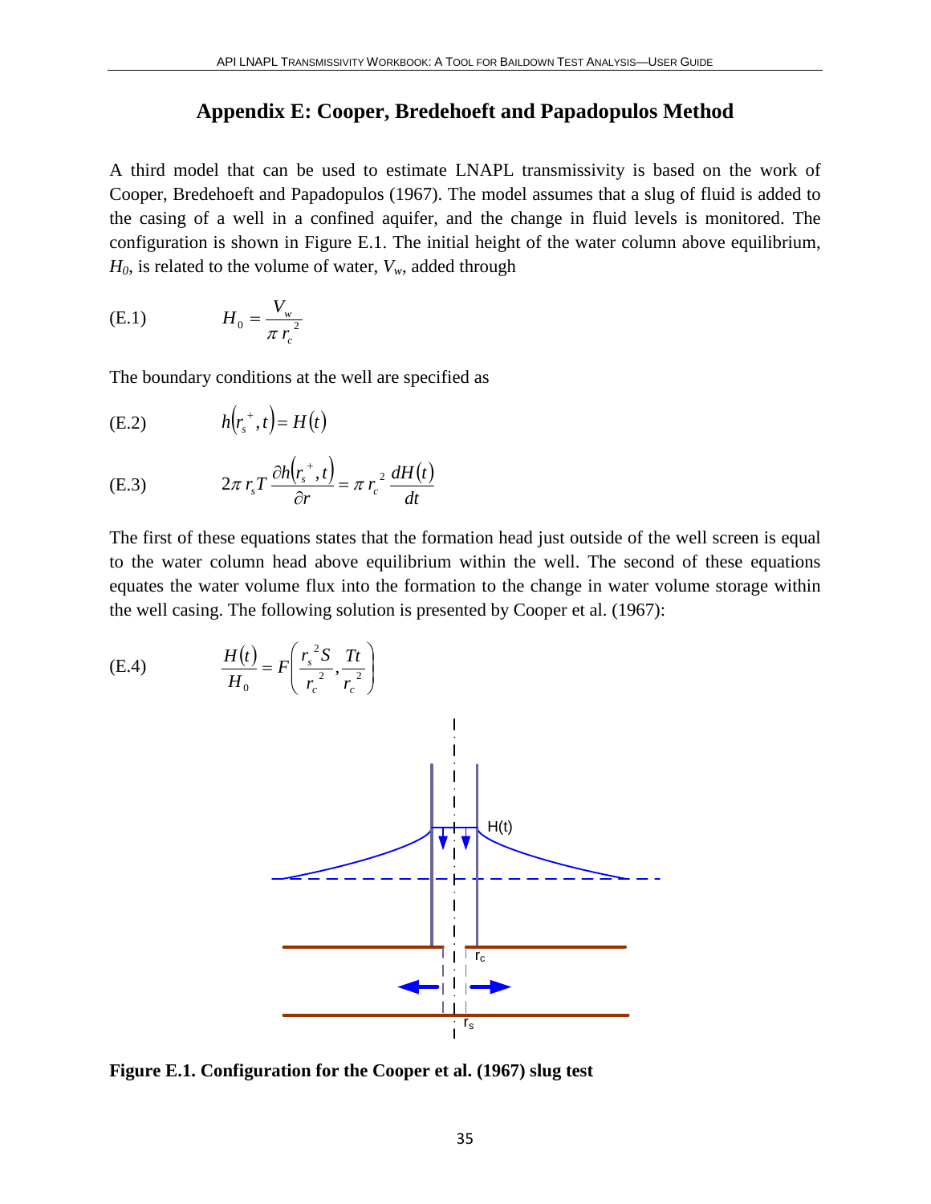# Appendix E: Cooper, Bredehoeft and Papadopulos Method

A third model that can be used to estimate LNAPL transmissivity is based on the work of Cooper, Bredehoeft and Papadopulos (1967). The model assumes that a slug of fluid is added to the casing of a well in a confined aquifer, and the change in fluid levels is monitored. The configuration is shown in Figure E.1. The initial height of the water column above equilibrium, $H_0$, is related to the volume of water, $V_w$, added through

$$H_0 = \frac{V_w}{\pi r_c^2} \tag{E.1}$$

The boundary conditions at the well are specified as

$$h\left(r_s^+, t\right) = H(t) \tag{E.2}$$

$$2\pi r_s T \frac{\partial h\left(r_s^+, t\right)}{\partial r} = \pi r_c^2 \frac{dH(t)}{dt} \tag{E.3}$$

The first of these equations states that the formation head just outside of the well screen is equal to the water column head above equilibrium within the well. The second of these equations equates the water volume flux into the formation to the change in water volume storage within the well casing. The following solution is presented by Cooper et al. (1967):

$$\frac{H(t)}{H_0} = F\left(\frac{r_s^2 S}{r_c^2}, \frac{Tt}{r_c^2}\right) \tag{E.4}$$

**Figure E.1. Configuration for the Cooper et al. (1967) slug test**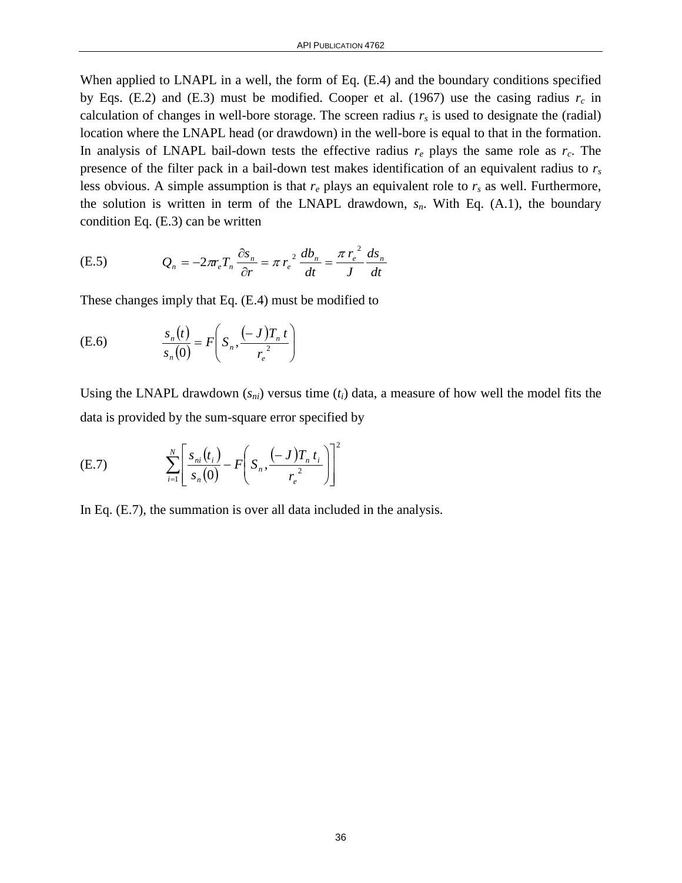When applied to LNAPL in a well, the form of Eq. (E.4) and the boundary conditions specified by Eqs. (E.2) and (E.3) must be modified. Cooper et al. (1967) use the casing radius $r_c$ in calculation of changes in well-bore storage. The screen radius $r_s$ is used to designate the (radial) location where the LNAPL head (or drawdown) in the well-bore is equal to that in the formation. In analysis of LNAPL bail-down tests the effective radius $r_e$ plays the same role as $r_c$. The presence of the filter pack in a bail-down test makes identification of an equivalent radius to $r_s$ less obvious. A simple assumption is that $r_e$ plays an equivalent role to $r_s$ as well. Furthermore, the solution is written in term of the LNAPL drawdown, $s_n$. With Eq. (A.1), the boundary condition Eq. (E.3) can be written

(E.5) $$Q_n = -2\pi r_e T_n \frac{\partial s_n}{\partial r} = \pi\, r_e^{\;2}\, \frac{db_n}{dt} = \frac{\pi\, r_e^{\;2}}{J} \frac{ds_n}{dt}$$

These changes imply that Eq. (E.4) must be modified to

(E.6) $$\frac{s_n(t)}{s_n(0)} = F\left( S_n, \frac{(-J)T_n\, t}{r_e^{\;2}} \right)$$

Using the LNAPL drawdown ($s_{ni}$) versus time ($t_i$) data, a measure of how well the model fits the data is provided by the sum-square error specified by

(E.7) $$\sum_{i=1}^{N} \left[ \frac{s_{ni}(t_i)}{s_n(0)} - F\left( S_n, \frac{(-J)T_n\, t_i}{r_e^{\;2}} \right) \right]^2$$

In Eq. (E.7), the summation is over all data included in the analysis.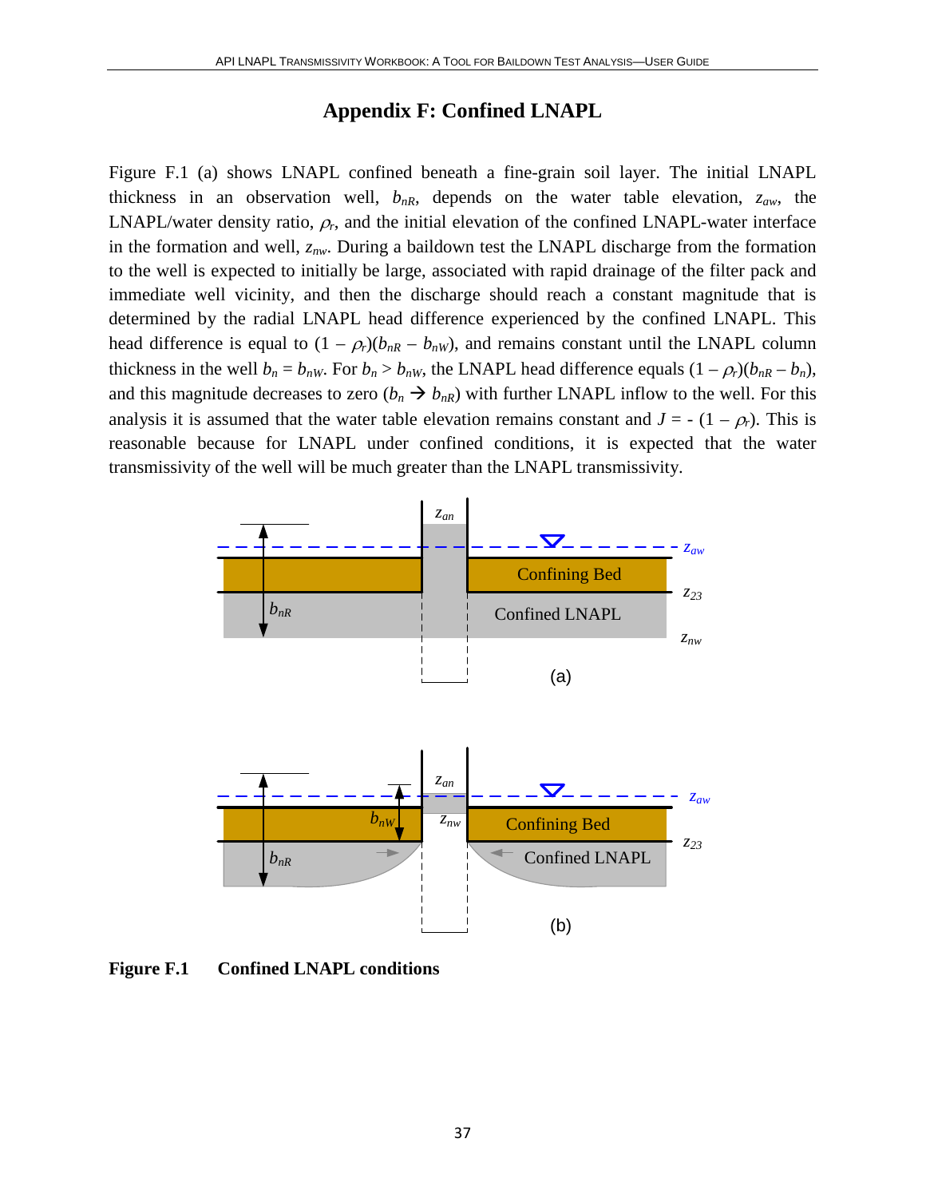# Appendix F: Confined LNAPL

Figure F.1 (a) shows LNAPL confined beneath a fine-grain soil layer. The initial LNAPL thickness in an observation well, $b_{nR}$, depends on the water table elevation, $z_{aw}$, the LNAPL/water density ratio, $\rho_r$, and the initial elevation of the confined LNAPL-water interface in the formation and well, $z_{nw}$. During a baildown test the LNAPL discharge from the formation to the well is expected to initially be large, associated with rapid drainage of the filter pack and immediate well vicinity, and then the discharge should reach a constant magnitude that is determined by the radial LNAPL head difference experienced by the confined LNAPL. This head difference is equal to $(1 - \rho_r)(b_{nR} - b_{nW})$, and remains constant until the LNAPL column thickness in the well $b_n = b_{nW}$. For $b_n > b_{nW}$, the LNAPL head difference equals $(1 - \rho_r)(b_{nR} - b_n)$, and this magnitude decreases to zero ($b_n \rightarrow b_{nR}$) with further LNAPL inflow to the well. For this analysis it is assumed that the water table elevation remains constant and $J = -(1 - \rho_r)$. This is reasonable because for LNAPL under confined conditions, it is expected that the water transmissivity of the well will be much greater than the LNAPL transmissivity.

**Figure F.1 Confined LNAPL conditions**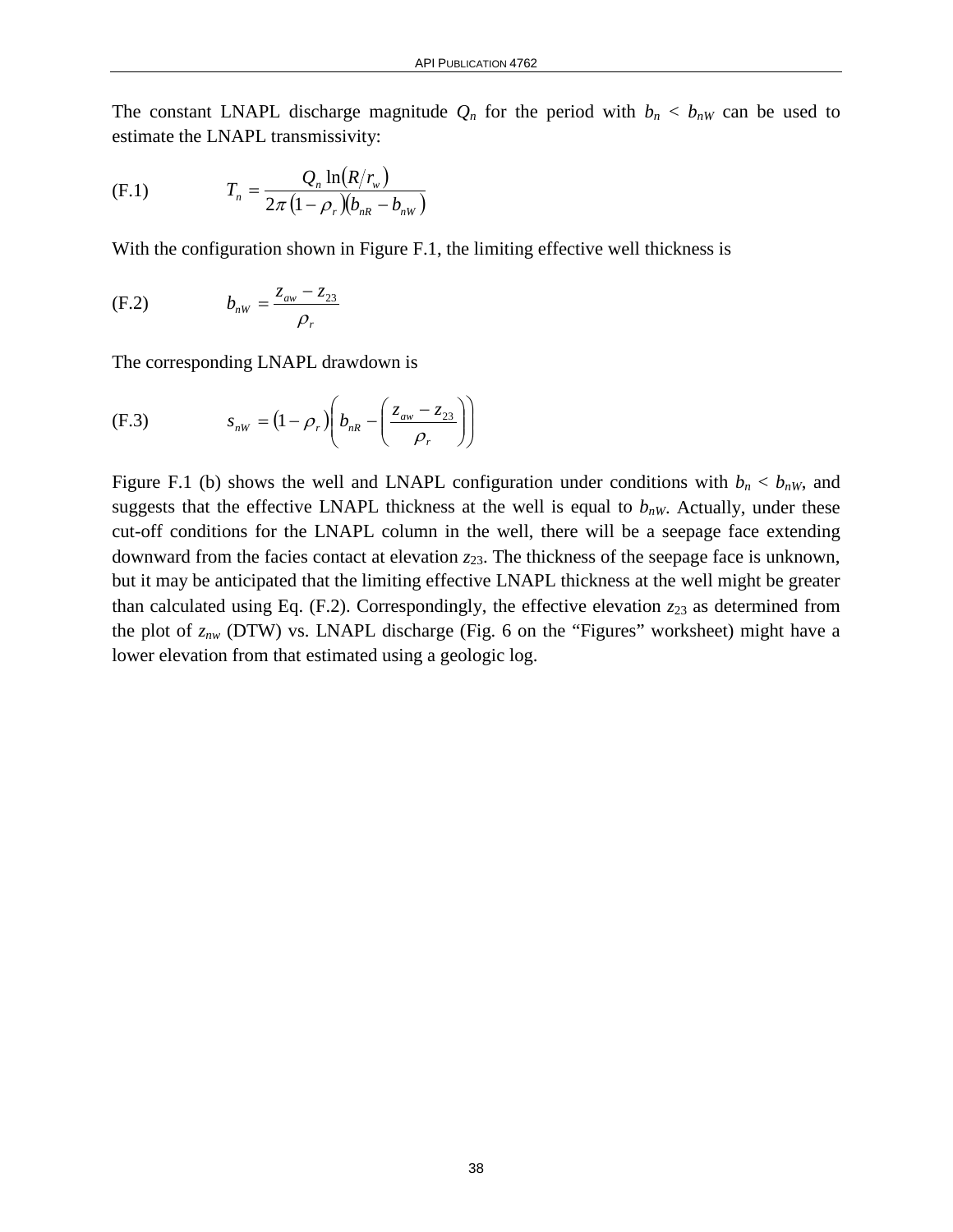The constant LNAPL discharge magnitude $Q_n$ for the period with $b_n < b_{nW}$ can be used to estimate the LNAPL transmissivity:

$$T_n = \frac{Q_n \ln\left(R/r_w\right)}{2\pi\left(1-\rho_r\right)\left(b_{nR} - b_{nW}\right)} \tag{F.1}$$

With the configuration shown in Figure F.1, the limiting effective well thickness is

$$b_{nW} = \frac{z_{aw} - z_{23}}{\rho_r} \tag{F.2}$$

The corresponding LNAPL drawdown is

$$s_{nW} = \left(1-\rho_r\right)\left(b_{nR} - \left(\frac{z_{aw} - z_{23}}{\rho_r}\right)\right) \tag{F.3}$$

Figure F.1 (b) shows the well and LNAPL configuration under conditions with $b_n < b_{nW}$, and suggests that the effective LNAPL thickness at the well is equal to $b_{nW}$. Actually, under these cut-off conditions for the LNAPL column in the well, there will be a seepage face extending downward from the facies contact at elevation $z_{23}$. The thickness of the seepage face is unknown, but it may be anticipated that the limiting effective LNAPL thickness at the well might be greater than calculated using Eq. (F.2). Correspondingly, the effective elevation $z_{23}$ as determined from the plot of $z_{nw}$ (DTW) vs. LNAPL discharge (Fig. 6 on the "Figures" worksheet) might have a lower elevation from that estimated using a geologic log.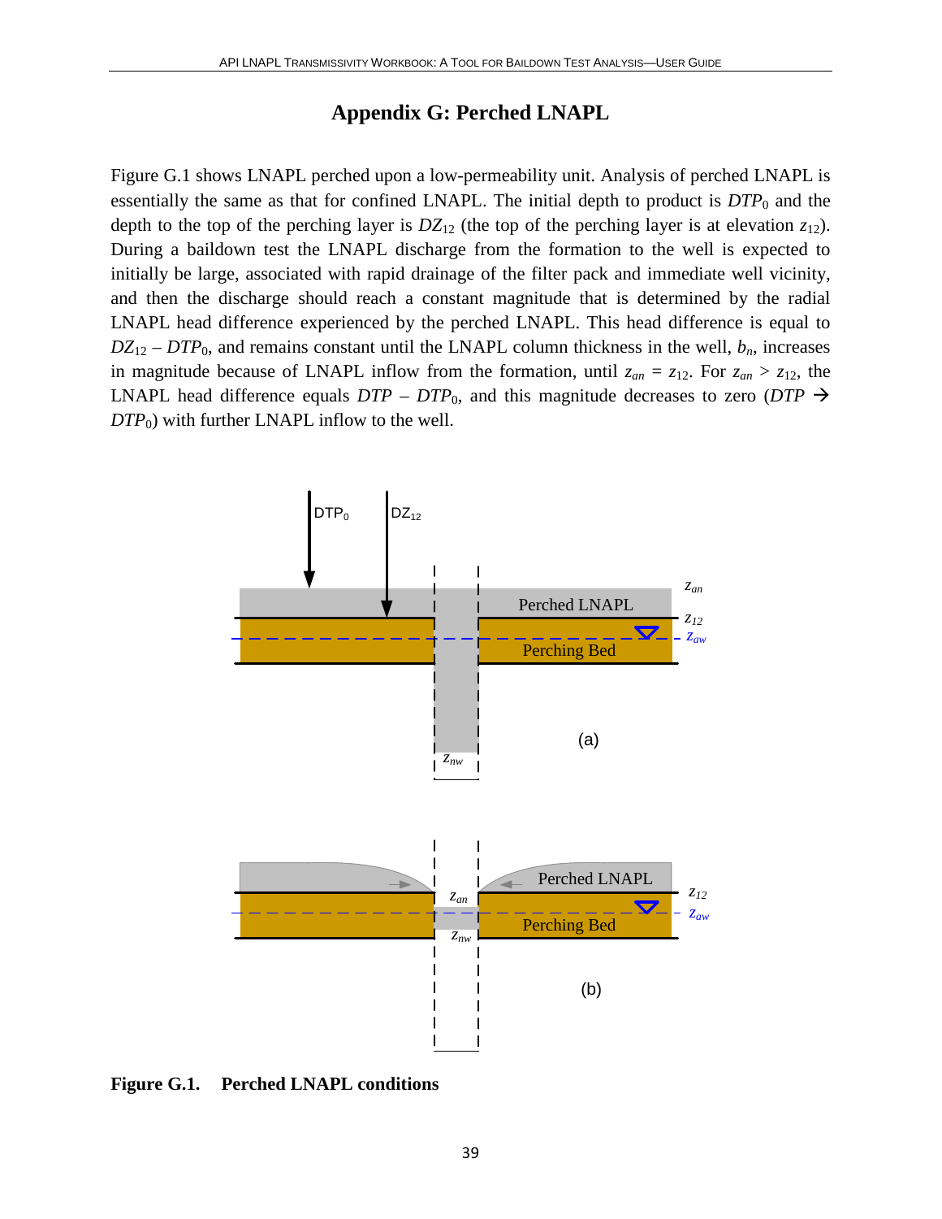# Appendix G: Perched LNAPL

Figure G.1 shows LNAPL perched upon a low-permeability unit. Analysis of perched LNAPL is essentially the same as that for confined LNAPL. The initial depth to product is $DTP_0$ and the depth to the top of the perching layer is $DZ_{12}$ (the top of the perching layer is at elevation $z_{12}$). During a baildown test the LNAPL discharge from the formation to the well is expected to initially be large, associated with rapid drainage of the filter pack and immediate well vicinity, and then the discharge should reach a constant magnitude that is determined by the radial LNAPL head difference experienced by the perched LNAPL. This head difference is equal to $DZ_{12} - DTP_0$, and remains constant until the LNAPL column thickness in the well, $b_n$, increases in magnitude because of LNAPL inflow from the formation, until $z_{an} = z_{12}$. For $z_{an} > z_{12}$, the LNAPL head difference equals $DTP - DTP_0$, and this magnitude decreases to zero ($DTP \rightarrow DTP_0$) with further LNAPL inflow to the well.

**Figure G.1. Perched LNAPL conditions**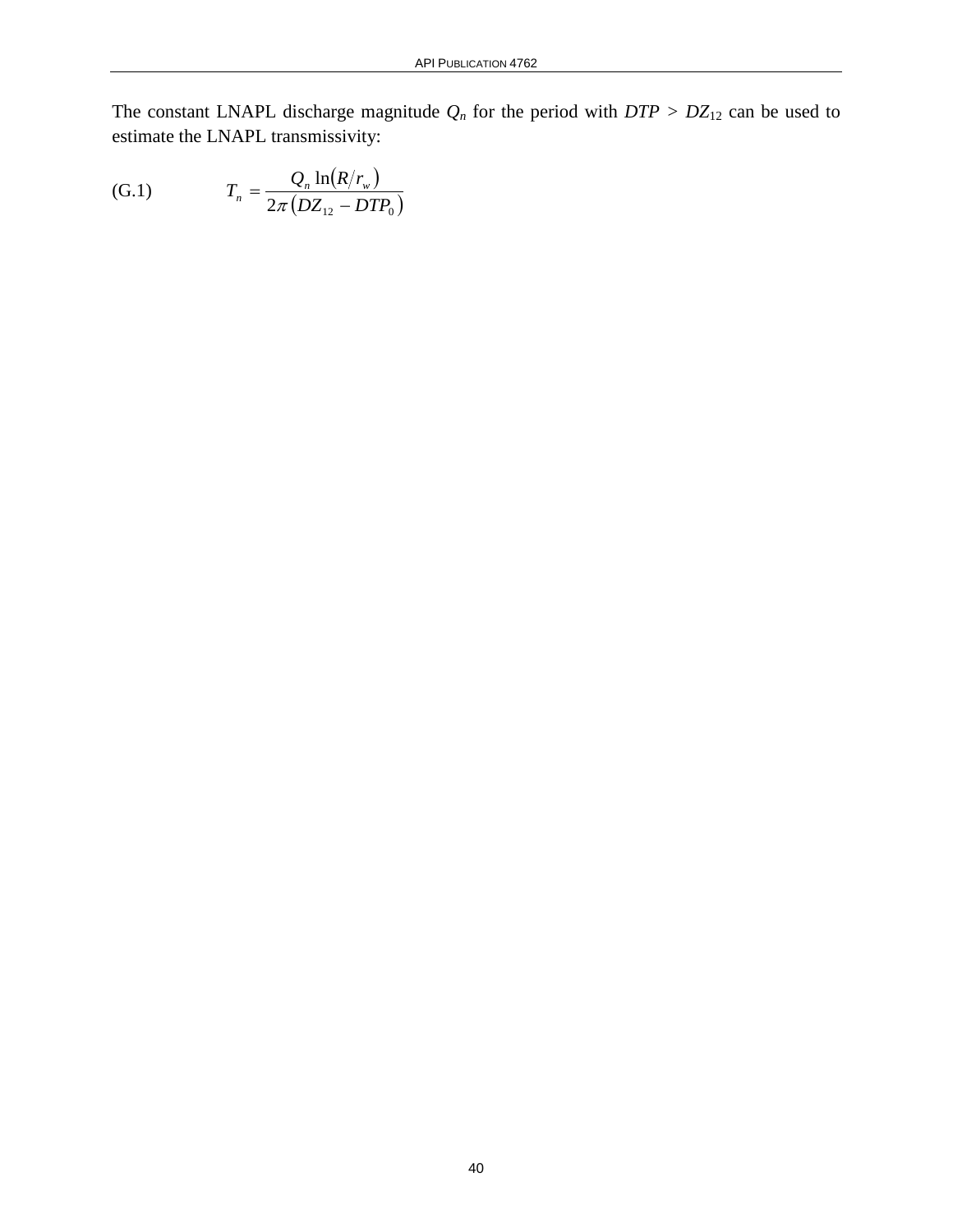The constant LNAPL discharge magnitude $Q_n$ for the period with $DTP > DZ_{12}$ can be used to estimate the LNAPL transmissivity:

(G.1)

$$T_n = \frac{Q_n \ln\left(R/r_w\right)}{2\pi\left(DZ_{12} - DTP_0\right)}$$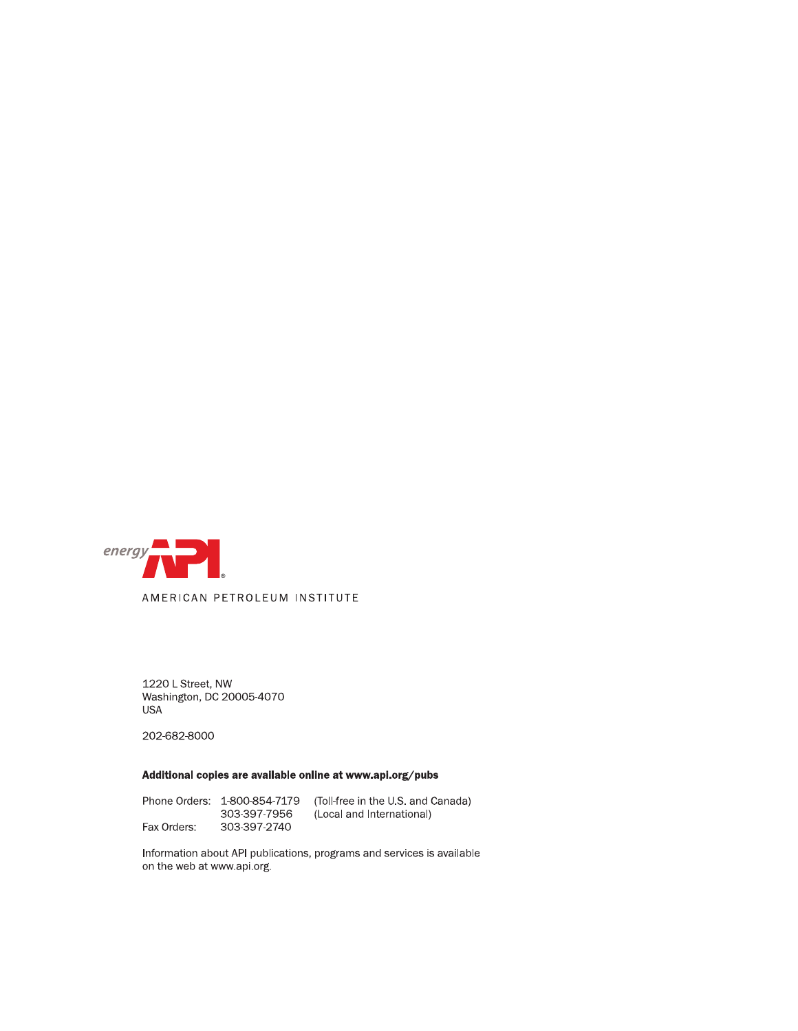energy API

AMERICAN PETROLEUM INSTITUTE

1220 L Street, NW
Washington, DC 20005-4070
USA

202-682-8000

**Additional copies are available online at www.api.org/pubs**

| | | |
|---|---|---|
| Phone Orders: | 1-800-854-7179 | (Toll-free in the U.S. and Canada) |
| | 303-397-7956 | (Local and International) |
| Fax Orders: | 303-397-2740 | |

Information about API publications, programs and services is available on the web at www.api.org.